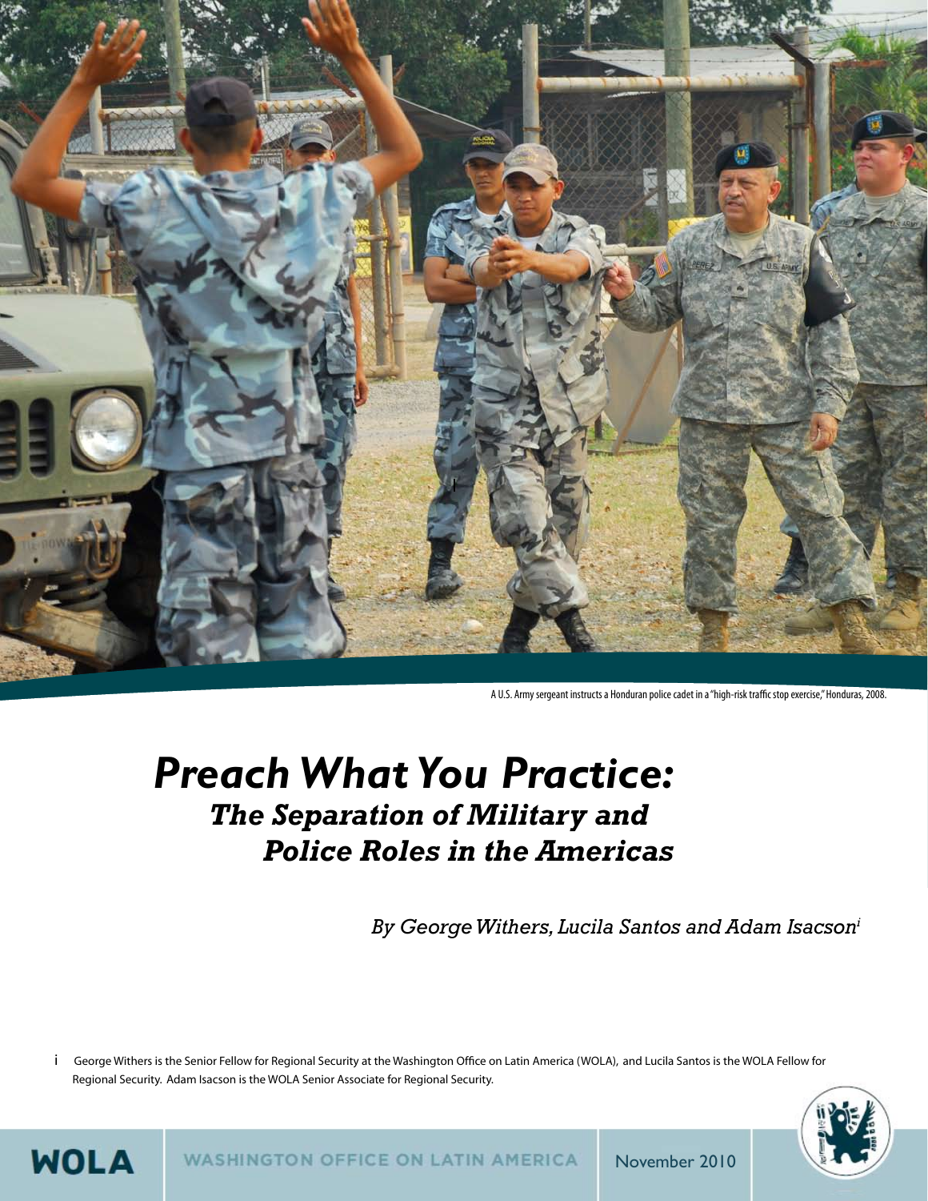A U.S. Army sergeant instructs a Honduran police cadet in a "high-risk traffic stop exercise," Honduras, 2008.

# *Preach What You Practice:*
## *The Separation of Military and Police Roles in the Americas*

*By George Withers, Lucila Santos and Adam Isacson*[i]

[i] George Withers is the Senior Fellow for Regional Security at the Washington Office on Latin America (WOLA), and Lucila Santos is the WOLA Fellow for Regional Security. Adam Isacson is the WOLA Senior Associate for Regional Security.

WOLA

WASHINGTON OFFICE ON LATIN AMERICA

November 2010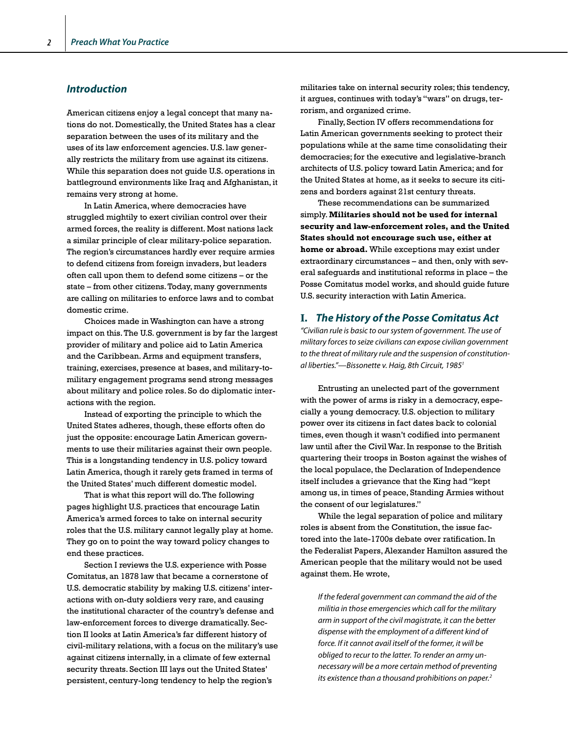## Introduction

American citizens enjoy a legal concept that many nations do not. Domestically, the United States has a clear separation between the uses of its military and the uses of its law enforcement agencies. U.S. law generally restricts the military from use against its citizens. While this separation does not guide U.S. operations in battleground environments like Iraq and Afghanistan, it remains very strong at home.

In Latin America, where democracies have struggled mightily to exert civilian control over their armed forces, the reality is different. Most nations lack a similar principle of clear military-police separation. The region's circumstances hardly ever require armies to defend citizens from foreign invaders, but leaders often call upon them to defend some citizens – or the state – from other citizens. Today, many governments are calling on militaries to enforce laws and to combat domestic crime.

Choices made in Washington can have a strong impact on this. The U.S. government is by far the largest provider of military and police aid to Latin America and the Caribbean. Arms and equipment transfers, training, exercises, presence at bases, and military-to-military engagement programs send strong messages about military and police roles. So do diplomatic interactions with the region.

Instead of exporting the principle to which the United States adheres, though, these efforts often do just the opposite: encourage Latin American governments to use their militaries against their own people. This is a longstanding tendency in U.S. policy toward Latin America, though it rarely gets framed in terms of the United States' much different domestic model.

That is what this report will do. The following pages highlight U.S. practices that encourage Latin America's armed forces to take on internal security roles that the U.S. military cannot legally play at home. They go on to point the way toward policy changes to end these practices.

Section I reviews the U.S. experience with Posse Comitatus, an 1878 law that became a cornerstone of U.S. democratic stability by making U.S. citizens' interactions with on-duty soldiers very rare, and causing the institutional character of the country's defense and law-enforcement forces to diverge dramatically. Section II looks at Latin America's far different history of civil-military relations, with a focus on the military's use against citizens internally, in a climate of few external security threats. Section III lays out the United States' persistent, century-long tendency to help the region's militaries take on internal security roles; this tendency, it argues, continues with today's "wars" on drugs, terrorism, and organized crime.

Finally, Section IV offers recommendations for Latin American governments seeking to protect their populations while at the same time consolidating their democracies; for the executive and legislative-branch architects of U.S. policy toward Latin America; and for the United States at home, as it seeks to secure its citizens and borders against 21st century threats.

These recommendations can be summarized simply. **Militaries should not be used for internal security and law-enforcement roles, and the United States should not encourage such use, either at home or abroad.** While exceptions may exist under extraordinary circumstances – and then, only with several safeguards and institutional reforms in place – the Posse Comitatus model works, and should guide future U.S. security interaction with Latin America.

## I. *The History of the Posse Comitatus Act*

*"Civilian rule is basic to our system of government. The use of military forces to seize civilians can expose civilian government to the threat of military rule and the suspension of constitutional liberties."—Bissonette v. Haig, 8th Circuit, 1985*[1]

Entrusting an unelected part of the government with the power of arms is risky in a democracy, especially a young democracy. U.S. objection to military power over its citizens in fact dates back to colonial times, even though it wasn't codified into permanent law until after the Civil War. In response to the British quartering their troops in Boston against the wishes of the local populace, the Declaration of Independence itself includes a grievance that the King had "kept among us, in times of peace, Standing Armies without the consent of our legislatures."

While the legal separation of police and military roles is absent from the Constitution, the issue factored into the late-1700s debate over ratification. In the Federalist Papers, Alexander Hamilton assured the American people that the military would not be used against them. He wrote,

> *If the federal government can command the aid of the militia in those emergencies which call for the military arm in support of the civil magistrate, it can the better dispense with the employment of a different kind of force. If it cannot avail itself of the former, it will be obliged to recur to the latter. To render an army unnecessary will be a more certain method of preventing its existence than a thousand prohibitions on paper.*[2]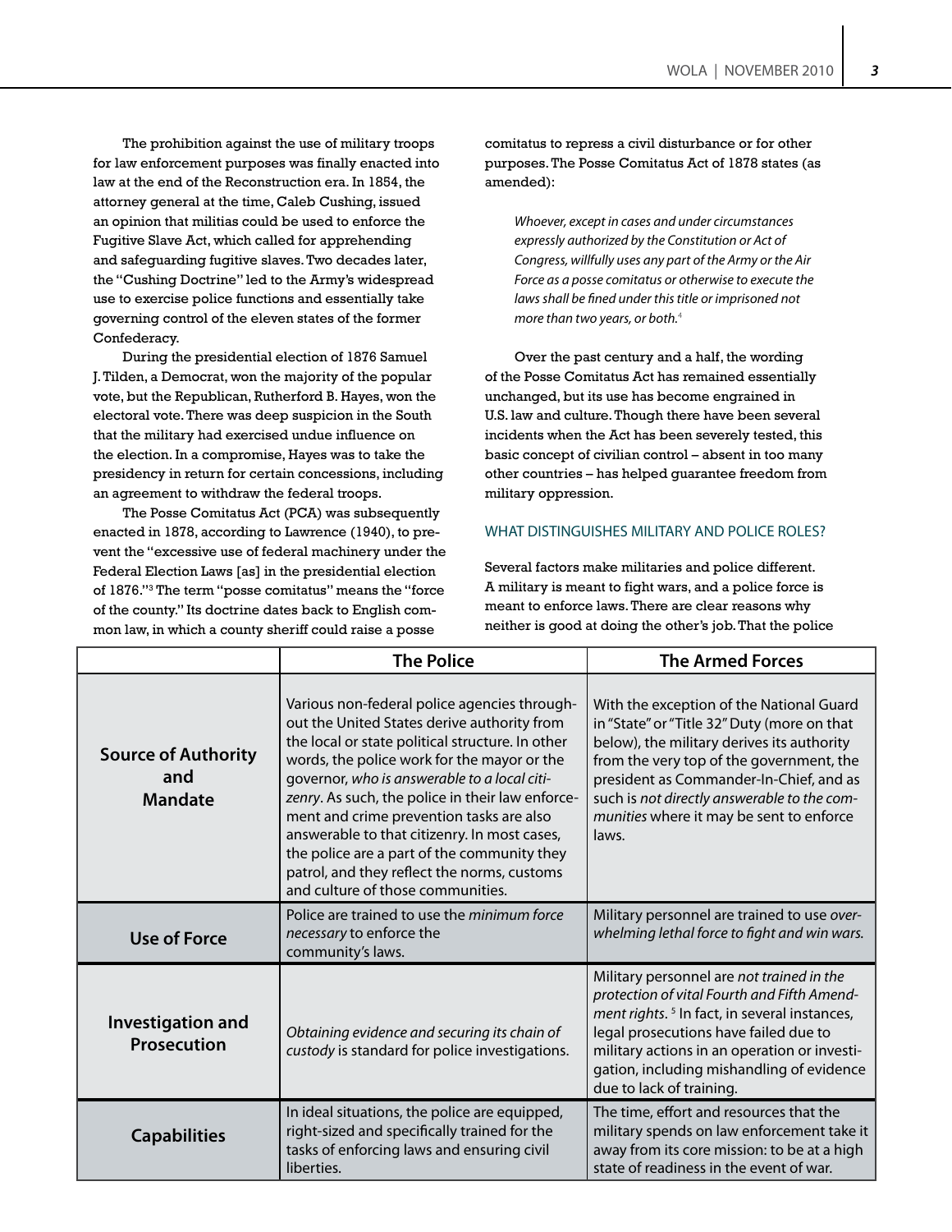The prohibition against the use of military troops for law enforcement purposes was finally enacted into law at the end of the Reconstruction era. In 1854, the attorney general at the time, Caleb Cushing, issued an opinion that militias could be used to enforce the Fugitive Slave Act, which called for apprehending and safeguarding fugitive slaves. Two decades later, the "Cushing Doctrine" led to the Army's widespread use to exercise police functions and essentially take governing control of the eleven states of the former Confederacy.

During the presidential election of 1876 Samuel J. Tilden, a Democrat, won the majority of the popular vote, but the Republican, Rutherford B. Hayes, won the electoral vote. There was deep suspicion in the South that the military had exercised undue influence on the election. In a compromise, Hayes was to take the presidency in return for certain concessions, including an agreement to withdraw the federal troops.

The Posse Comitatus Act (PCA) was subsequently enacted in 1878, according to Lawrence (1940), to prevent the "excessive use of federal machinery under the Federal Election Laws [as] in the presidential election of 1876."[3] The term "posse comitatus" means the "force of the county." Its doctrine dates back to English common law, in which a county sheriff could raise a posse comitatus to repress a civil disturbance or for other purposes. The Posse Comitatus Act of 1878 states (as amended):

> *Whoever, except in cases and under circumstances expressly authorized by the Constitution or Act of Congress, willfully uses any part of the Army or the Air Force as a posse comitatus or otherwise to execute the laws shall be fined under this title or imprisoned not more than two years, or both.*[4]

Over the past century and a half, the wording of the Posse Comitatus Act has remained essentially unchanged, but its use has become engrained in U.S. law and culture. Though there have been several incidents when the Act has been severely tested, this basic concept of civilian control – absent in too many other countries – has helped guarantee freedom from military oppression.

## WHAT DISTINGUISHES MILITARY AND POLICE ROLES?

Several factors make militaries and police different. A military is meant to fight wars, and a police force is meant to enforce laws. There are clear reasons why neither is good at doing the other's job. That the police

| | The Police | The Armed Forces |
|---|---|---|
| **Source of Authority and Mandate** | Various non-federal police agencies throughout the United States derive authority from the local or state political structure. In other words, the police work for the mayor or the governor, *who is answerable to a local citizenry*. As such, the police in their law enforcement and crime prevention tasks are also answerable to that citizenry. In most cases, the police are a part of the community they patrol, and they reflect the norms, customs and culture of those communities. | With the exception of the National Guard in "State" or "Title 32" Duty (more on that below), the military derives its authority from the very top of the government, the president as Commander-In-Chief, and as such is *not directly answerable to the communities* where it may be sent to enforce laws. |
| **Use of Force** | Police are trained to use the *minimum force necessary* to enforce the community's laws. | Military personnel are trained to use *overwhelming lethal force to fight and win wars.* |
| **Investigation and Prosecution** | *Obtaining evidence and securing its chain of custody* is standard for police investigations. | Military personnel are *not trained in the protection of vital Fourth and Fifth Amendment rights.*[5] In fact, in several instances, legal prosecutions have failed due to military actions in an operation or investigation, including mishandling of evidence due to lack of training. |
| **Capabilities** | In ideal situations, the police are equipped, right-sized and specifically trained for the tasks of enforcing laws and ensuring civil liberties. | The time, effort and resources that the military spends on law enforcement take it away from its core mission: to be at a high state of readiness in the event of war. |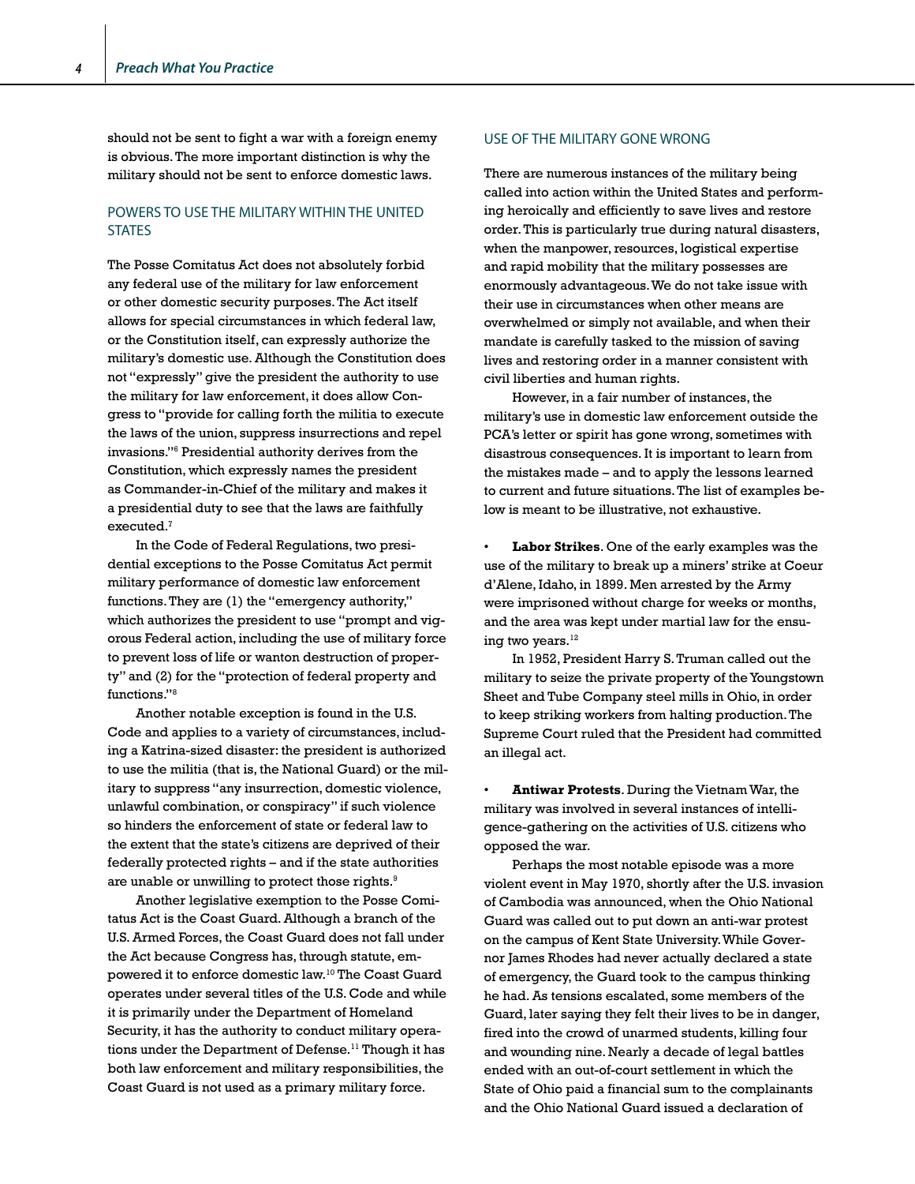should not be sent to fight a war with a foreign enemy is obvious. The more important distinction is why the military should not be sent to enforce domestic laws.

## POWERS TO USE THE MILITARY WITHIN THE UNITED STATES

The Posse Comitatus Act does not absolutely forbid any federal use of the military for law enforcement or other domestic security purposes. The Act itself allows for special circumstances in which federal law, or the Constitution itself, can expressly authorize the military's domestic use. Although the Constitution does not "expressly" give the president the authority to use the military for law enforcement, it does allow Congress to "provide for calling forth the militia to execute the laws of the union, suppress insurrections and repel invasions."[6] Presidential authority derives from the Constitution, which expressly names the president as Commander-in-Chief of the military and makes it a presidential duty to see that the laws are faithfully executed.[7]

In the Code of Federal Regulations, two presidential exceptions to the Posse Comitatus Act permit military performance of domestic law enforcement functions. They are (1) the "emergency authority," which authorizes the president to use "prompt and vigorous Federal action, including the use of military force to prevent loss of life or wanton destruction of property" and (2) for the "protection of federal property and functions."[8]

Another notable exception is found in the U.S. Code and applies to a variety of circumstances, including a Katrina-sized disaster: the president is authorized to use the militia (that is, the National Guard) or the military to suppress "any insurrection, domestic violence, unlawful combination, or conspiracy" if such violence so hinders the enforcement of state or federal law to the extent that the state's citizens are deprived of their federally protected rights – and if the state authorities are unable or unwilling to protect those rights.[9]

Another legislative exemption to the Posse Comitatus Act is the Coast Guard. Although a branch of the U.S. Armed Forces, the Coast Guard does not fall under the Act because Congress has, through statute, empowered it to enforce domestic law.[10] The Coast Guard operates under several titles of the U.S. Code and while it is primarily under the Department of Homeland Security, it has the authority to conduct military operations under the Department of Defense.[11] Though it has both law enforcement and military responsibilities, the Coast Guard is not used as a primary military force.

## USE OF THE MILITARY GONE WRONG

There are numerous instances of the military being called into action within the United States and performing heroically and efficiently to save lives and restore order. This is particularly true during natural disasters, when the manpower, resources, logistical expertise and rapid mobility that the military possesses are enormously advantageous. We do not take issue with their use in circumstances when other means are overwhelmed or simply not available, and when their mandate is carefully tasked to the mission of saving lives and restoring order in a manner consistent with civil liberties and human rights.

However, in a fair number of instances, the military's use in domestic law enforcement outside the PCA's letter or spirit has gone wrong, sometimes with disastrous consequences. It is important to learn from the mistakes made – and to apply the lessons learned to current and future situations. The list of examples below is meant to be illustrative, not exhaustive.

- **Labor Strikes**. One of the early examples was the use of the military to break up a miners' strike at Coeur d'Alene, Idaho, in 1899. Men arrested by the Army were imprisoned without charge for weeks or months, and the area was kept under martial law for the ensuing two years.[12]

  In 1952, President Harry S. Truman called out the military to seize the private property of the Youngstown Sheet and Tube Company steel mills in Ohio, in order to keep striking workers from halting production. The Supreme Court ruled that the President had committed an illegal act.

- **Antiwar Protests**. During the Vietnam War, the military was involved in several instances of intelligence-gathering on the activities of U.S. citizens who opposed the war.

  Perhaps the most notable episode was a more violent event in May 1970, shortly after the U.S. invasion of Cambodia was announced, when the Ohio National Guard was called out to put down an anti-war protest on the campus of Kent State University. While Governor James Rhodes had never actually declared a state of emergency, the Guard took to the campus thinking he had. As tensions escalated, some members of the Guard, later saying they felt their lives to be in danger, fired into the crowd of unarmed students, killing four and wounding nine. Nearly a decade of legal battles ended with an out-of-court settlement in which the State of Ohio paid a financial sum to the complainants and the Ohio National Guard issued a declaration of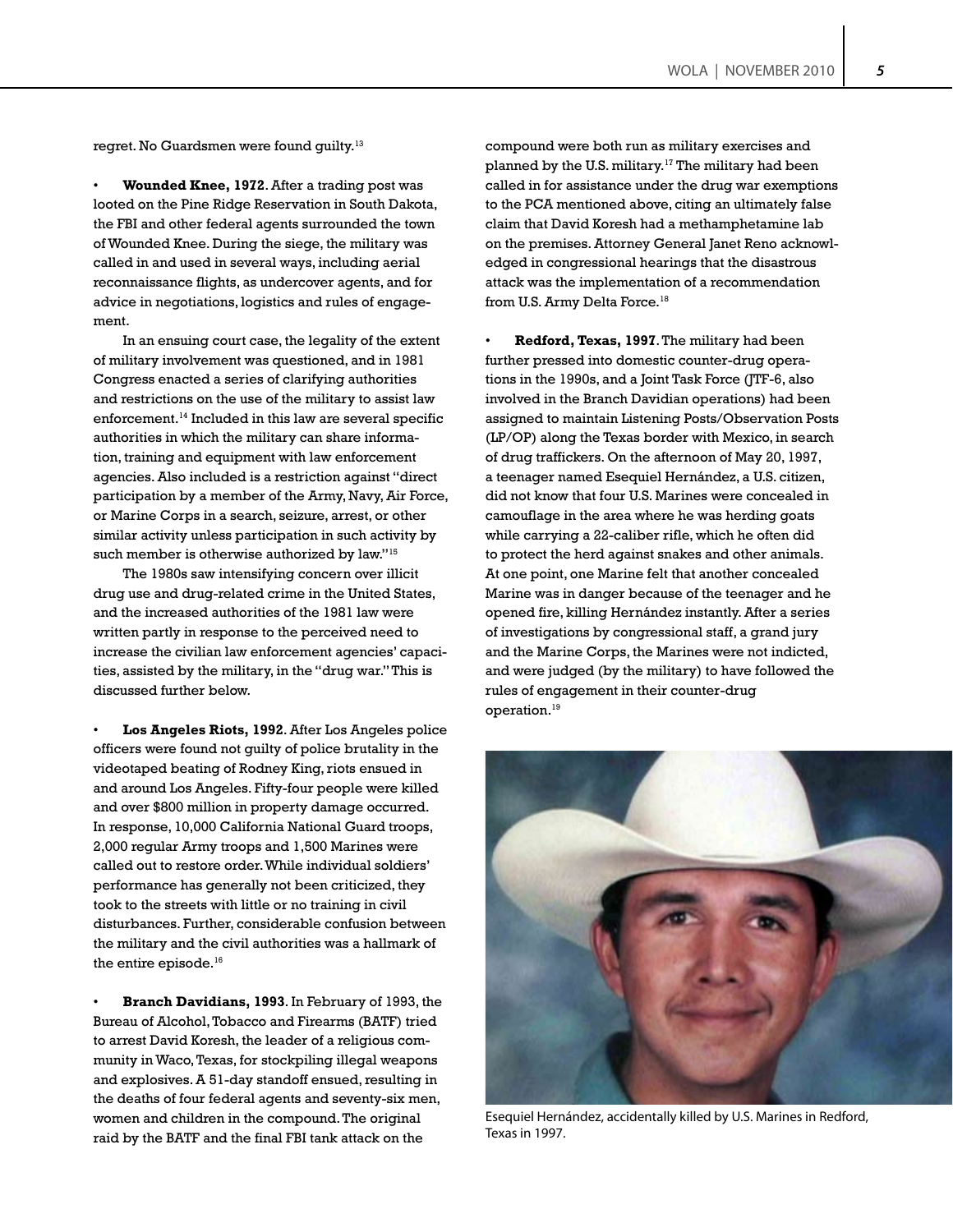regret. No Guardsmen were found guilty.[13]

- **Wounded Knee, 1972**. After a trading post was looted on the Pine Ridge Reservation in South Dakota, the FBI and other federal agents surrounded the town of Wounded Knee. During the siege, the military was called in and used in several ways, including aerial reconnaissance flights, as undercover agents, and for advice in negotiations, logistics and rules of engagement.

In an ensuing court case, the legality of the extent of military involvement was questioned, and in 1981 Congress enacted a series of clarifying authorities and restrictions on the use of the military to assist law enforcement.[14] Included in this law are several specific authorities in which the military can share information, training and equipment with law enforcement agencies. Also included is a restriction against "direct participation by a member of the Army, Navy, Air Force, or Marine Corps in a search, seizure, arrest, or other similar activity unless participation in such activity by such member is otherwise authorized by law."[15]

The 1980s saw intensifying concern over illicit drug use and drug-related crime in the United States, and the increased authorities of the 1981 law were written partly in response to the perceived need to increase the civilian law enforcement agencies' capacities, assisted by the military, in the "drug war." This is discussed further below.

- **Los Angeles Riots, 1992**. After Los Angeles police officers were found not guilty of police brutality in the videotaped beating of Rodney King, riots ensued in and around Los Angeles. Fifty-four people were killed and over $800 million in property damage occurred. In response, 10,000 California National Guard troops, 2,000 regular Army troops and 1,500 Marines were called out to restore order. While individual soldiers' performance has generally not been criticized, they took to the streets with little or no training in civil disturbances. Further, considerable confusion between the military and the civil authorities was a hallmark of the entire episode.[16]

- **Branch Davidians, 1993**. In February of 1993, the Bureau of Alcohol, Tobacco and Firearms (BATF) tried to arrest David Koresh, the leader of a religious community in Waco, Texas, for stockpiling illegal weapons and explosives. A 51-day standoff ensued, resulting in the deaths of four federal agents and seventy-six men, women and children in the compound. The original raid by the BATF and the final FBI tank attack on the compound were both run as military exercises and planned by the U.S. military.[17] The military had been called in for assistance under the drug war exemptions to the PCA mentioned above, citing an ultimately false claim that David Koresh had a methamphetamine lab on the premises. Attorney General Janet Reno acknowledged in congressional hearings that the disastrous attack was the implementation of a recommendation from U.S. Army Delta Force.[18]

- **Redford, Texas, 1997**. The military had been further pressed into domestic counter-drug operations in the 1990s, and a Joint Task Force (JTF-6, also involved in the Branch Davidian operations) had been assigned to maintain Listening Posts/Observation Posts (LP/OP) along the Texas border with Mexico, in search of drug traffickers. On the afternoon of May 20, 1997, a teenager named Esequiel Hernández, a U.S. citizen, did not know that four U.S. Marines were concealed in camouflage in the area where he was herding goats while carrying a 22-caliber rifle, which he often did to protect the herd against snakes and other animals. At one point, one Marine felt that another concealed Marine was in danger because of the teenager and he opened fire, killing Hernández instantly. After a series of investigations by congressional staff, a grand jury and the Marine Corps, the Marines were not indicted, and were judged (by the military) to have followed the rules of engagement in their counter-drug operation.[19]

Esequiel Hernández, accidentally killed by U.S. Marines in Redford, Texas in 1997.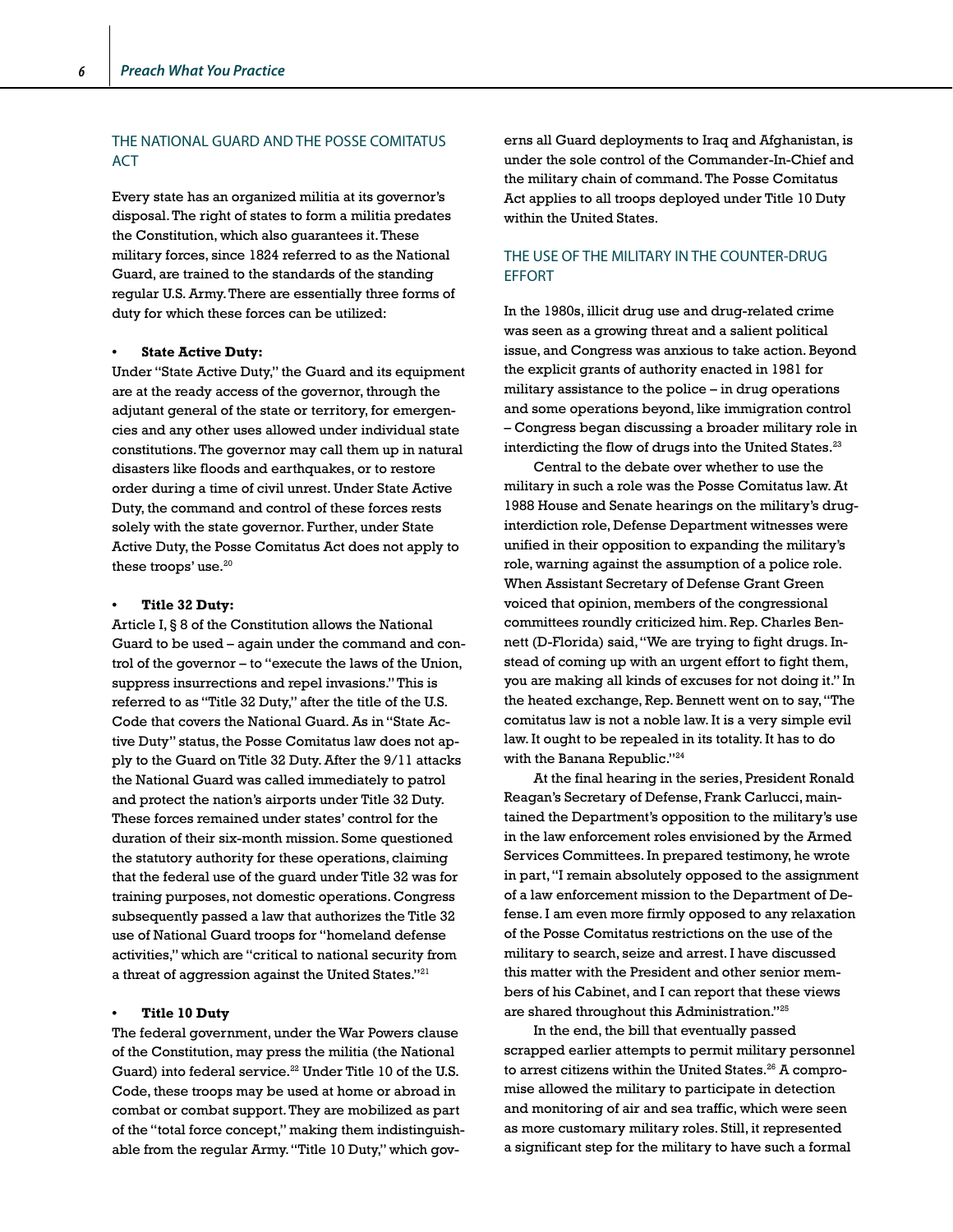## THE NATIONAL GUARD AND THE POSSE COMITATUS ACT

Every state has an organized militia at its governor's disposal. The right of states to form a militia predates the Constitution, which also guarantees it. These military forces, since 1824 referred to as the National Guard, are trained to the standards of the standing regular U.S. Army. There are essentially three forms of duty for which these forces can be utilized:

- **State Active Duty:**

Under "State Active Duty," the Guard and its equipment are at the ready access of the governor, through the adjutant general of the state or territory, for emergencies and any other uses allowed under individual state constitutions. The governor may call them up in natural disasters like floods and earthquakes, or to restore order during a time of civil unrest. Under State Active Duty, the command and control of these forces rests solely with the state governor. Further, under State Active Duty, the Posse Comitatus Act does not apply to these troops' use.[20]

- **Title 32 Duty:**

Article I, § 8 of the Constitution allows the National Guard to be used – again under the command and control of the governor – to "execute the laws of the Union, suppress insurrections and repel invasions." This is referred to as "Title 32 Duty," after the title of the U.S. Code that covers the National Guard. As in "State Active Duty" status, the Posse Comitatus law does not apply to the Guard on Title 32 Duty. After the 9/11 attacks the National Guard was called immediately to patrol and protect the nation's airports under Title 32 Duty. These forces remained under states' control for the duration of their six-month mission. Some questioned the statutory authority for these operations, claiming that the federal use of the guard under Title 32 was for training purposes, not domestic operations. Congress subsequently passed a law that authorizes the Title 32 use of National Guard troops for "homeland defense activities," which are "critical to national security from a threat of aggression against the United States."[21]

- **Title 10 Duty**

The federal government, under the War Powers clause of the Constitution, may press the militia (the National Guard) into federal service.[22] Under Title 10 of the U.S. Code, these troops may be used at home or abroad in combat or combat support. They are mobilized as part of the "total force concept," making them indistinguishable from the regular Army. "Title 10 Duty," which governs all Guard deployments to Iraq and Afghanistan, is under the sole control of the Commander-In-Chief and the military chain of command. The Posse Comitatus Act applies to all troops deployed under Title 10 Duty within the United States.

## THE USE OF THE MILITARY IN THE COUNTER-DRUG EFFORT

In the 1980s, illicit drug use and drug-related crime was seen as a growing threat and a salient political issue, and Congress was anxious to take action. Beyond the explicit grants of authority enacted in 1981 for military assistance to the police – in drug operations and some operations beyond, like immigration control – Congress began discussing a broader military role in interdicting the flow of drugs into the United States.[23]

Central to the debate over whether to use the military in such a role was the Posse Comitatus law. At 1988 House and Senate hearings on the military's drug-interdiction role, Defense Department witnesses were unified in their opposition to expanding the military's role, warning against the assumption of a police role. When Assistant Secretary of Defense Grant Green voiced that opinion, members of the congressional committees roundly criticized him. Rep. Charles Bennett (D-Florida) said, "We are trying to fight drugs. Instead of coming up with an urgent effort to fight them, you are making all kinds of excuses for not doing it." In the heated exchange, Rep. Bennett went on to say, "The comitatus law is not a noble law. It is a very simple evil law. It ought to be repealed in its totality. It has to do with the Banana Republic."[24]

At the final hearing in the series, President Ronald Reagan's Secretary of Defense, Frank Carlucci, maintained the Department's opposition to the military's use in the law enforcement roles envisioned by the Armed Services Committees. In prepared testimony, he wrote in part, "I remain absolutely opposed to the assignment of a law enforcement mission to the Department of Defense. I am even more firmly opposed to any relaxation of the Posse Comitatus restrictions on the use of the military to search, seize and arrest. I have discussed this matter with the President and other senior members of his Cabinet, and I can report that these views are shared throughout this Administration."[25]

In the end, the bill that eventually passed scrapped earlier attempts to permit military personnel to arrest citizens within the United States.[26] A compromise allowed the military to participate in detection and monitoring of air and sea traffic, which were seen as more customary military roles. Still, it represented a significant step for the military to have such a formal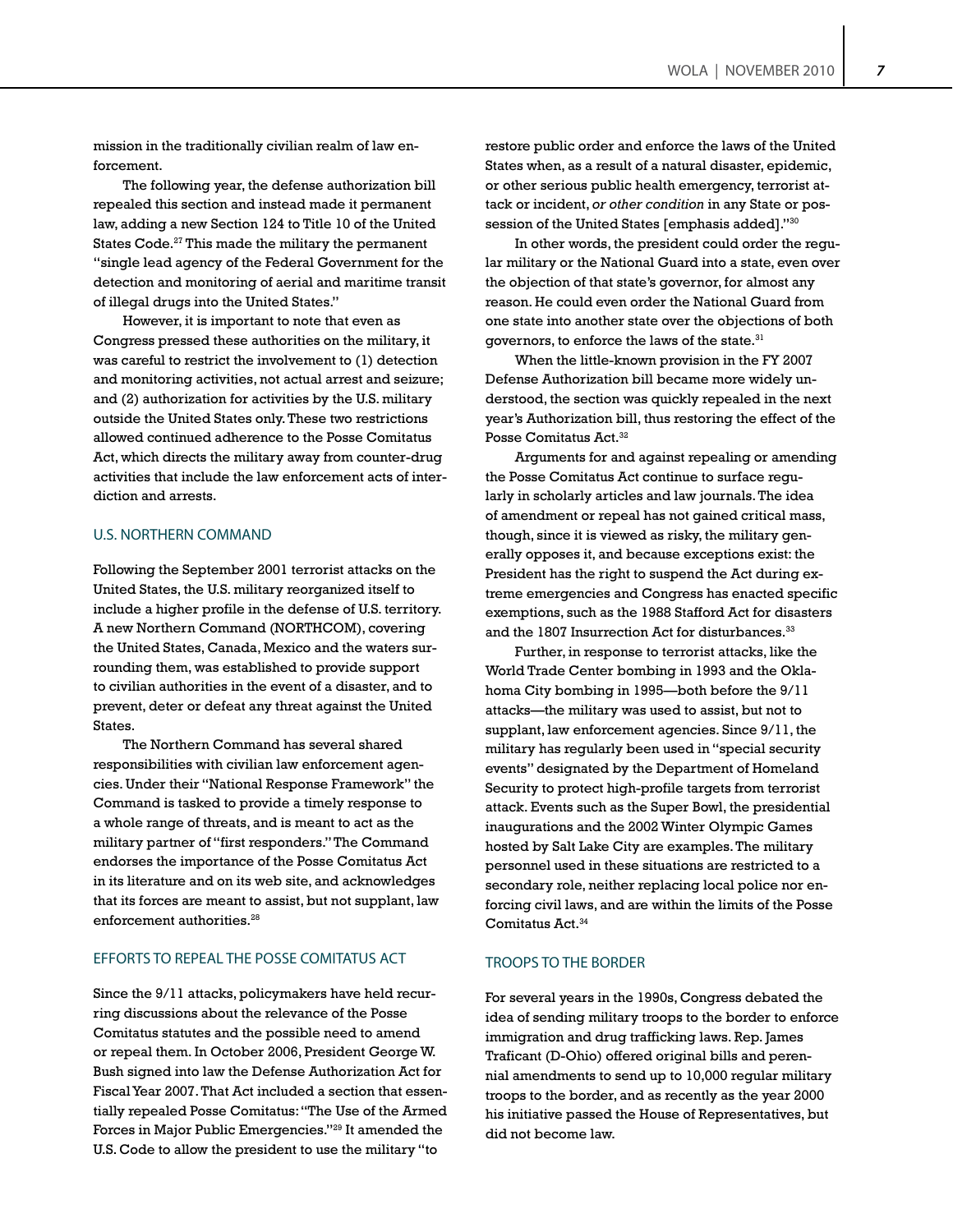mission in the traditionally civilian realm of law enforcement.

The following year, the defense authorization bill repealed this section and instead made it permanent law, adding a new Section 124 to Title 10 of the United States Code.[27] This made the military the permanent "single lead agency of the Federal Government for the detection and monitoring of aerial and maritime transit of illegal drugs into the United States."

However, it is important to note that even as Congress pressed these authorities on the military, it was careful to restrict the involvement to (1) detection and monitoring activities, not actual arrest and seizure; and (2) authorization for activities by the U.S. military outside the United States only. These two restrictions allowed continued adherence to the Posse Comitatus Act, which directs the military away from counter-drug activities that include the law enforcement acts of interdiction and arrests.

## U.S. Northern Command

Following the September 2001 terrorist attacks on the United States, the U.S. military reorganized itself to include a higher profile in the defense of U.S. territory. A new Northern Command (NORTHCOM), covering the United States, Canada, Mexico and the waters surrounding them, was established to provide support to civilian authorities in the event of a disaster, and to prevent, deter or defeat any threat against the United States.

The Northern Command has several shared responsibilities with civilian law enforcement agencies. Under their "National Response Framework" the Command is tasked to provide a timely response to a whole range of threats, and is meant to act as the military partner of "first responders." The Command endorses the importance of the Posse Comitatus Act in its literature and on its web site, and acknowledges that its forces are meant to assist, but not supplant, law enforcement authorities.[28]

## Efforts to Repeal the Posse Comitatus Act

Since the 9/11 attacks, policymakers have held recurring discussions about the relevance of the Posse Comitatus statutes and the possible need to amend or repeal them. In October 2006, President George W. Bush signed into law the Defense Authorization Act for Fiscal Year 2007. That Act included a section that essentially repealed Posse Comitatus: "The Use of the Armed Forces in Major Public Emergencies."[29] It amended the U.S. Code to allow the president to use the military "to restore public order and enforce the laws of the United States when, as a result of a natural disaster, epidemic, or other serious public health emergency, terrorist attack or incident, *or other condition* in any State or possession of the United States [emphasis added]."[30]

In other words, the president could order the regular military or the National Guard into a state, even over the objection of that state's governor, for almost any reason. He could even order the National Guard from one state into another state over the objections of both governors, to enforce the laws of the state.[31]

When the little-known provision in the FY 2007 Defense Authorization bill became more widely understood, the section was quickly repealed in the next year's Authorization bill, thus restoring the effect of the Posse Comitatus Act.[32]

Arguments for and against repealing or amending the Posse Comitatus Act continue to surface regularly in scholarly articles and law journals. The idea of amendment or repeal has not gained critical mass, though, since it is viewed as risky, the military generally opposes it, and because exceptions exist: the President has the right to suspend the Act during extreme emergencies and Congress has enacted specific exemptions, such as the 1988 Stafford Act for disasters and the 1807 Insurrection Act for disturbances.[33]

Further, in response to terrorist attacks, like the World Trade Center bombing in 1993 and the Oklahoma City bombing in 1995—both before the 9/11 attacks—the military was used to assist, but not to supplant, law enforcement agencies. Since 9/11, the military has regularly been used in "special security events" designated by the Department of Homeland Security to protect high-profile targets from terrorist attack. Events such as the Super Bowl, the presidential inaugurations and the 2002 Winter Olympic Games hosted by Salt Lake City are examples. The military personnel used in these situations are restricted to a secondary role, neither replacing local police nor enforcing civil laws, and are within the limits of the Posse Comitatus Act.[34]

## Troops to the Border

For several years in the 1990s, Congress debated the idea of sending military troops to the border to enforce immigration and drug trafficking laws. Rep. James Traficant (D-Ohio) offered original bills and perennial amendments to send up to 10,000 regular military troops to the border, and as recently as the year 2000 his initiative passed the House of Representatives, but did not become law.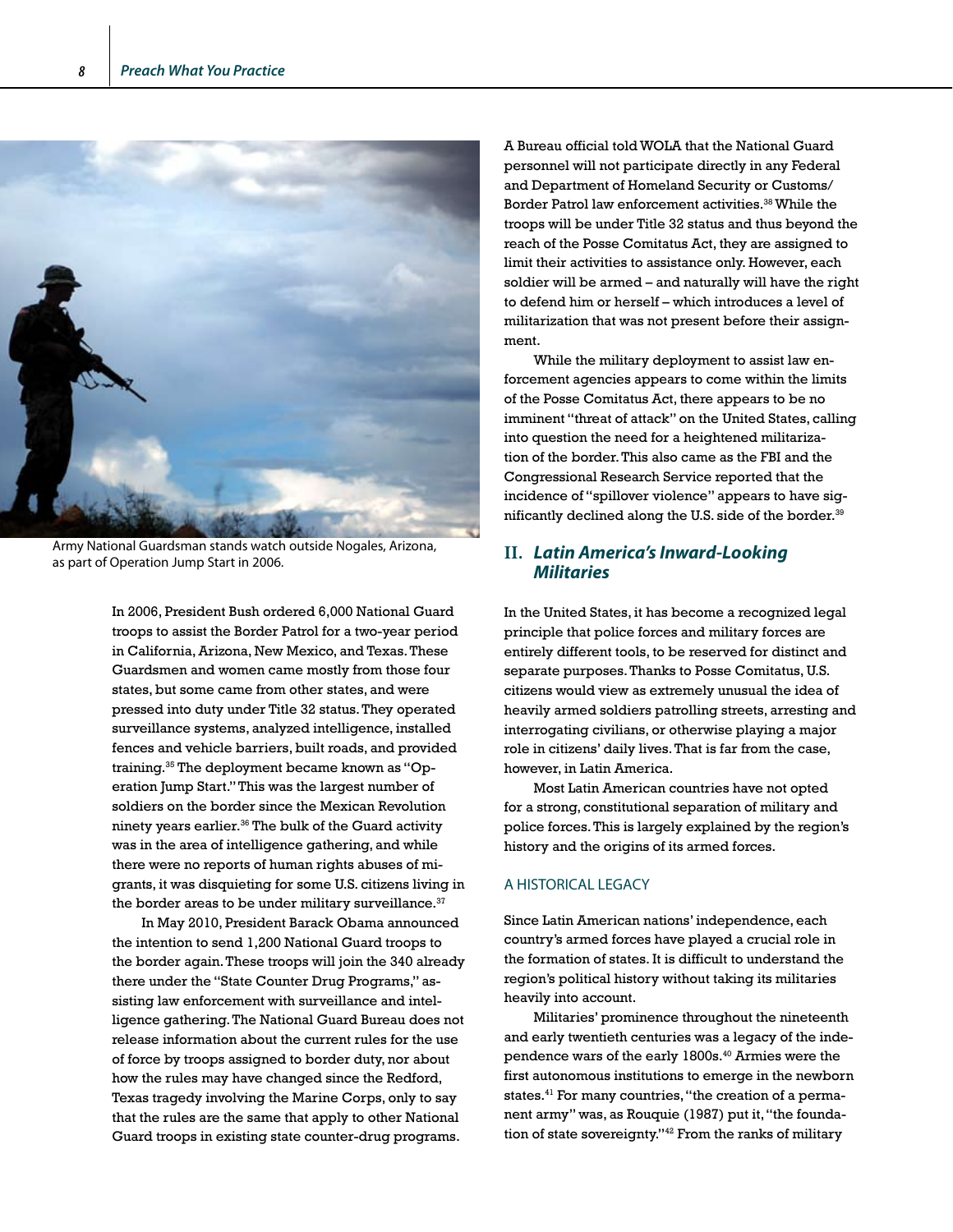Army National Guardsman stands watch outside Nogales, Arizona, as part of Operation Jump Start in 2006.

In 2006, President Bush ordered 6,000 National Guard troops to assist the Border Patrol for a two-year period in California, Arizona, New Mexico, and Texas. These Guardsmen and women came mostly from those four states, but some came from other states, and were pressed into duty under Title 32 status. They operated surveillance systems, analyzed intelligence, installed fences and vehicle barriers, built roads, and provided training.[35] The deployment became known as "Operation Jump Start." This was the largest number of soldiers on the border since the Mexican Revolution ninety years earlier.[36] The bulk of the Guard activity was in the area of intelligence gathering, and while there were no reports of human rights abuses of migrants, it was disquieting for some U.S. citizens living in the border areas to be under military surveillance.[37]

In May 2010, President Barack Obama announced the intention to send 1,200 National Guard troops to the border again. These troops will join the 340 already there under the "State Counter Drug Programs," assisting law enforcement with surveillance and intelligence gathering. The National Guard Bureau does not release information about the current rules for the use of force by troops assigned to border duty, nor about how the rules may have changed since the Redford, Texas tragedy involving the Marine Corps, only to say that the rules are the same that apply to other National Guard troops in existing state counter-drug programs. A Bureau official told WOLA that the National Guard personnel will not participate directly in any Federal and Department of Homeland Security or Customs/Border Patrol law enforcement activities.[38] While the troops will be under Title 32 status and thus beyond the reach of the Posse Comitatus Act, they are assigned to limit their activities to assistance only. However, each soldier will be armed – and naturally will have the right to defend him or herself – which introduces a level of militarization that was not present before their assignment.

While the military deployment to assist law enforcement agencies appears to come within the limits of the Posse Comitatus Act, there appears to be no imminent "threat of attack" on the United States, calling into question the need for a heightened militarization of the border. This also came as the FBI and the Congressional Research Service reported that the incidence of "spillover violence" appears to have significantly declined along the U.S. side of the border.[39]

## II. *Latin America's Inward-Looking Militaries*

In the United States, it has become a recognized legal principle that police forces and military forces are entirely different tools, to be reserved for distinct and separate purposes. Thanks to Posse Comitatus, U.S. citizens would view as extremely unusual the idea of heavily armed soldiers patrolling streets, arresting and interrogating civilians, or otherwise playing a major role in citizens' daily lives. That is far from the case, however, in Latin America.

Most Latin American countries have not opted for a strong, constitutional separation of military and police forces. This is largely explained by the region's history and the origins of its armed forces.

### A HISTORICAL LEGACY

Since Latin American nations' independence, each country's armed forces have played a crucial role in the formation of states. It is difficult to understand the region's political history without taking its militaries heavily into account.

Militaries' prominence throughout the nineteenth and early twentieth centuries was a legacy of the independence wars of the early 1800s.[40] Armies were the first autonomous institutions to emerge in the newborn states.[41] For many countries, "the creation of a permanent army" was, as Rouquie (1987) put it, "the foundation of state sovereignty."[42] From the ranks of military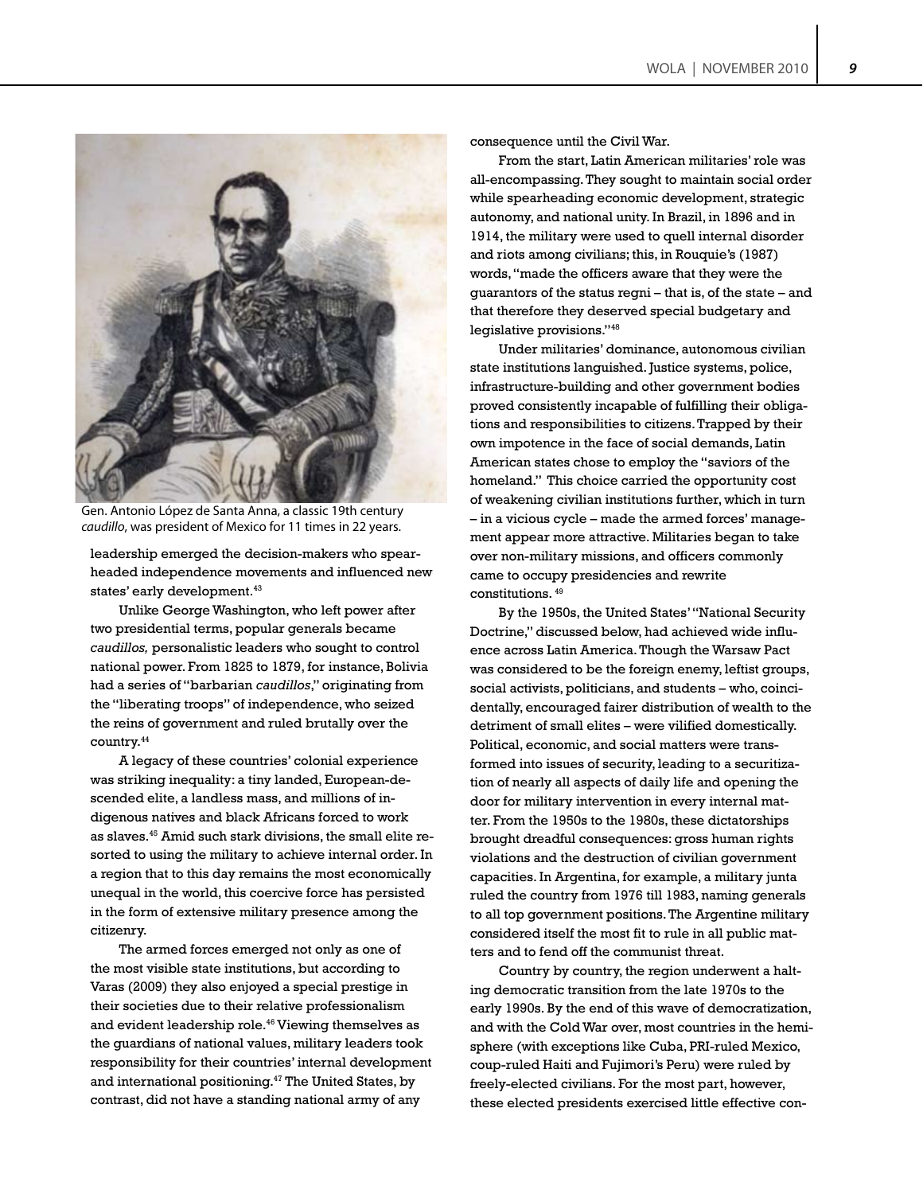Gen. Antonio López de Santa Anna, a classic 19th century *caudillo,* was president of Mexico for 11 times in 22 years.

leadership emerged the decision-makers who spearheaded independence movements and influenced new states' early development.[43]

Unlike George Washington, who left power after two presidential terms, popular generals became *caudillos,* personalistic leaders who sought to control national power. From 1825 to 1879, for instance, Bolivia had a series of "barbarian *caudillos*," originating from the "liberating troops" of independence, who seized the reins of government and ruled brutally over the country.[44]

A legacy of these countries' colonial experience was striking inequality: a tiny landed, European-descended elite, a landless mass, and millions of indigenous natives and black Africans forced to work as slaves.[45] Amid such stark divisions, the small elite resorted to using the military to achieve internal order. In a region that to this day remains the most economically unequal in the world, this coercive force has persisted in the form of extensive military presence among the citizenry.

The armed forces emerged not only as one of the most visible state institutions, but according to Varas (2009) they also enjoyed a special prestige in their societies due to their relative professionalism and evident leadership role.[46] Viewing themselves as the guardians of national values, military leaders took responsibility for their countries' internal development and international positioning.[47] The United States, by contrast, did not have a standing national army of any consequence until the Civil War.

From the start, Latin American militaries' role was all-encompassing. They sought to maintain social order while spearheading economic development, strategic autonomy, and national unity. In Brazil, in 1896 and in 1914, the military were used to quell internal disorder and riots among civilians; this, in Rouquie's (1987) words, "made the officers aware that they were the guarantors of the status regni – that is, of the state – and that therefore they deserved special budgetary and legislative provisions."[48]

Under militaries' dominance, autonomous civilian state institutions languished. Justice systems, police, infrastructure-building and other government bodies proved consistently incapable of fulfilling their obligations and responsibilities to citizens. Trapped by their own impotence in the face of social demands, Latin American states chose to employ the "saviors of the homeland." This choice carried the opportunity cost of weakening civilian institutions further, which in turn – in a vicious cycle – made the armed forces' management appear more attractive. Militaries began to take over non-military missions, and officers commonly came to occupy presidencies and rewrite constitutions.[49]

By the 1950s, the United States' "National Security Doctrine," discussed below, had achieved wide influence across Latin America. Though the Warsaw Pact was considered to be the foreign enemy, leftist groups, social activists, politicians, and students – who, coincidentally, encouraged fairer distribution of wealth to the detriment of small elites – were vilified domestically. Political, economic, and social matters were transformed into issues of security, leading to a securitization of nearly all aspects of daily life and opening the door for military intervention in every internal matter. From the 1950s to the 1980s, these dictatorships brought dreadful consequences: gross human rights violations and the destruction of civilian government capacities. In Argentina, for example, a military junta ruled the country from 1976 till 1983, naming generals to all top government positions. The Argentine military considered itself the most fit to rule in all public matters and to fend off the communist threat.

Country by country, the region underwent a halting democratic transition from the late 1970s to the early 1990s. By the end of this wave of democratization, and with the Cold War over, most countries in the hemisphere (with exceptions like Cuba, PRI-ruled Mexico, coup-ruled Haiti and Fujimori's Peru) were ruled by freely-elected civilians. For the most part, however, these elected presidents exercised little effective con-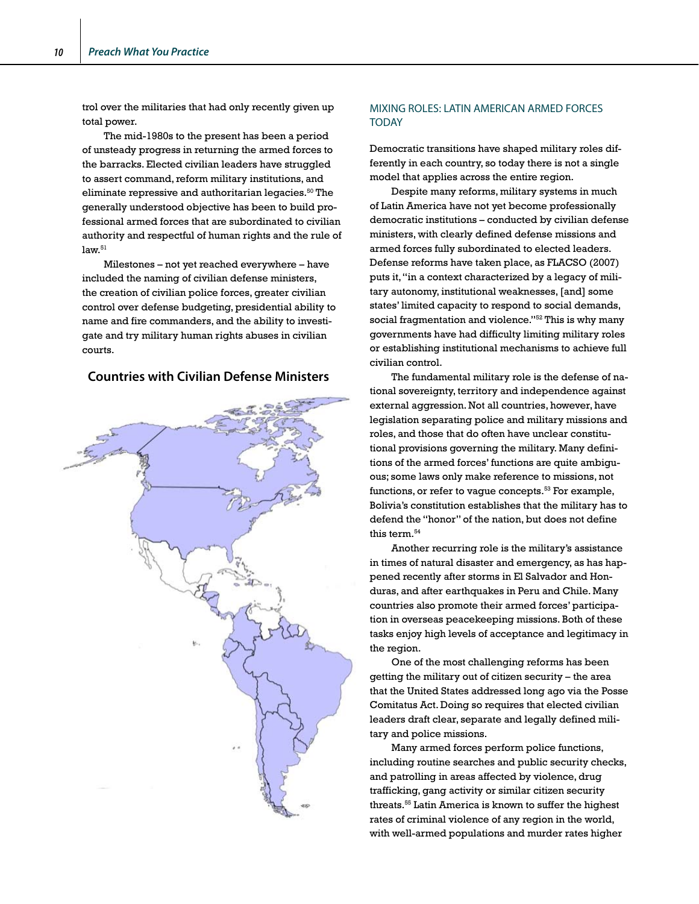trol over the militaries that had only recently given up total power.

The mid-1980s to the present has been a period of unsteady progress in returning the armed forces to the barracks. Elected civilian leaders have struggled to assert command, reform military institutions, and eliminate repressive and authoritarian legacies.[50] The generally understood objective has been to build professional armed forces that are subordinated to civilian authority and respectful of human rights and the rule of law.[51]

Milestones – not yet reached everywhere – have included the naming of civilian defense ministers, the creation of civilian police forces, greater civilian control over defense budgeting, presidential ability to name and fire commanders, and the ability to investigate and try military human rights abuses in civilian courts.

### Countries with Civilian Defense Ministers

## MIXING ROLES: LATIN AMERICAN ARMED FORCES TODAY

Democratic transitions have shaped military roles differently in each country, so today there is not a single model that applies across the entire region.

Despite many reforms, military systems in much of Latin America have not yet become professionally democratic institutions – conducted by civilian defense ministers, with clearly defined defense missions and armed forces fully subordinated to elected leaders. Defense reforms have taken place, as FLACSO (2007) puts it, "in a context characterized by a legacy of military autonomy, institutional weaknesses, [and] some states' limited capacity to respond to social demands, social fragmentation and violence."[52] This is why many governments have had difficulty limiting military roles or establishing institutional mechanisms to achieve full civilian control.

The fundamental military role is the defense of national sovereignty, territory and independence against external aggression. Not all countries, however, have legislation separating police and military missions and roles, and those that do often have unclear constitutional provisions governing the military. Many definitions of the armed forces' functions are quite ambiguous; some laws only make reference to missions, not functions, or refer to vague concepts.[53] For example, Bolivia's constitution establishes that the military has to defend the "honor" of the nation, but does not define this term.[54]

Another recurring role is the military's assistance in times of natural disaster and emergency, as has happened recently after storms in El Salvador and Honduras, and after earthquakes in Peru and Chile. Many countries also promote their armed forces' participation in overseas peacekeeping missions. Both of these tasks enjoy high levels of acceptance and legitimacy in the region.

One of the most challenging reforms has been getting the military out of citizen security – the area that the United States addressed long ago via the Posse Comitatus Act. Doing so requires that elected civilian leaders draft clear, separate and legally defined military and police missions.

Many armed forces perform police functions, including routine searches and public security checks, and patrolling in areas affected by violence, drug trafficking, gang activity or similar citizen security threats.[55] Latin America is known to suffer the highest rates of criminal violence of any region in the world, with well-armed populations and murder rates higher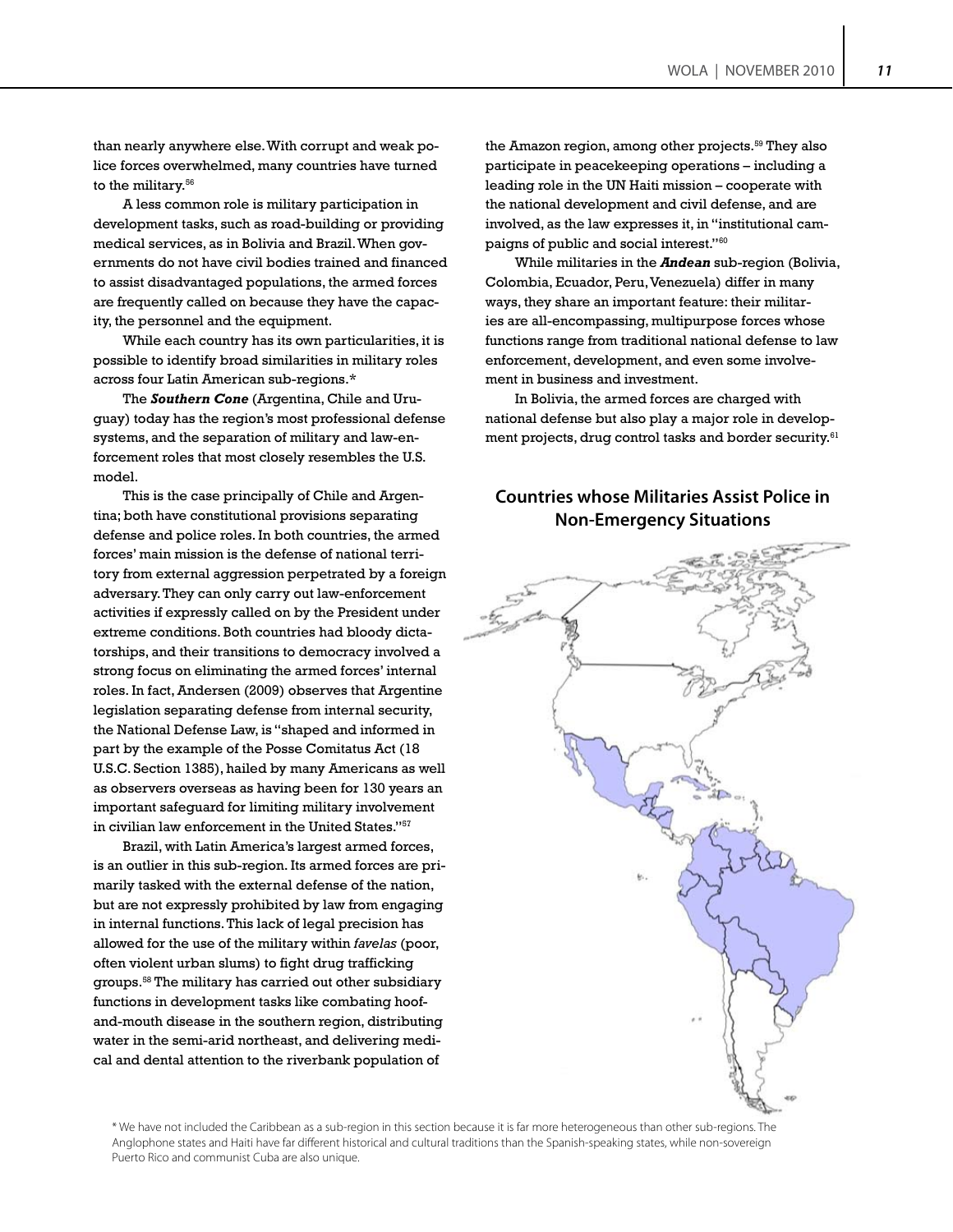than nearly anywhere else. With corrupt and weak police forces overwhelmed, many countries have turned to the military.[56]

A less common role is military participation in development tasks, such as road-building or providing medical services, as in Bolivia and Brazil. When governments do not have civil bodies trained and financed to assist disadvantaged populations, the armed forces are frequently called on because they have the capacity, the personnel and the equipment.

While each country has its own particularities, it is possible to identify broad similarities in military roles across four Latin American sub-regions.*

The ***Southern Cone*** (Argentina, Chile and Uruguay) today has the region's most professional defense systems, and the separation of military and law-enforcement roles that most closely resembles the U.S. model.

This is the case principally of Chile and Argentina; both have constitutional provisions separating defense and police roles. In both countries, the armed forces' main mission is the defense of national territory from external aggression perpetrated by a foreign adversary. They can only carry out law-enforcement activities if expressly called on by the President under extreme conditions. Both countries had bloody dictatorships, and their transitions to democracy involved a strong focus on eliminating the armed forces' internal roles. In fact, Andersen (2009) observes that Argentine legislation separating defense from internal security, the National Defense Law, is "shaped and informed in part by the example of the Posse Comitatus Act (18 U.S.C. Section 1385), hailed by many Americans as well as observers overseas as having been for 130 years an important safeguard for limiting military involvement in civilian law enforcement in the United States."[57]

Brazil, with Latin America's largest armed forces, is an outlier in this sub-region. Its armed forces are primarily tasked with the external defense of the nation, but are not expressly prohibited by law from engaging in internal functions. This lack of legal precision has allowed for the use of the military within *favelas* (poor, often violent urban slums) to fight drug trafficking groups.[58] The military has carried out other subsidiary functions in development tasks like combating hoof-and-mouth disease in the southern region, distributing water in the semi-arid northeast, and delivering medical and dental attention to the riverbank population of the Amazon region, among other projects.[59] They also participate in peacekeeping operations – including a leading role in the UN Haiti mission – cooperate with the national development and civil defense, and are involved, as the law expresses it, in "institutional campaigns of public and social interest."[60]

While militaries in the ***Andean*** sub-region (Bolivia, Colombia, Ecuador, Peru, Venezuela) differ in many ways, they share an important feature: their militaries are all-encompassing, multipurpose forces whose functions range from traditional national defense to law enforcement, development, and even some involvement in business and investment.

In Bolivia, the armed forces are charged with national defense but also play a major role in development projects, drug control tasks and border security.[61]

## Countries whose Militaries Assist Police in Non-Emergency Situations

\* We have not included the Caribbean as a sub-region in this section because it is far more heterogeneous than other sub-regions. The Anglophone states and Haiti have far different historical and cultural traditions than the Spanish-speaking states, while non-sovereign Puerto Rico and communist Cuba are also unique.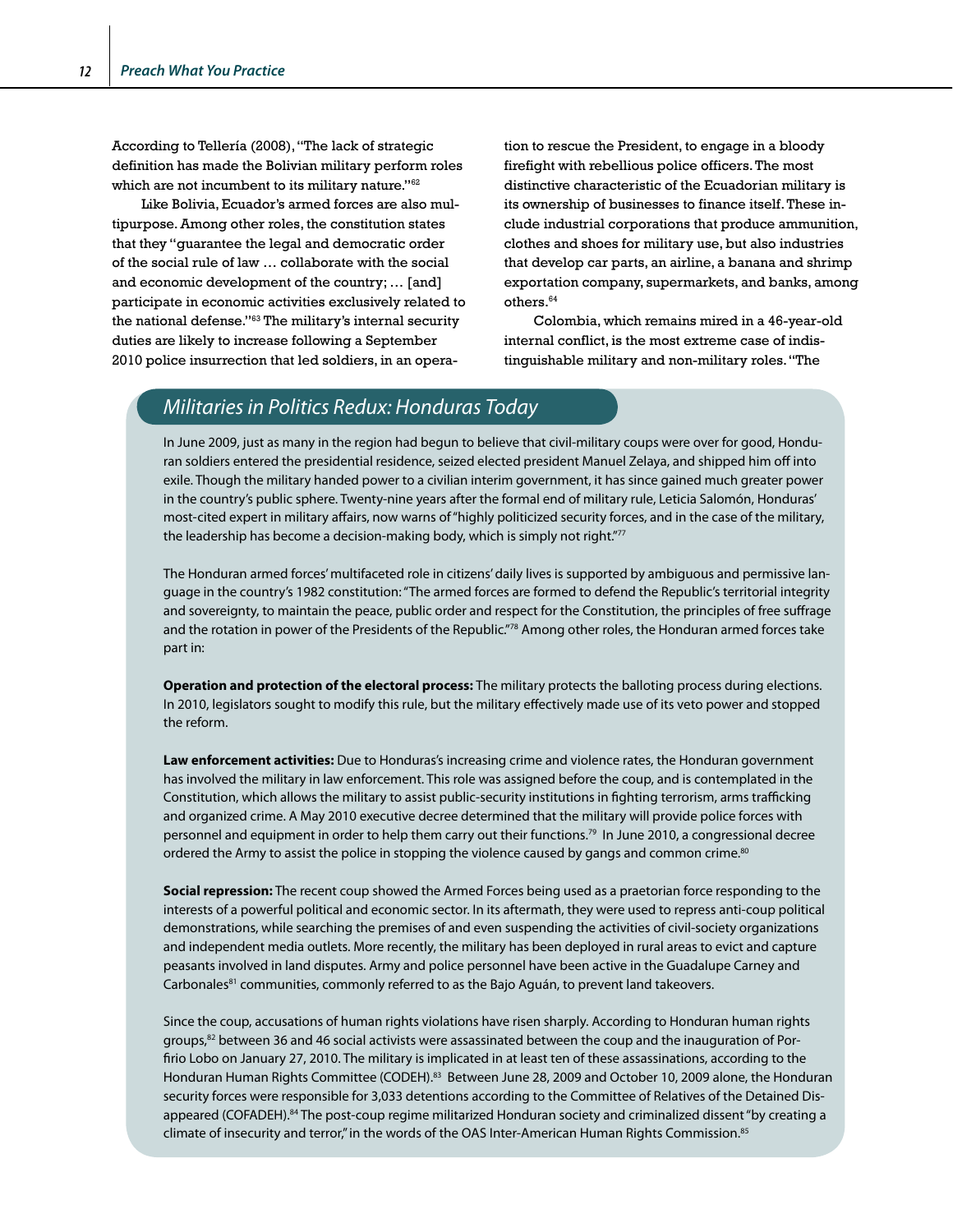According to Tellería (2008), "The lack of strategic definition has made the Bolivian military perform roles which are not incumbent to its military nature."[62]

Like Bolivia, Ecuador's armed forces are also multipurpose. Among other roles, the constitution states that they "guarantee the legal and democratic order of the social rule of law … collaborate with the social and economic development of the country; … [and] participate in economic activities exclusively related to the national defense."[63] The military's internal security duties are likely to increase following a September 2010 police insurrection that led soldiers, in an operation to rescue the President, to engage in a bloody firefight with rebellious police officers. The most distinctive characteristic of the Ecuadorian military is its ownership of businesses to finance itself. These include industrial corporations that produce ammunition, clothes and shoes for military use, but also industries that develop car parts, an airline, a banana and shrimp exportation company, supermarkets, and banks, among others.[64]

Colombia, which remains mired in a 46-year-old internal conflict, is the most extreme case of indistinguishable military and non-military roles. "The

## *Militaries in Politics Redux: Honduras Today*

In June 2009, just as many in the region had begun to believe that civil-military coups were over for good, Honduran soldiers entered the presidential residence, seized elected president Manuel Zelaya, and shipped him off into exile. Though the military handed power to a civilian interim government, it has since gained much greater power in the country's public sphere. Twenty-nine years after the formal end of military rule, Leticia Salomón, Honduras' most-cited expert in military affairs, now warns of "highly politicized security forces, and in the case of the military, the leadership has become a decision-making body, which is simply not right."[77]

The Honduran armed forces' multifaceted role in citizens' daily lives is supported by ambiguous and permissive language in the country's 1982 constitution: "The armed forces are formed to defend the Republic's territorial integrity and sovereignty, to maintain the peace, public order and respect for the Constitution, the principles of free suffrage and the rotation in power of the Presidents of the Republic."[78] Among other roles, the Honduran armed forces take part in:

**Operation and protection of the electoral process:** The military protects the balloting process during elections. In 2010, legislators sought to modify this rule, but the military effectively made use of its veto power and stopped the reform.

**Law enforcement activities:** Due to Honduras's increasing crime and violence rates, the Honduran government has involved the military in law enforcement. This role was assigned before the coup, and is contemplated in the Constitution, which allows the military to assist public-security institutions in fighting terrorism, arms trafficking and organized crime. A May 2010 executive decree determined that the military will provide police forces with personnel and equipment in order to help them carry out their functions.[79] In June 2010, a congressional decree ordered the Army to assist the police in stopping the violence caused by gangs and common crime.[80]

**Social repression:** The recent coup showed the Armed Forces being used as a praetorian force responding to the interests of a powerful political and economic sector. In its aftermath, they were used to repress anti-coup political demonstrations, while searching the premises of and even suspending the activities of civil-society organizations and independent media outlets. More recently, the military has been deployed in rural areas to evict and capture peasants involved in land disputes. Army and police personnel have been active in the Guadalupe Carney and Carbonales[81] communities, commonly referred to as the Bajo Aguán, to prevent land takeovers.

Since the coup, accusations of human rights violations have risen sharply. According to Honduran human rights groups,[82] between 36 and 46 social activists were assassinated between the coup and the inauguration of Porfirio Lobo on January 27, 2010. The military is implicated in at least ten of these assassinations, according to the Honduran Human Rights Committee (CODEH).[83] Between June 28, 2009 and October 10, 2009 alone, the Honduran security forces were responsible for 3,033 detentions according to the Committee of Relatives of the Detained Disappeared (COFADEH).[84] The post-coup regime militarized Honduran society and criminalized dissent "by creating a climate of insecurity and terror," in the words of the OAS Inter-American Human Rights Commission.[85]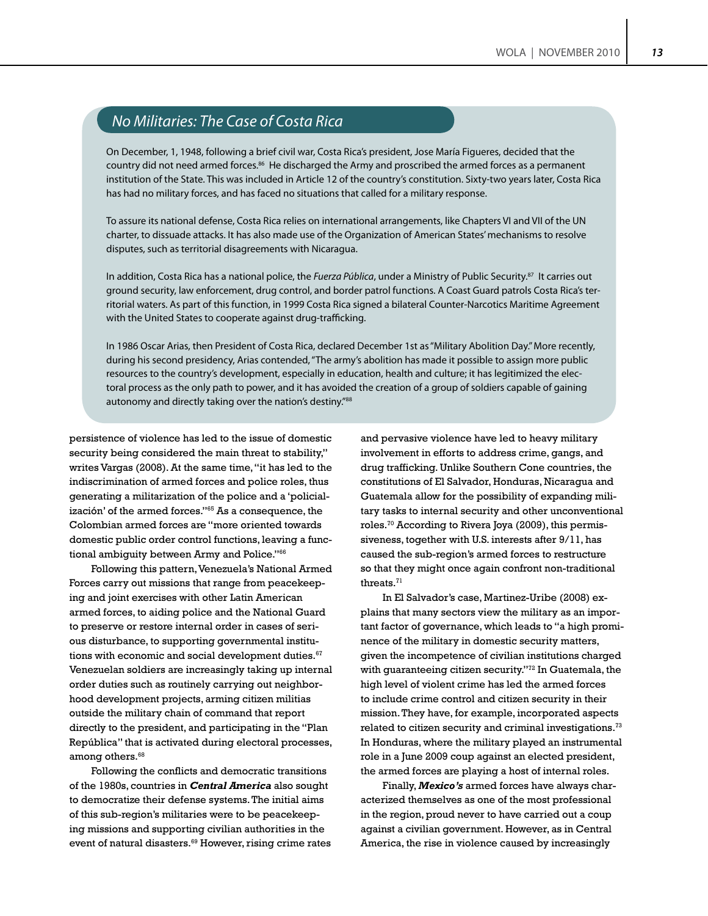## *No Militaries: The Case of Costa Rica*

On December, 1, 1948, following a brief civil war, Costa Rica's president, Jose María Figueres, decided that the country did not need armed forces.[86] He discharged the Army and proscribed the armed forces as a permanent institution of the State. This was included in Article 12 of the country's constitution. Sixty-two years later, Costa Rica has had no military forces, and has faced no situations that called for a military response.

To assure its national defense, Costa Rica relies on international arrangements, like Chapters VI and VII of the UN charter, to dissuade attacks. It has also made use of the Organization of American States' mechanisms to resolve disputes, such as territorial disagreements with Nicaragua.

In addition, Costa Rica has a national police, the *Fuerza Pública*, under a Ministry of Public Security.[87] It carries out ground security, law enforcement, drug control, and border patrol functions. A Coast Guard patrols Costa Rica's territorial waters. As part of this function, in 1999 Costa Rica signed a bilateral Counter-Narcotics Maritime Agreement with the United States to cooperate against drug-trafficking.

In 1986 Oscar Arias, then President of Costa Rica, declared December 1st as "Military Abolition Day." More recently, during his second presidency, Arias contended, "The army's abolition has made it possible to assign more public resources to the country's development, especially in education, health and culture; it has legitimized the electoral process as the only path to power, and it has avoided the creation of a group of soldiers capable of gaining autonomy and directly taking over the nation's destiny."[88]

persistence of violence has led to the issue of domestic security being considered the main threat to stability," writes Vargas (2008). At the same time, "it has led to the indiscrimination of armed forces and police roles, thus generating a militarization of the police and a 'policialización' of the armed forces."[65] As a consequence, the Colombian armed forces are "more oriented towards domestic public order control functions, leaving a functional ambiguity between Army and Police."[66]

Following this pattern, Venezuela's National Armed Forces carry out missions that range from peacekeeping and joint exercises with other Latin American armed forces, to aiding police and the National Guard to preserve or restore internal order in cases of serious disturbance, to supporting governmental institutions with economic and social development duties.[67] Venezuelan soldiers are increasingly taking up internal order duties such as routinely carrying out neighborhood development projects, arming citizen militias outside the military chain of command that report directly to the president, and participating in the "Plan República" that is activated during electoral processes, among others.[68]

Following the conflicts and democratic transitions of the 1980s, countries in ***Central America*** also sought to democratize their defense systems. The initial aims of this sub-region's militaries were to be peacekeeping missions and supporting civilian authorities in the event of natural disasters.[69] However, rising crime rates and pervasive violence have led to heavy military involvement in efforts to address crime, gangs, and drug trafficking. Unlike Southern Cone countries, the constitutions of El Salvador, Honduras, Nicaragua and Guatemala allow for the possibility of expanding military tasks to internal security and other unconventional roles.[70] According to Rivera Joya (2009), this permissiveness, together with U.S. interests after 9/11, has caused the sub-region's armed forces to restructure so that they might once again confront non-traditional threats.[71]

In El Salvador's case, Martinez-Uribe (2008) explains that many sectors view the military as an important factor of governance, which leads to "a high prominence of the military in domestic security matters, given the incompetence of civilian institutions charged with guaranteeing citizen security."[72] In Guatemala, the high level of violent crime has led the armed forces to include crime control and citizen security in their mission. They have, for example, incorporated aspects related to citizen security and criminal investigations.[73] In Honduras, where the military played an instrumental role in a June 2009 coup against an elected president, the armed forces are playing a host of internal roles.

Finally, ***Mexico's*** armed forces have always characterized themselves as one of the most professional in the region, proud never to have carried out a coup against a civilian government. However, as in Central America, the rise in violence caused by increasingly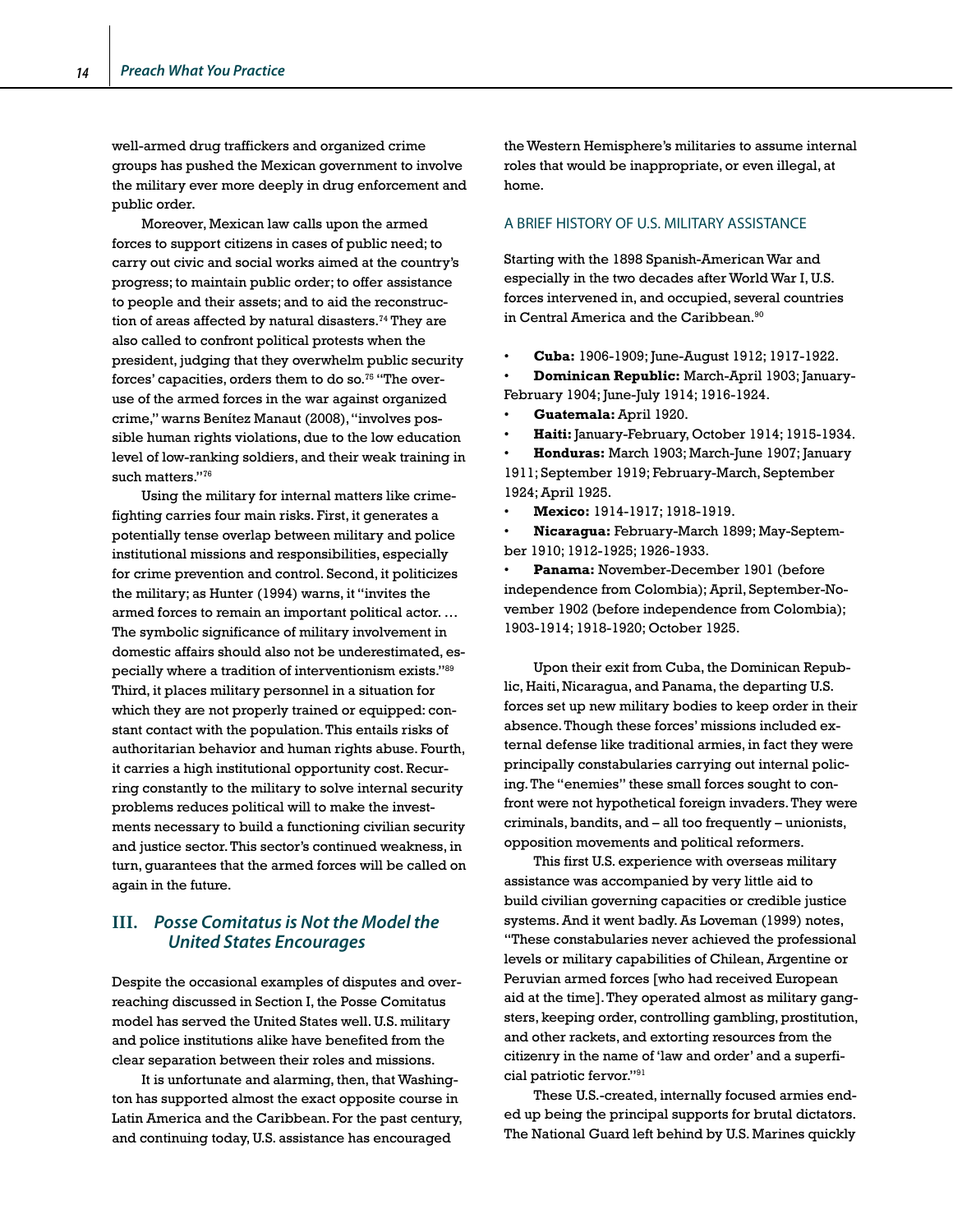well-armed drug traffickers and organized crime groups has pushed the Mexican government to involve the military ever more deeply in drug enforcement and public order.

Moreover, Mexican law calls upon the armed forces to support citizens in cases of public need; to carry out civic and social works aimed at the country's progress; to maintain public order; to offer assistance to people and their assets; and to aid the reconstruction of areas affected by natural disasters.[74] They are also called to confront political protests when the president, judging that they overwhelm public security forces' capacities, orders them to do so.[75] "The overuse of the armed forces in the war against organized crime," warns Benítez Manaut (2008), "involves possible human rights violations, due to the low education level of low-ranking soldiers, and their weak training in such matters."[76]

Using the military for internal matters like crime-fighting carries four main risks. First, it generates a potentially tense overlap between military and police institutional missions and responsibilities, especially for crime prevention and control. Second, it politicizes the military; as Hunter (1994) warns, it "invites the armed forces to remain an important political actor. … The symbolic significance of military involvement in domestic affairs should also not be underestimated, especially where a tradition of interventionism exists."[89] Third, it places military personnel in a situation for which they are not properly trained or equipped: constant contact with the population. This entails risks of authoritarian behavior and human rights abuse. Fourth, it carries a high institutional opportunity cost. Recurring constantly to the military to solve internal security problems reduces political will to make the investments necessary to build a functioning civilian security and justice sector. This sector's continued weakness, in turn, guarantees that the armed forces will be called on again in the future.

## III. *Posse Comitatus is Not the Model the United States Encourages*

Despite the occasional examples of disputes and overreaching discussed in Section I, the Posse Comitatus model has served the United States well. U.S. military and police institutions alike have benefited from the clear separation between their roles and missions.

It is unfortunate and alarming, then, that Washington has supported almost the exact opposite course in Latin America and the Caribbean. For the past century, and continuing today, U.S. assistance has encouraged the Western Hemisphere's militaries to assume internal roles that would be inappropriate, or even illegal, at home.

### A BRIEF HISTORY OF U.S. MILITARY ASSISTANCE

Starting with the 1898 Spanish-American War and especially in the two decades after World War I, U.S. forces intervened in, and occupied, several countries in Central America and the Caribbean.[90]

- **Cuba:** 1906-1909; June-August 1912; 1917-1922.
- **Dominican Republic:** March-April 1903; January-February 1904; June-July 1914; 1916-1924.
- **Guatemala:** April 1920.
- **Haiti:** January-February, October 1914; 1915-1934.
- **Honduras:** March 1903; March-June 1907; January 1911; September 1919; February-March, September 1924; April 1925.
- **Mexico:** 1914-1917; 1918-1919.
- **Nicaragua:** February-March 1899; May-September 1910; 1912-1925; 1926-1933.
- **Panama:** November-December 1901 (before independence from Colombia); April, September-November 1902 (before independence from Colombia); 1903-1914; 1918-1920; October 1925.

Upon their exit from Cuba, the Dominican Republic, Haiti, Nicaragua, and Panama, the departing U.S. forces set up new military bodies to keep order in their absence. Though these forces' missions included external defense like traditional armies, in fact they were principally constabularies carrying out internal policing. The "enemies" these small forces sought to confront were not hypothetical foreign invaders. They were criminals, bandits, and – all too frequently – unionists, opposition movements and political reformers.

This first U.S. experience with overseas military assistance was accompanied by very little aid to build civilian governing capacities or credible justice systems. And it went badly. As Loveman (1999) notes, "These constabularies never achieved the professional levels or military capabilities of Chilean, Argentine or Peruvian armed forces [who had received European aid at the time]. They operated almost as military gangsters, keeping order, controlling gambling, prostitution, and other rackets, and extorting resources from the citizenry in the name of 'law and order' and a superficial patriotic fervor."[91]

These U.S.-created, internally focused armies ended up being the principal supports for brutal dictators. The National Guard left behind by U.S. Marines quickly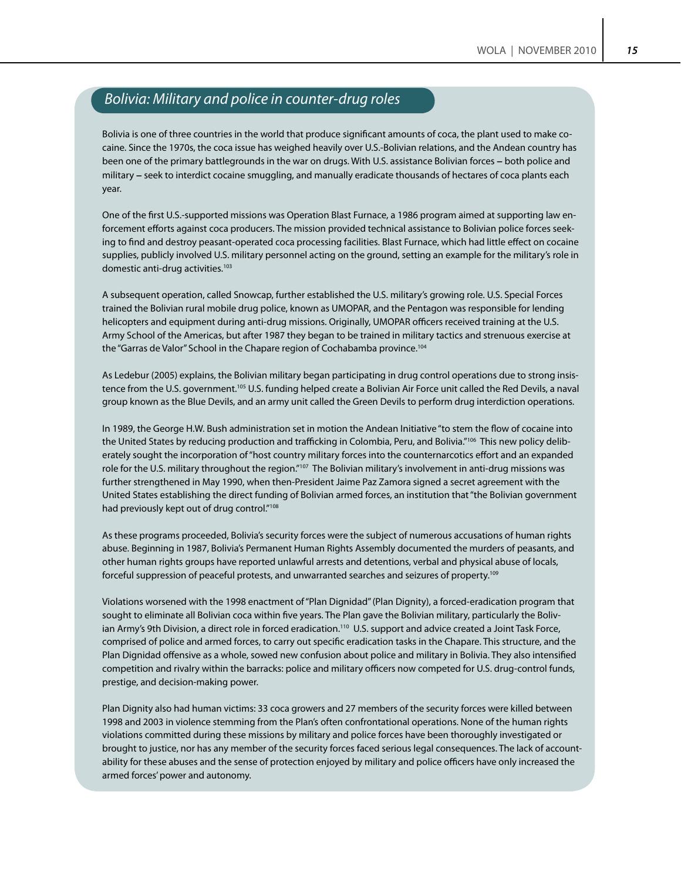## Bolivia: Military and police in counter-drug roles

Bolivia is one of three countries in the world that produce significant amounts of coca, the plant used to make cocaine. Since the 1970s, the coca issue has weighed heavily over U.S.-Bolivian relations, and the Andean country has been one of the primary battlegrounds in the war on drugs. With U.S. assistance Bolivian forces – both police and military – seek to interdict cocaine smuggling, and manually eradicate thousands of hectares of coca plants each year.

One of the first U.S.-supported missions was Operation Blast Furnace, a 1986 program aimed at supporting law enforcement efforts against coca producers. The mission provided technical assistance to Bolivian police forces seeking to find and destroy peasant-operated coca processing facilities. Blast Furnace, which had little effect on cocaine supplies, publicly involved U.S. military personnel acting on the ground, setting an example for the military's role in domestic anti-drug activities.[103]

A subsequent operation, called Snowcap, further established the U.S. military's growing role. U.S. Special Forces trained the Bolivian rural mobile drug police, known as UMOPAR, and the Pentagon was responsible for lending helicopters and equipment during anti-drug missions. Originally, UMOPAR officers received training at the U.S. Army School of the Americas, but after 1987 they began to be trained in military tactics and strenuous exercise at the "Garras de Valor" School in the Chapare region of Cochabamba province.[104]

As Ledebur (2005) explains, the Bolivian military began participating in drug control operations due to strong insistence from the U.S. government.[105] U.S. funding helped create a Bolivian Air Force unit called the Red Devils, a naval group known as the Blue Devils, and an army unit called the Green Devils to perform drug interdiction operations.

In 1989, the George H.W. Bush administration set in motion the Andean Initiative "to stem the flow of cocaine into the United States by reducing production and trafficking in Colombia, Peru, and Bolivia."[106] This new policy deliberately sought the incorporation of "host country military forces into the counternarcotics effort and an expanded role for the U.S. military throughout the region."[107] The Bolivian military's involvement in anti-drug missions was further strengthened in May 1990, when then-President Jaime Paz Zamora signed a secret agreement with the United States establishing the direct funding of Bolivian armed forces, an institution that "the Bolivian government had previously kept out of drug control."[108]

As these programs proceeded, Bolivia's security forces were the subject of numerous accusations of human rights abuse. Beginning in 1987, Bolivia's Permanent Human Rights Assembly documented the murders of peasants, and other human rights groups have reported unlawful arrests and detentions, verbal and physical abuse of locals, forceful suppression of peaceful protests, and unwarranted searches and seizures of property.[109]

Violations worsened with the 1998 enactment of "Plan Dignidad" (Plan Dignity), a forced-eradication program that sought to eliminate all Bolivian coca within five years. The Plan gave the Bolivian military, particularly the Bolivian Army's 9th Division, a direct role in forced eradication.[110] U.S. support and advice created a Joint Task Force, comprised of police and armed forces, to carry out specific eradication tasks in the Chapare. This structure, and the Plan Dignidad offensive as a whole, sowed new confusion about police and military in Bolivia. They also intensified competition and rivalry within the barracks: police and military officers now competed for U.S. drug-control funds, prestige, and decision-making power.

Plan Dignity also had human victims: 33 coca growers and 27 members of the security forces were killed between 1998 and 2003 in violence stemming from the Plan's often confrontational operations. None of the human rights violations committed during these missions by military and police forces have been thoroughly investigated or brought to justice, nor has any member of the security forces faced serious legal consequences. The lack of accountability for these abuses and the sense of protection enjoyed by military and police officers have only increased the armed forces' power and autonomy.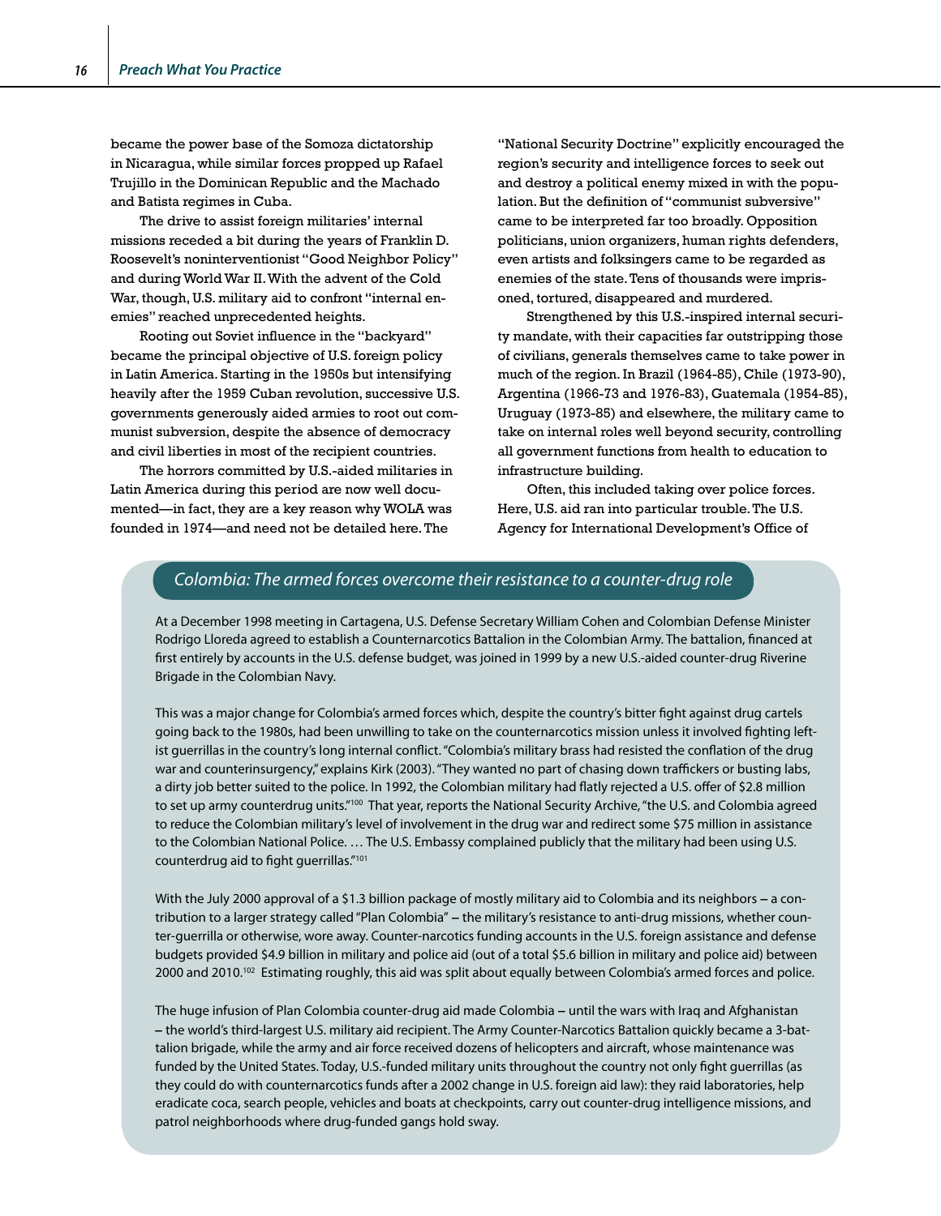became the power base of the Somoza dictatorship in Nicaragua, while similar forces propped up Rafael Trujillo in the Dominican Republic and the Machado and Batista regimes in Cuba.

The drive to assist foreign militaries' internal missions receded a bit during the years of Franklin D. Roosevelt's noninterventionist "Good Neighbor Policy" and during World War II. With the advent of the Cold War, though, U.S. military aid to confront "internal enemies" reached unprecedented heights.

Rooting out Soviet influence in the "backyard" became the principal objective of U.S. foreign policy in Latin America. Starting in the 1950s but intensifying heavily after the 1959 Cuban revolution, successive U.S. governments generously aided armies to root out communist subversion, despite the absence of democracy and civil liberties in most of the recipient countries.

The horrors committed by U.S.-aided militaries in Latin America during this period are now well documented—in fact, they are a key reason why WOLA was founded in 1974—and need not be detailed here. The "National Security Doctrine" explicitly encouraged the region's security and intelligence forces to seek out and destroy a political enemy mixed in with the population. But the definition of "communist subversive" came to be interpreted far too broadly. Opposition politicians, union organizers, human rights defenders, even artists and folksingers came to be regarded as enemies of the state. Tens of thousands were imprisoned, tortured, disappeared and murdered.

Strengthened by this U.S.-inspired internal security mandate, with their capacities far outstripping those of civilians, generals themselves came to take power in much of the region. In Brazil (1964-85), Chile (1973-90), Argentina (1966-73 and 1976-83), Guatemala (1954-85), Uruguay (1973-85) and elsewhere, the military came to take on internal roles well beyond security, controlling all government functions from health to education to infrastructure building.

Often, this included taking over police forces. Here, U.S. aid ran into particular trouble. The U.S. Agency for International Development's Office of

### *Colombia: The armed forces overcome their resistance to a counter-drug role*

At a December 1998 meeting in Cartagena, U.S. Defense Secretary William Cohen and Colombian Defense Minister Rodrigo Lloreda agreed to establish a Counternarcotics Battalion in the Colombian Army. The battalion, financed at first entirely by accounts in the U.S. defense budget, was joined in 1999 by a new U.S.-aided counter-drug Riverine Brigade in the Colombian Navy.

This was a major change for Colombia's armed forces which, despite the country's bitter fight against drug cartels going back to the 1980s, had been unwilling to take on the counternarcotics mission unless it involved fighting leftist guerrillas in the country's long internal conflict. "Colombia's military brass had resisted the conflation of the drug war and counterinsurgency," explains Kirk (2003). "They wanted no part of chasing down traffickers or busting labs, a dirty job better suited to the police. In 1992, the Colombian military had flatly rejected a U.S. offer of $2.8 million to set up army counterdrug units."[100] That year, reports the National Security Archive, "the U.S. and Colombia agreed to reduce the Colombian military's level of involvement in the drug war and redirect some $75 million in assistance to the Colombian National Police. … The U.S. Embassy complained publicly that the military had been using U.S. counterdrug aid to fight guerrillas."[101]

With the July 2000 approval of a $1.3 billion package of mostly military aid to Colombia and its neighbors – a contribution to a larger strategy called "Plan Colombia" – the military's resistance to anti-drug missions, whether counter-guerrilla or otherwise, wore away. Counter-narcotics funding accounts in the U.S. foreign assistance and defense budgets provided $4.9 billion in military and police aid (out of a total $5.6 billion in military and police aid) between 2000 and 2010.[102] Estimating roughly, this aid was split about equally between Colombia's armed forces and police.

The huge infusion of Plan Colombia counter-drug aid made Colombia – until the wars with Iraq and Afghanistan – the world's third-largest U.S. military aid recipient. The Army Counter-Narcotics Battalion quickly became a 3-battalion brigade, while the army and air force received dozens of helicopters and aircraft, whose maintenance was funded by the United States. Today, U.S.-funded military units throughout the country not only fight guerrillas (as they could do with counternarcotics funds after a 2002 change in U.S. foreign aid law): they raid laboratories, help eradicate coca, search people, vehicles and boats at checkpoints, carry out counter-drug intelligence missions, and patrol neighborhoods where drug-funded gangs hold sway.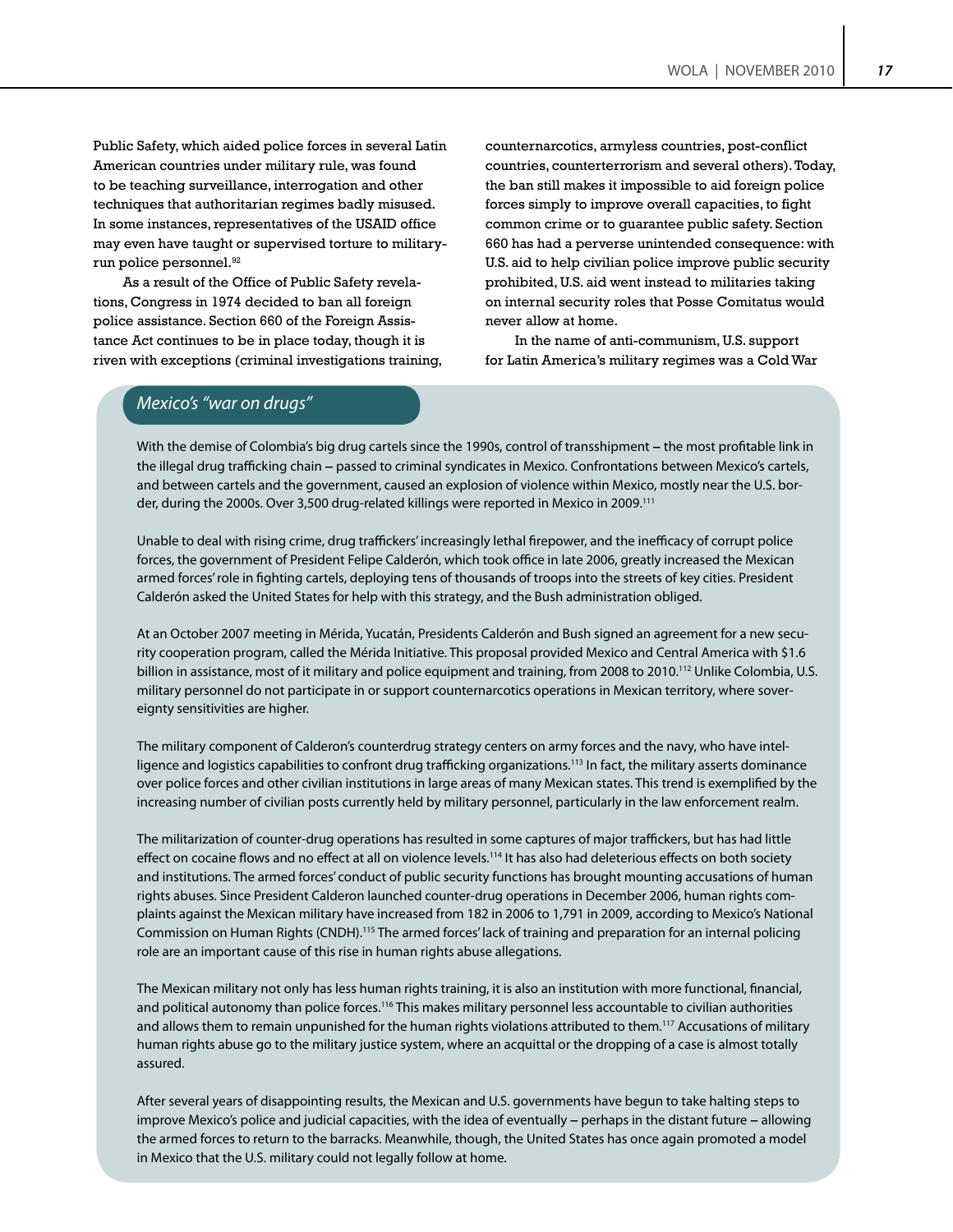Public Safety, which aided police forces in several Latin American countries under military rule, was found to be teaching surveillance, interrogation and other techniques that authoritarian regimes badly misused. In some instances, representatives of the USAID office may even have taught or supervised torture to military-run police personnel.[92]

As a result of the Office of Public Safety revelations, Congress in 1974 decided to ban all foreign police assistance. Section 660 of the Foreign Assistance Act continues to be in place today, though it is riven with exceptions (criminal investigations training, counternarcotics, armyless countries, post-conflict countries, counterterrorism and several others). Today, the ban still makes it impossible to aid foreign police forces simply to improve overall capacities, to fight common crime or to guarantee public safety. Section 660 has had a perverse unintended consequence: with U.S. aid to help civilian police improve public security prohibited, U.S. aid went instead to militaries taking on internal security roles that Posse Comitatus would never allow at home.

In the name of anti-communism, U.S. support for Latin America's military regimes was a Cold War

### *Mexico's "war on drugs"*

With the demise of Colombia's big drug cartels since the 1990s, control of transshipment – the most profitable link in the illegal drug trafficking chain – passed to criminal syndicates in Mexico. Confrontations between Mexico's cartels, and between cartels and the government, caused an explosion of violence within Mexico, mostly near the U.S. border, during the 2000s. Over 3,500 drug-related killings were reported in Mexico in 2009.[111]

Unable to deal with rising crime, drug traffickers' increasingly lethal firepower, and the inefficacy of corrupt police forces, the government of President Felipe Calderón, which took office in late 2006, greatly increased the Mexican armed forces' role in fighting cartels, deploying tens of thousands of troops into the streets of key cities. President Calderón asked the United States for help with this strategy, and the Bush administration obliged.

At an October 2007 meeting in Mérida, Yucatán, Presidents Calderón and Bush signed an agreement for a new security cooperation program, called the Mérida Initiative. This proposal provided Mexico and Central America with $1.6 billion in assistance, most of it military and police equipment and training, from 2008 to 2010.[112] Unlike Colombia, U.S. military personnel do not participate in or support counternarcotics operations in Mexican territory, where sovereignty sensitivities are higher.

The military component of Calderon's counterdrug strategy centers on army forces and the navy, who have intelligence and logistics capabilities to confront drug trafficking organizations.[113] In fact, the military asserts dominance over police forces and other civilian institutions in large areas of many Mexican states. This trend is exemplified by the increasing number of civilian posts currently held by military personnel, particularly in the law enforcement realm.

The militarization of counter-drug operations has resulted in some captures of major traffickers, but has had little effect on cocaine flows and no effect at all on violence levels.[114] It has also had deleterious effects on both society and institutions. The armed forces' conduct of public security functions has brought mounting accusations of human rights abuses. Since President Calderon launched counter-drug operations in December 2006, human rights complaints against the Mexican military have increased from 182 in 2006 to 1,791 in 2009, according to Mexico's National Commission on Human Rights (CNDH).[115] The armed forces' lack of training and preparation for an internal policing role are an important cause of this rise in human rights abuse allegations.

The Mexican military not only has less human rights training, it is also an institution with more functional, financial, and political autonomy than police forces.[116] This makes military personnel less accountable to civilian authorities and allows them to remain unpunished for the human rights violations attributed to them.[117] Accusations of military human rights abuse go to the military justice system, where an acquittal or the dropping of a case is almost totally assured.

After several years of disappointing results, the Mexican and U.S. governments have begun to take halting steps to improve Mexico's police and judicial capacities, with the idea of eventually – perhaps in the distant future – allowing the armed forces to return to the barracks. Meanwhile, though, the United States has once again promoted a model in Mexico that the U.S. military could not legally follow at home.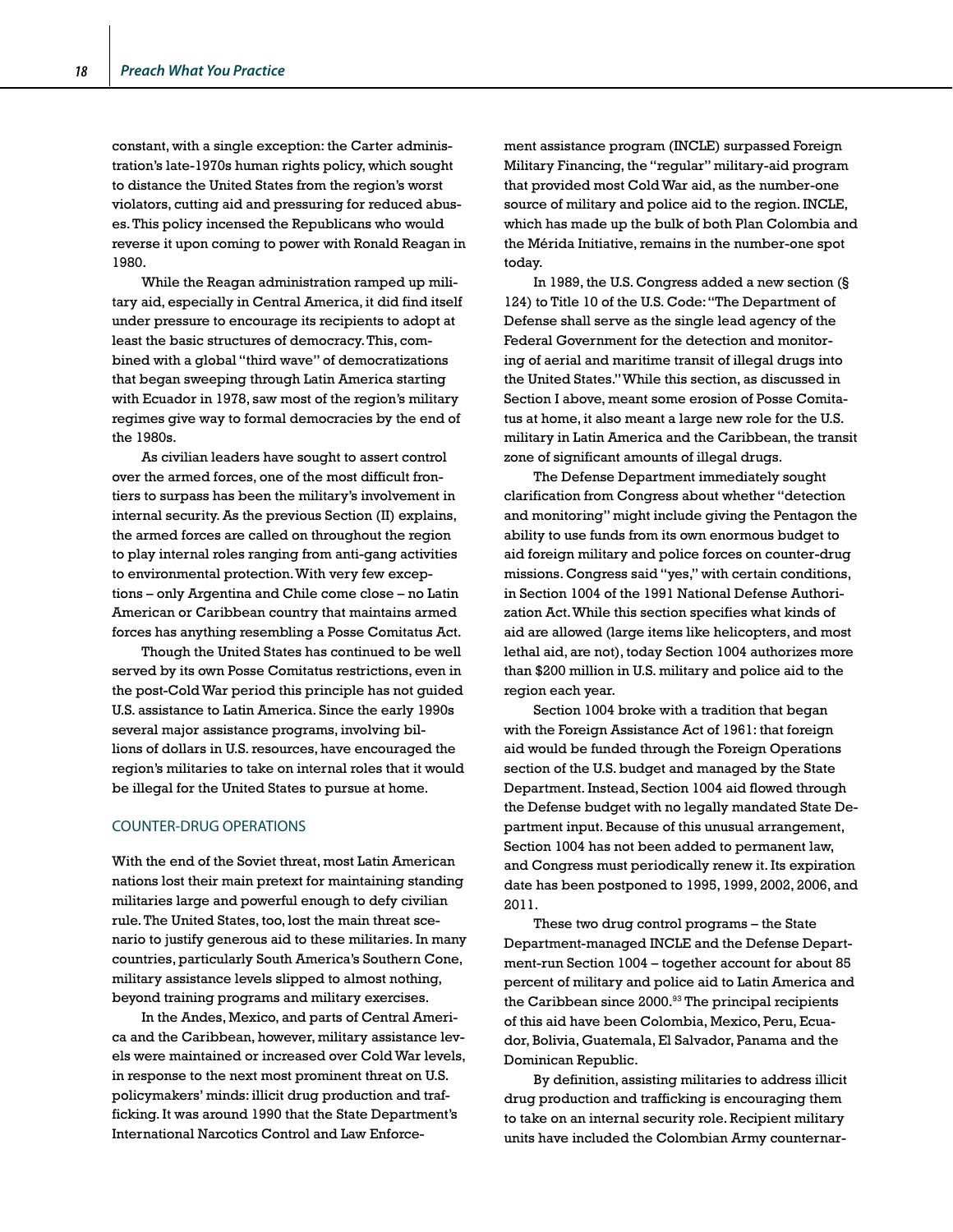constant, with a single exception: the Carter administration's late-1970s human rights policy, which sought to distance the United States from the region's worst violators, cutting aid and pressuring for reduced abuses. This policy incensed the Republicans who would reverse it upon coming to power with Ronald Reagan in 1980.

While the Reagan administration ramped up military aid, especially in Central America, it did find itself under pressure to encourage its recipients to adopt at least the basic structures of democracy. This, combined with a global "third wave" of democratizations that began sweeping through Latin America starting with Ecuador in 1978, saw most of the region's military regimes give way to formal democracies by the end of the 1980s.

As civilian leaders have sought to assert control over the armed forces, one of the most difficult frontiers to surpass has been the military's involvement in internal security. As the previous Section (II) explains, the armed forces are called on throughout the region to play internal roles ranging from anti-gang activities to environmental protection. With very few exceptions – only Argentina and Chile come close – no Latin American or Caribbean country that maintains armed forces has anything resembling a Posse Comitatus Act.

Though the United States has continued to be well served by its own Posse Comitatus restrictions, even in the post-Cold War period this principle has not guided U.S. assistance to Latin America. Since the early 1990s several major assistance programs, involving billions of dollars in U.S. resources, have encouraged the region's militaries to take on internal roles that it would be illegal for the United States to pursue at home.

## COUNTER-DRUG OPERATIONS

With the end of the Soviet threat, most Latin American nations lost their main pretext for maintaining standing militaries large and powerful enough to defy civilian rule. The United States, too, lost the main threat scenario to justify generous aid to these militaries. In many countries, particularly South America's Southern Cone, military assistance levels slipped to almost nothing, beyond training programs and military exercises.

In the Andes, Mexico, and parts of Central America and the Caribbean, however, military assistance levels were maintained or increased over Cold War levels, in response to the next most prominent threat on U.S. policymakers' minds: illicit drug production and trafficking. It was around 1990 that the State Department's International Narcotics Control and Law Enforcement assistance program (INCLE) surpassed Foreign Military Financing, the "regular" military-aid program that provided most Cold War aid, as the number-one source of military and police aid to the region. INCLE, which has made up the bulk of both Plan Colombia and the Mérida Initiative, remains in the number-one spot today.

In 1989, the U.S. Congress added a new section (§ 124) to Title 10 of the U.S. Code: "The Department of Defense shall serve as the single lead agency of the Federal Government for the detection and monitoring of aerial and maritime transit of illegal drugs into the United States." While this section, as discussed in Section I above, meant some erosion of Posse Comitatus at home, it also meant a large new role for the U.S. military in Latin America and the Caribbean, the transit zone of significant amounts of illegal drugs.

The Defense Department immediately sought clarification from Congress about whether "detection and monitoring" might include giving the Pentagon the ability to use funds from its own enormous budget to aid foreign military and police forces on counter-drug missions. Congress said "yes," with certain conditions, in Section 1004 of the 1991 National Defense Authorization Act. While this section specifies what kinds of aid are allowed (large items like helicopters, and most lethal aid, are not), today Section 1004 authorizes more than $200 million in U.S. military and police aid to the region each year.

Section 1004 broke with a tradition that began with the Foreign Assistance Act of 1961: that foreign aid would be funded through the Foreign Operations section of the U.S. budget and managed by the State Department. Instead, Section 1004 aid flowed through the Defense budget with no legally mandated State Department input. Because of this unusual arrangement, Section 1004 has not been added to permanent law, and Congress must periodically renew it. Its expiration date has been postponed to 1995, 1999, 2002, 2006, and 2011.

These two drug control programs – the State Department-managed INCLE and the Defense Department-run Section 1004 – together account for about 85 percent of military and police aid to Latin America and the Caribbean since 2000.[93] The principal recipients of this aid have been Colombia, Mexico, Peru, Ecuador, Bolivia, Guatemala, El Salvador, Panama and the Dominican Republic.

By definition, assisting militaries to address illicit drug production and trafficking is encouraging them to take on an internal security role. Recipient military units have included the Colombian Army counternar-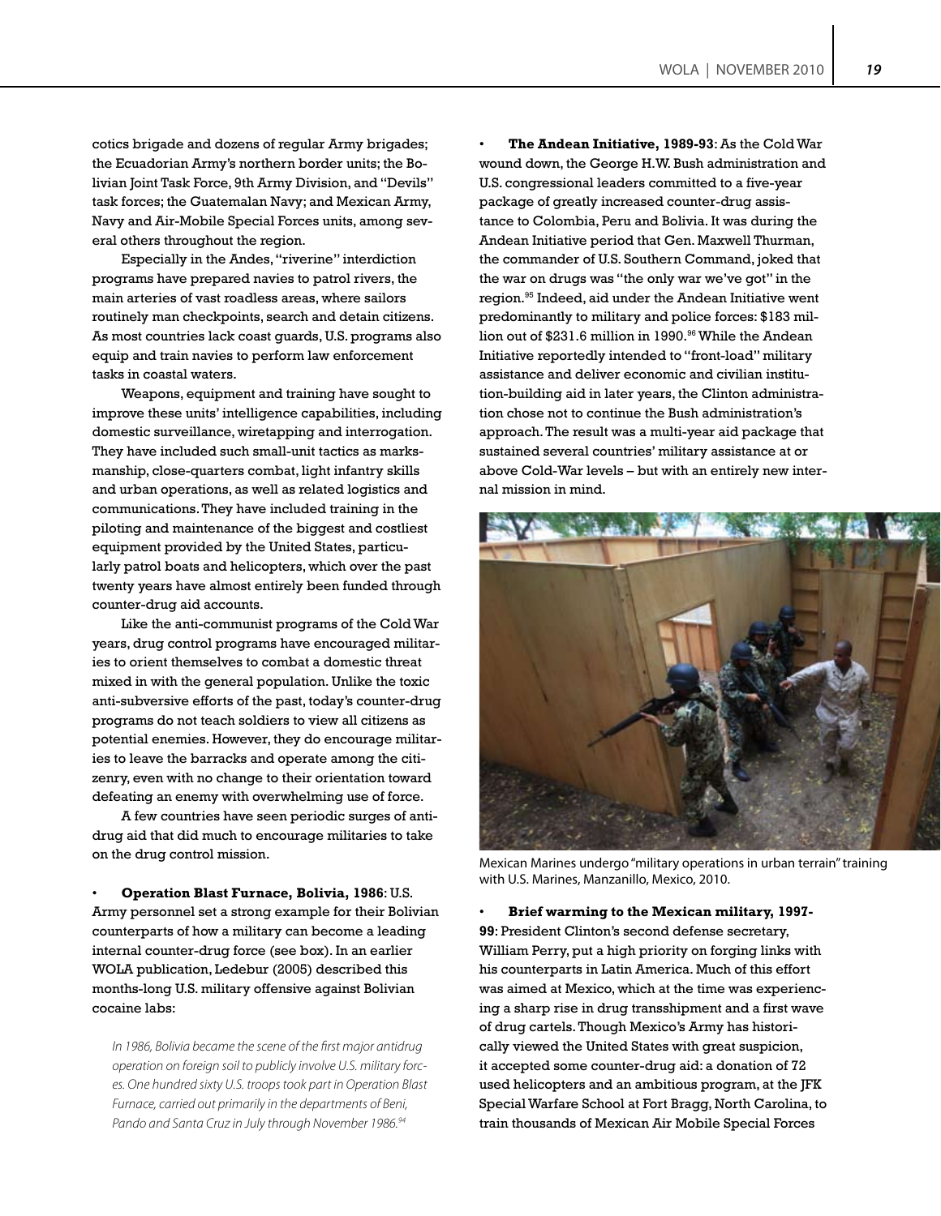cotics brigade and dozens of regular Army brigades; the Ecuadorian Army's northern border units; the Bolivian Joint Task Force, 9th Army Division, and "Devils" task forces; the Guatemalan Navy; and Mexican Army, Navy and Air-Mobile Special Forces units, among several others throughout the region.

Especially in the Andes, "riverine" interdiction programs have prepared navies to patrol rivers, the main arteries of vast roadless areas, where sailors routinely man checkpoints, search and detain citizens. As most countries lack coast guards, U.S. programs also equip and train navies to perform law enforcement tasks in coastal waters.

Weapons, equipment and training have sought to improve these units' intelligence capabilities, including domestic surveillance, wiretapping and interrogation. They have included such small-unit tactics as marksmanship, close-quarters combat, light infantry skills and urban operations, as well as related logistics and communications. They have included training in the piloting and maintenance of the biggest and costliest equipment provided by the United States, particularly patrol boats and helicopters, which over the past twenty years have almost entirely been funded through counter-drug aid accounts.

Like the anti-communist programs of the Cold War years, drug control programs have encouraged militaries to orient themselves to combat a domestic threat mixed in with the general population. Unlike the toxic anti-subversive efforts of the past, today's counter-drug programs do not teach soldiers to view all citizens as potential enemies. However, they do encourage militaries to leave the barracks and operate among the citizenry, even with no change to their orientation toward defeating an enemy with overwhelming use of force.

A few countries have seen periodic surges of anti-drug aid that did much to encourage militaries to take on the drug control mission.

- **Operation Blast Furnace, Bolivia, 1986**: U.S. Army personnel set a strong example for their Bolivian counterparts of how a military can become a leading internal counter-drug force (see box). In an earlier WOLA publication, Ledebur (2005) described this months-long U.S. military offensive against Bolivian cocaine labs:

*In 1986, Bolivia became the scene of the first major antidrug operation on foreign soil to publicly involve U.S. military forces. One hundred sixty U.S. troops took part in Operation Blast Furnace, carried out primarily in the departments of Beni, Pando and Santa Cruz in July through November 1986.*[94]

- **The Andean Initiative, 1989-93**: As the Cold War wound down, the George H.W. Bush administration and U.S. congressional leaders committed to a five-year package of greatly increased counter-drug assistance to Colombia, Peru and Bolivia. It was during the Andean Initiative period that Gen. Maxwell Thurman, the commander of U.S. Southern Command, joked that the war on drugs was "the only war we've got" in the region.[95] Indeed, aid under the Andean Initiative went predominantly to military and police forces: $183 million out of $231.6 million in 1990.[96] While the Andean Initiative reportedly intended to "front-load" military assistance and deliver economic and civilian institution-building aid in later years, the Clinton administration chose not to continue the Bush administration's approach. The result was a multi-year aid package that sustained several countries' military assistance at or above Cold-War levels – but with an entirely new internal mission in mind.

Mexican Marines undergo "military operations in urban terrain" training with U.S. Marines, Manzanillo, Mexico, 2010.

- **Brief warming to the Mexican military, 1997-99**: President Clinton's second defense secretary, William Perry, put a high priority on forging links with his counterparts in Latin America. Much of this effort was aimed at Mexico, which at the time was experiencing a sharp rise in drug transshipment and a first wave of drug cartels. Though Mexico's Army has historically viewed the United States with great suspicion, it accepted some counter-drug aid: a donation of 72 used helicopters and an ambitious program, at the JFK Special Warfare School at Fort Bragg, North Carolina, to train thousands of Mexican Air Mobile Special Forces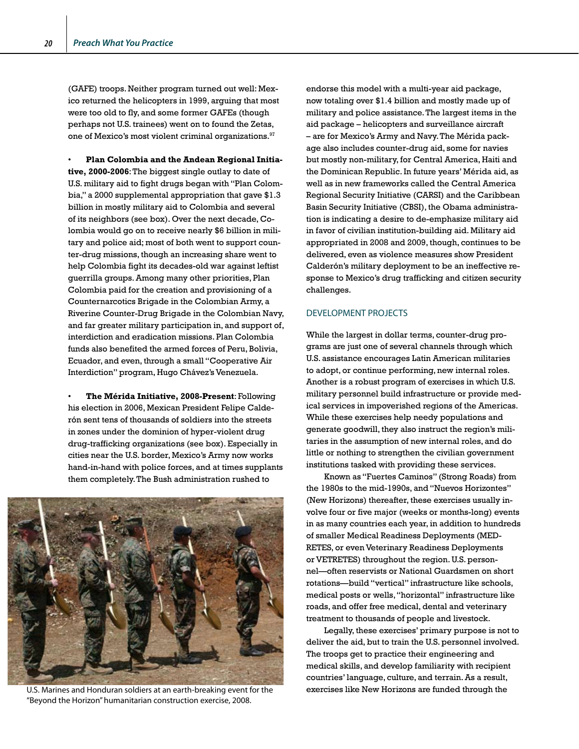(GAFE) troops. Neither program turned out well: Mexico returned the helicopters in 1999, arguing that most were too old to fly, and some former GAFEs (though perhaps not U.S. trainees) went on to found the Zetas, one of Mexico's most violent criminal organizations.[97]

- **Plan Colombia and the Andean Regional Initiative, 2000-2006**: The biggest single outlay to date of U.S. military aid to fight drugs began with "Plan Colombia," a 2000 supplemental appropriation that gave $1.3 billion in mostly military aid to Colombia and several of its neighbors (see box). Over the next decade, Colombia would go on to receive nearly $6 billion in military and police aid; most of both went to support counter-drug missions, though an increasing share went to help Colombia fight its decades-old war against leftist guerrilla groups. Among many other priorities, Plan Colombia paid for the creation and provisioning of a Counternarcotics Brigade in the Colombian Army, a Riverine Counter-Drug Brigade in the Colombian Navy, and far greater military participation in, and support of, interdiction and eradication missions. Plan Colombia funds also benefited the armed forces of Peru, Bolivia, Ecuador, and even, through a small "Cooperative Air Interdiction" program, Hugo Chávez's Venezuela.

- **The Mérida Initiative, 2008-Present**: Following his election in 2006, Mexican President Felipe Calderón sent tens of thousands of soldiers into the streets in zones under the dominion of hyper-violent drug drug-trafficking organizations (see box). Especially in cities near the U.S. border, Mexico's Army now works hand-in-hand with police forces, and at times supplants them completely. The Bush administration rushed to endorse this model with a multi-year aid package, now totaling over $1.4 billion and mostly made up of military and police assistance. The largest items in the aid package – helicopters and surveillance aircraft – are for Mexico's Army and Navy. The Mérida package also includes counter-drug aid, some for navies but mostly non-military, for Central America, Haiti and the Dominican Republic. In future years' Mérida aid, as well as in new frameworks called the Central America Regional Security Initiative (CARSI) and the Caribbean Basin Security Initiative (CBSI), the Obama administration is indicating a desire to de-emphasize military aid in favor of civilian institution-building aid. Military aid appropriated in 2008 and 2009, though, continues to be delivered, even as violence measures show President Calderón's military deployment to be an ineffective response to Mexico's drug trafficking and citizen security challenges.

U.S. Marines and Honduran soldiers at an earth-breaking event for the "Beyond the Horizon" humanitarian construction exercise, 2008.

## DEVELOPMENT PROJECTS

While the largest in dollar terms, counter-drug programs are just one of several channels through which U.S. assistance encourages Latin American militaries to adopt, or continue performing, new internal roles. Another is a robust program of exercises in which U.S. military personnel build infrastructure or provide medical services in impoverished regions of the Americas. While these exercises help needy populations and generate goodwill, they also instruct the region's militaries in the assumption of new internal roles, and do little or nothing to strengthen the civilian government institutions tasked with providing these services.

Known as "Fuertes Caminos" (Strong Roads) from the 1980s to the mid-1990s, and "Nuevos Horizontes" (New Horizons) thereafter, these exercises usually involve four or five major (weeks or months-long) events in as many countries each year, in addition to hundreds of smaller Medical Readiness Deployments (MEDRETES, or even Veterinary Readiness Deployments or VETRETES) throughout the region. U.S. personnel—often reservists or National Guardsmen on short rotations—build "vertical" infrastructure like schools, medical posts or wells, "horizontal" infrastructure like roads, and offer free medical, dental and veterinary treatment to thousands of people and livestock.

Legally, these exercises' primary purpose is not to deliver the aid, but to train the U.S. personnel involved. The troops get to practice their engineering and medical skills, and develop familiarity with recipient countries' language, culture, and terrain. As a result, exercises like New Horizons are funded through the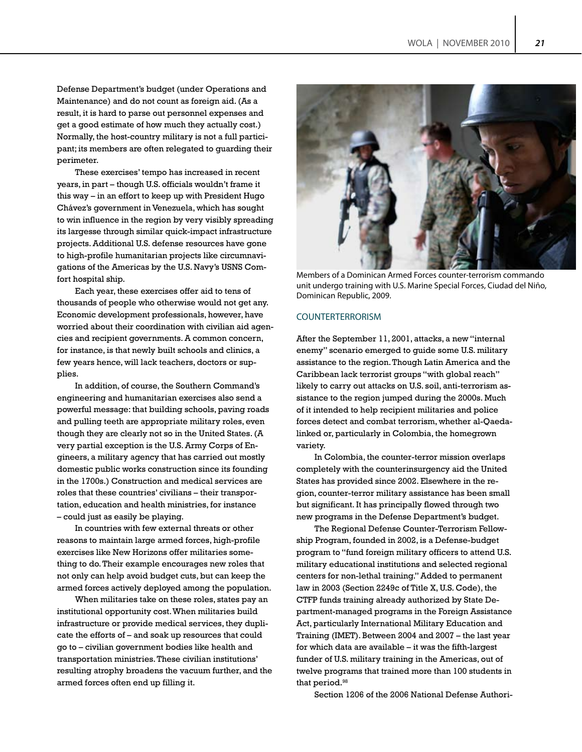Defense Department's budget (under Operations and Maintenance) and do not count as foreign aid. (As a result, it is hard to parse out personnel expenses and get a good estimate of how much they actually cost.) Normally, the host-country military is not a full participant; its members are often relegated to guarding their perimeter.

These exercises' tempo has increased in recent years, in part – though U.S. officials wouldn't frame it this way – in an effort to keep up with President Hugo Chávez's government in Venezuela, which has sought to win influence in the region by very visibly spreading its largesse through similar quick-impact infrastructure projects. Additional U.S. defense resources have gone to high-profile humanitarian projects like circumnavigations of the Americas by the U.S. Navy's USNS Comfort hospital ship.

Each year, these exercises offer aid to tens of thousands of people who otherwise would not get any. Economic development professionals, however, have worried about their coordination with civilian aid agencies and recipient governments. A common concern, for instance, is that newly built schools and clinics, a few years hence, will lack teachers, doctors or supplies.

In addition, of course, the Southern Command's engineering and humanitarian exercises also send a powerful message: that building schools, paving roads and pulling teeth are appropriate military roles, even though they are clearly not so in the United States. (A very partial exception is the U.S. Army Corps of Engineers, a military agency that has carried out mostly domestic public works construction since its founding in the 1700s.) Construction and medical services are roles that these countries' civilians – their transportation, education and health ministries, for instance – could just as easily be playing.

In countries with few external threats or other reasons to maintain large armed forces, high-profile exercises like New Horizons offer militaries something to do. Their example encourages new roles that not only can help avoid budget cuts, but can keep the armed forces actively deployed among the population.

When militaries take on these roles, states pay an institutional opportunity cost. When militaries build infrastructure or provide medical services, they duplicate the efforts of – and soak up resources that could go to – civilian government bodies like health and transportation ministries. These civilian institutions' resulting atrophy broadens the vacuum further, and the armed forces often end up filling it.

Members of a Dominican Armed Forces counter-terrorism commando unit undergo training with U.S. Marine Special Forces, Ciudad del Niño, Dominican Republic, 2009.

## COUNTERTERRORISM

After the September 11, 2001, attacks, a new "internal enemy" scenario emerged to guide some U.S. military assistance to the region. Though Latin America and the Caribbean lack terrorist groups "with global reach" likely to carry out attacks on U.S. soil, anti-terrorism assistance to the region jumped during the 2000s. Much of it intended to help recipient militaries and police forces detect and combat terrorism, whether al-Qaeda-linked or, particularly in Colombia, the homegrown variety.

In Colombia, the counter-terror mission overlaps completely with the counterinsurgency aid the United States has provided since 2002. Elsewhere in the region, counter-terror military assistance has been small but significant. It has principally flowed through two new programs in the Defense Department's budget.

The Regional Defense Counter-Terrorism Fellowship Program, founded in 2002, is a Defense-budget program to "fund foreign military officers to attend U.S. military educational institutions and selected regional centers for non-lethal training." Added to permanent law in 2003 (Section 2249c of Title X, U.S. Code), the CTFP funds training already authorized by State Department-managed programs in the Foreign Assistance Act, particularly International Military Education and Training (IMET). Between 2004 and 2007 – the last year for which data are available – it was the fifth-largest funder of U.S. military training in the Americas, out of twelve programs that trained more than 100 students in that period.[98]

Section 1206 of the 2006 National Defense Authori-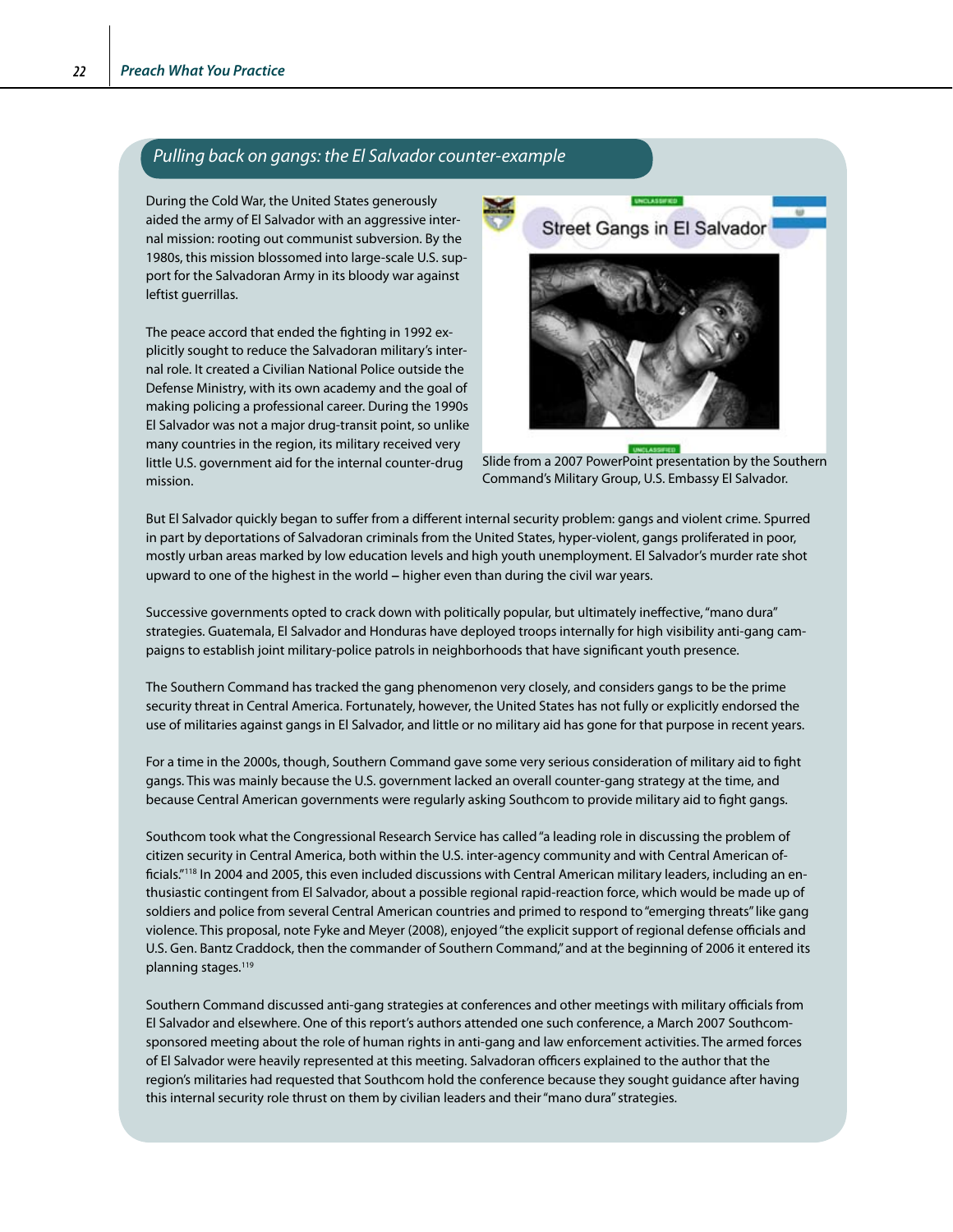## Pulling back on gangs: the El Salvador counter-example

During the Cold War, the United States generously aided the army of El Salvador with an aggressive internal mission: rooting out communist subversion. By the 1980s, this mission blossomed into large-scale U.S. support for the Salvadoran Army in its bloody war against leftist guerrillas.

The peace accord that ended the fighting in 1992 explicitly sought to reduce the Salvadoran military's internal role. It created a Civilian National Police outside the Defense Ministry, with its own academy and the goal of making policing a professional career. During the 1990s El Salvador was not a major drug-transit point, so unlike many countries in the region, its military received very little U.S. government aid for the internal counter-drug mission.

Slide from a 2007 PowerPoint presentation by the Southern Command's Military Group, U.S. Embassy El Salvador.

But El Salvador quickly began to suffer from a different internal security problem: gangs and violent crime. Spurred in part by deportations of Salvadoran criminals from the United States, hyper-violent, gangs proliferated in poor, mostly urban areas marked by low education levels and high youth unemployment. El Salvador's murder rate shot upward to one of the highest in the world – higher even than during the civil war years.

Successive governments opted to crack down with politically popular, but ultimately ineffective, "mano dura" strategies. Guatemala, El Salvador and Honduras have deployed troops internally for high visibility anti-gang campaigns to establish joint military-police patrols in neighborhoods that have significant youth presence.

The Southern Command has tracked the gang phenomenon very closely, and considers gangs to be the prime security threat in Central America. Fortunately, however, the United States has not fully or explicitly endorsed the use of militaries against gangs in El Salvador, and little or no military aid has gone for that purpose in recent years.

For a time in the 2000s, though, Southern Command gave some very serious consideration of military aid to fight gangs. This was mainly because the U.S. government lacked an overall counter-gang strategy at the time, and because Central American governments were regularly asking Southcom to provide military aid to fight gangs.

Southcom took what the Congressional Research Service has called "a leading role in discussing the problem of citizen security in Central America, both within the U.S. inter-agency community and with Central American officials."[118] In 2004 and 2005, this even included discussions with Central American military leaders, including an enthusiastic contingent from El Salvador, about a possible regional rapid-reaction force, which would be made up of soldiers and police from several Central American countries and primed to respond to "emerging threats" like gang violence. This proposal, note Fyke and Meyer (2008), enjoyed "the explicit support of regional defense officials and U.S. Gen. Bantz Craddock, then the commander of Southern Command," and at the beginning of 2006 it entered its planning stages.[119]

Southern Command discussed anti-gang strategies at conferences and other meetings with military officials from El Salvador and elsewhere. One of this report's authors attended one such conference, a March 2007 Southcom-sponsored meeting about the role of human rights in anti-gang and law enforcement activities. The armed forces of El Salvador were heavily represented at this meeting. Salvadoran officers explained to the author that the region's militaries had requested that Southcom hold the conference because they sought guidance after having this internal security role thrust on them by civilian leaders and their "mano dura" strategies.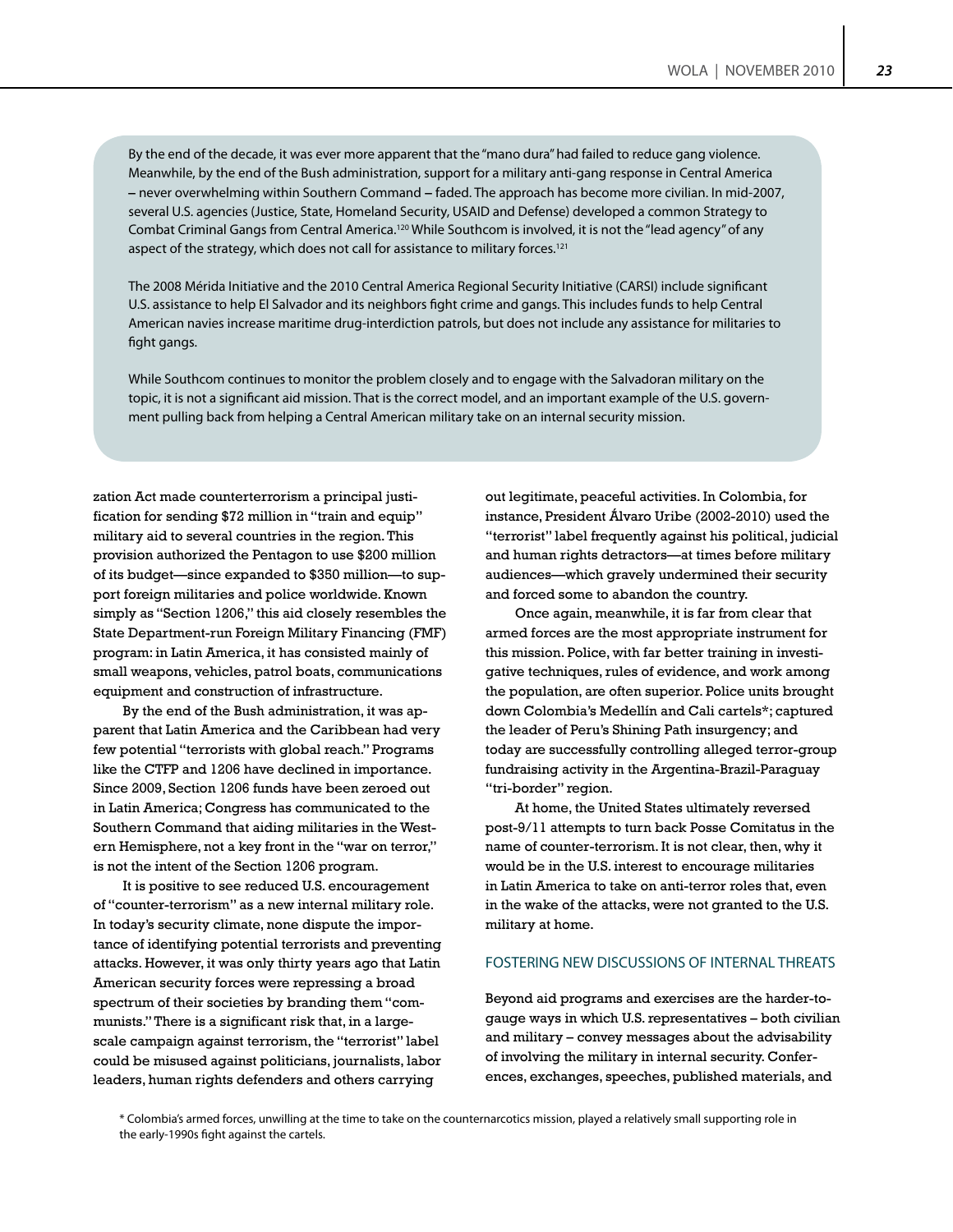By the end of the decade, it was ever more apparent that the "mano dura" had failed to reduce gang violence. Meanwhile, by the end of the Bush administration, support for a military anti-gang response in Central America – never overwhelming within Southern Command – faded. The approach has become more civilian. In mid-2007, several U.S. agencies (Justice, State, Homeland Security, USAID and Defense) developed a common Strategy to Combat Criminal Gangs from Central America.[120] While Southcom is involved, it is not the "lead agency" of any aspect of the strategy, which does not call for assistance to military forces.[121]

The 2008 Mérida Initiative and the 2010 Central America Regional Security Initiative (CARSI) include significant U.S. assistance to help El Salvador and its neighbors fight crime and gangs. This includes funds to help Central American navies increase maritime drug-interdiction patrols, but does not include any assistance for militaries to fight gangs.

While Southcom continues to monitor the problem closely and to engage with the Salvadoran military on the topic, it is not a significant aid mission. That is the correct model, and an important example of the U.S. government pulling back from helping a Central American military take on an internal security mission.

zation Act made counterterrorism a principal justification for sending $72 million in "train and equip" military aid to several countries in the region. This provision authorized the Pentagon to use $200 million of its budget—since expanded to $350 million—to support foreign militaries and police worldwide. Known simply as "Section 1206," this aid closely resembles the State Department-run Foreign Military Financing (FMF) program: in Latin America, it has consisted mainly of small weapons, vehicles, patrol boats, communications equipment and construction of infrastructure.

By the end of the Bush administration, it was apparent that Latin America and the Caribbean had very few potential "terrorists with global reach." Programs like the CTFP and 1206 have declined in importance. Since 2009, Section 1206 funds have been zeroed out in Latin America; Congress has communicated to the Southern Command that aiding militaries in the Western Hemisphere, not a key front in the "war on terror," is not the intent of the Section 1206 program.

It is positive to see reduced U.S. encouragement of "counter-terrorism" as a new internal military role. In today's security climate, none dispute the importance of identifying potential terrorists and preventing attacks. However, it was only thirty years ago that Latin American security forces were repressing a broad spectrum of their societies by branding them "communists." There is a significant risk that, in a large-scale campaign against terrorism, the "terrorist" label could be misused against politicians, journalists, labor leaders, human rights defenders and others carrying out legitimate, peaceful activities. In Colombia, for instance, President Álvaro Uribe (2002-2010) used the "terrorist" label frequently against his political, judicial and human rights detractors—at times before military audiences—which gravely undermined their security and forced some to abandon the country.

Once again, meanwhile, it is far from clear that armed forces are the most appropriate instrument for this mission. Police, with far better training in investigative techniques, rules of evidence, and work among the population, are often superior. Police units brought down Colombia's Medellín and Cali cartels*; captured the leader of Peru's Shining Path insurgency; and today are successfully controlling alleged terror-group fundraising activity in the Argentina-Brazil-Paraguay "tri-border" region.

At home, the United States ultimately reversed post-9/11 attempts to turn back Posse Comitatus in the name of counter-terrorism. It is not clear, then, why it would be in the U.S. interest to encourage militaries in Latin America to take on anti-terror roles that, even in the wake of the attacks, were not granted to the U.S. military at home.

## FOSTERING NEW DISCUSSIONS OF INTERNAL THREATS

Beyond aid programs and exercises are the harder-to-gauge ways in which U.S. representatives – both civilian and military – convey messages about the advisability of involving the military in internal security. Conferences, exchanges, speeches, published materials, and

* Colombia's armed forces, unwilling at the time to take on the counternarcotics mission, played a relatively small supporting role in the early-1990s fight against the cartels.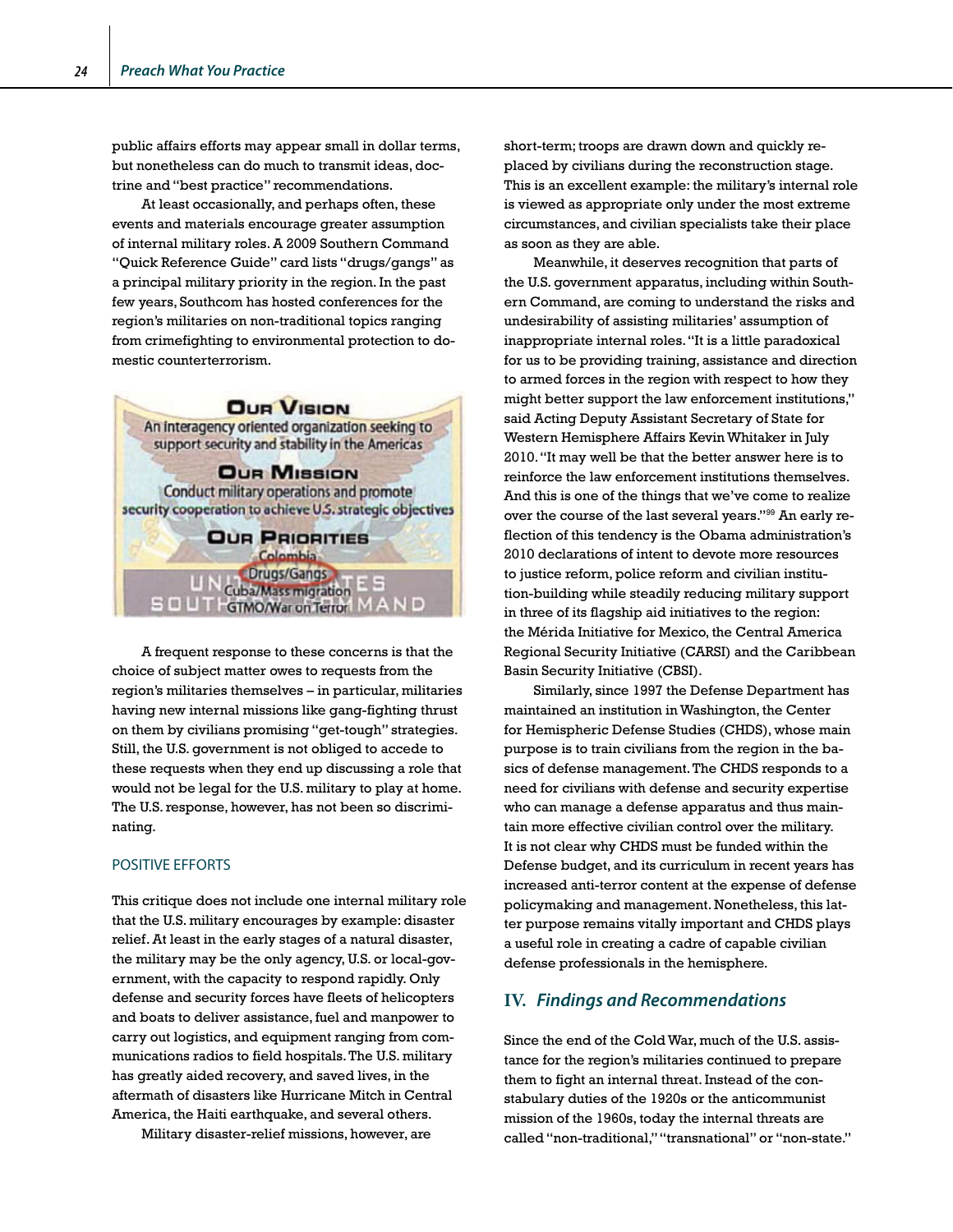public affairs efforts may appear small in dollar terms, but nonetheless can do much to transmit ideas, doctrine and "best practice" recommendations.

At least occasionally, and perhaps often, these events and materials encourage greater assumption of internal military roles. A 2009 Southern Command "Quick Reference Guide" card lists "drugs/gangs" as a principal military priority in the region. In the past few years, Southcom has hosted conferences for the region's militaries on non-traditional topics ranging from crimefighting to environmental protection to domestic counterterrorism.

OUR VISION
An interagency oriented organization seeking to support security and stability in the Americas

OUR MISSION
Conduct military operations and promote security cooperation to achieve U.S. strategic objectives

OUR PRIORITIES
Colombia
Drugs/Gangs
Cuba/Mass migration
GTMO/War on Terror

A frequent response to these concerns is that the choice of subject matter owes to requests from the region's militaries themselves – in particular, militaries having new internal missions like gang-fighting thrust on them by civilians promising "get-tough" strategies. Still, the U.S. government is not obliged to accede to these requests when they end up discussing a role that would not be legal for the U.S. military to play at home. The U.S. response, however, has not been so discriminating.

### POSITIVE EFFORTS

This critique does not include one internal military role that the U.S. military encourages by example: disaster relief. At least in the early stages of a natural disaster, the military may be the only agency, U.S. or local-government, with the capacity to respond rapidly. Only defense and security forces have fleets of helicopters and boats to deliver assistance, fuel and manpower to carry out logistics, and equipment ranging from communications radios to field hospitals. The U.S. military has greatly aided recovery, and saved lives, in the aftermath of disasters like Hurricane Mitch in Central America, the Haiti earthquake, and several others.

Military disaster-relief missions, however, are short-term; troops are drawn down and quickly replaced by civilians during the reconstruction stage. This is an excellent example: the military's internal role is viewed as appropriate only under the most extreme circumstances, and civilian specialists take their place as soon as they are able.

Meanwhile, it deserves recognition that parts of the U.S. government apparatus, including within Southern Command, are coming to understand the risks and undesirability of assisting militaries' assumption of inappropriate internal roles. "It is a little paradoxical for us to be providing training, assistance and direction to armed forces in the region with respect to how they might better support the law enforcement institutions," said Acting Deputy Assistant Secretary of State for Western Hemisphere Affairs Kevin Whitaker in July 2010. "It may well be that the better answer here is to reinforce the law enforcement institutions themselves. And this is one of the things that we've come to realize over the course of the last several years."[99] An early reflection of this tendency is the Obama administration's 2010 declarations of intent to devote more resources to justice reform, police reform and civilian institution-building while steadily reducing military support in three of its flagship aid initiatives to the region: the Mérida Initiative for Mexico, the Central America Regional Security Initiative (CARSI) and the Caribbean Basin Security Initiative (CBSI).

Similarly, since 1997 the Defense Department has maintained an institution in Washington, the Center for Hemispheric Defense Studies (CHDS), whose main purpose is to train civilians from the region in the basics of defense management. The CHDS responds to a need for civilians with defense and security expertise who can manage a defense apparatus and thus maintain more effective civilian control over the military. It is not clear why CHDS must be funded within the Defense budget, and its curriculum in recent years has increased anti-terror content at the expense of defense policymaking and management. Nonetheless, this latter purpose remains vitally important and CHDS plays a useful role in creating a cadre of capable civilian defense professionals in the hemisphere.

## IV. *Findings and Recommendations*

Since the end of the Cold War, much of the U.S. assistance for the region's militaries continued to prepare them to fight an internal threat. Instead of the constabulary duties of the 1920s or the anticommunist mission of the 1960s, today the internal threats are called "non-traditional," "transnational" or "non-state."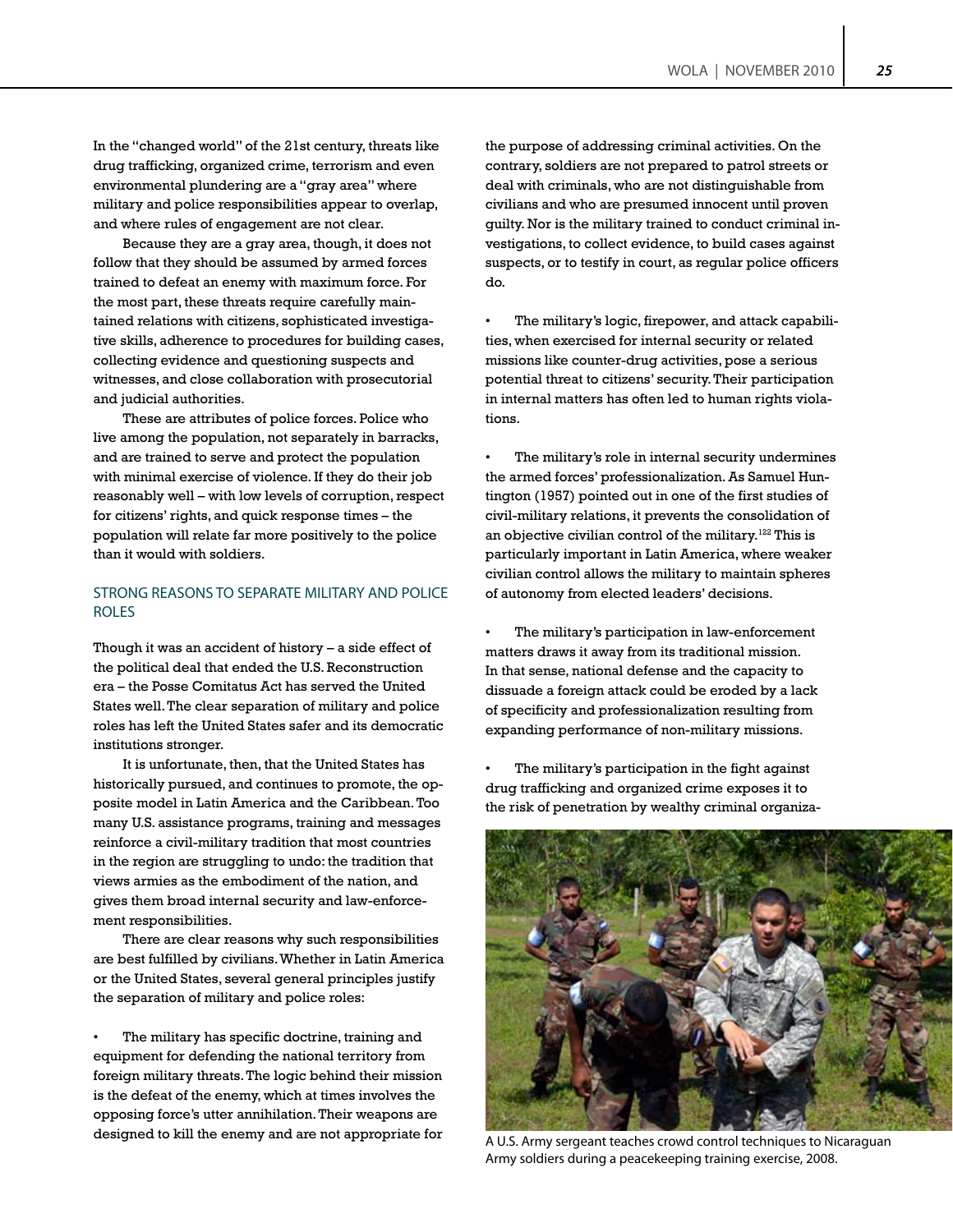In the "changed world" of the 21st century, threats like drug trafficking, organized crime, terrorism and even environmental plundering are a "gray area" where military and police responsibilities appear to overlap, and where rules of engagement are not clear.

Because they are a gray area, though, it does not follow that they should be assumed by armed forces trained to defeat an enemy with maximum force. For the most part, these threats require carefully maintained relations with citizens, sophisticated investigative skills, adherence to procedures for building cases, collecting evidence and questioning suspects and witnesses, and close collaboration with prosecutorial and judicial authorities.

These are attributes of police forces. Police who live among the population, not separately in barracks, and are trained to serve and protect the population with minimal exercise of violence. If they do their job reasonably well – with low levels of corruption, respect for citizens' rights, and quick response times – the population will relate far more positively to the police than it would with soldiers.

## STRONG REASONS TO SEPARATE MILITARY AND POLICE ROLES

Though it was an accident of history – a side effect of the political deal that ended the U.S. Reconstruction era – the Posse Comitatus Act has served the United States well. The clear separation of military and police roles has left the United States safer and its democratic institutions stronger.

It is unfortunate, then, that the United States has historically pursued, and continues to promote, the opposite model in Latin America and the Caribbean. Too many U.S. assistance programs, training and messages reinforce a civil-military tradition that most countries in the region are struggling to undo: the tradition that views armies as the embodiment of the nation, and gives them broad internal security and law-enforcement responsibilities.

There are clear reasons why such responsibilities are best fulfilled by civilians. Whether in Latin America or the United States, several general principles justify the separation of military and police roles:

- The military has specific doctrine, training and equipment for defending the national territory from foreign military threats. The logic behind their mission is the defeat of the enemy, which at times involves the opposing force's utter annihilation. Their weapons are designed to kill the enemy and are not appropriate for the purpose of addressing criminal activities. On the contrary, soldiers are not prepared to patrol streets or deal with criminals, who are not distinguishable from civilians and who are presumed innocent until proven guilty. Nor is the military trained to conduct criminal investigations, to collect evidence, to build cases against suspects, or to testify in court, as regular police officers do.

- The military's logic, firepower, and attack capabilities, when exercised for internal security or related missions like counter-drug activities, pose a serious potential threat to citizens' security. Their participation in internal matters has often led to human rights violations.

- The military's role in internal security undermines the armed forces' professionalization. As Samuel Huntington (1957) pointed out in one of the first studies of civil-military relations, it prevents the consolidation of an objective civilian control of the military.[122] This is particularly important in Latin America, where weaker civilian control allows the military to maintain spheres of autonomy from elected leaders' decisions.

- The military's participation in law-enforcement matters draws it away from its traditional mission. In that sense, national defense and the capacity to dissuade a foreign attack could be eroded by a lack of specificity and professionalization resulting from expanding performance of non-military missions.

- The military's participation in the fight against drug trafficking and organized crime exposes it to the risk of penetration by wealthy criminal organiza-

A U.S. Army sergeant teaches crowd control techniques to Nicaraguan Army soldiers during a peacekeeping training exercise, 2008.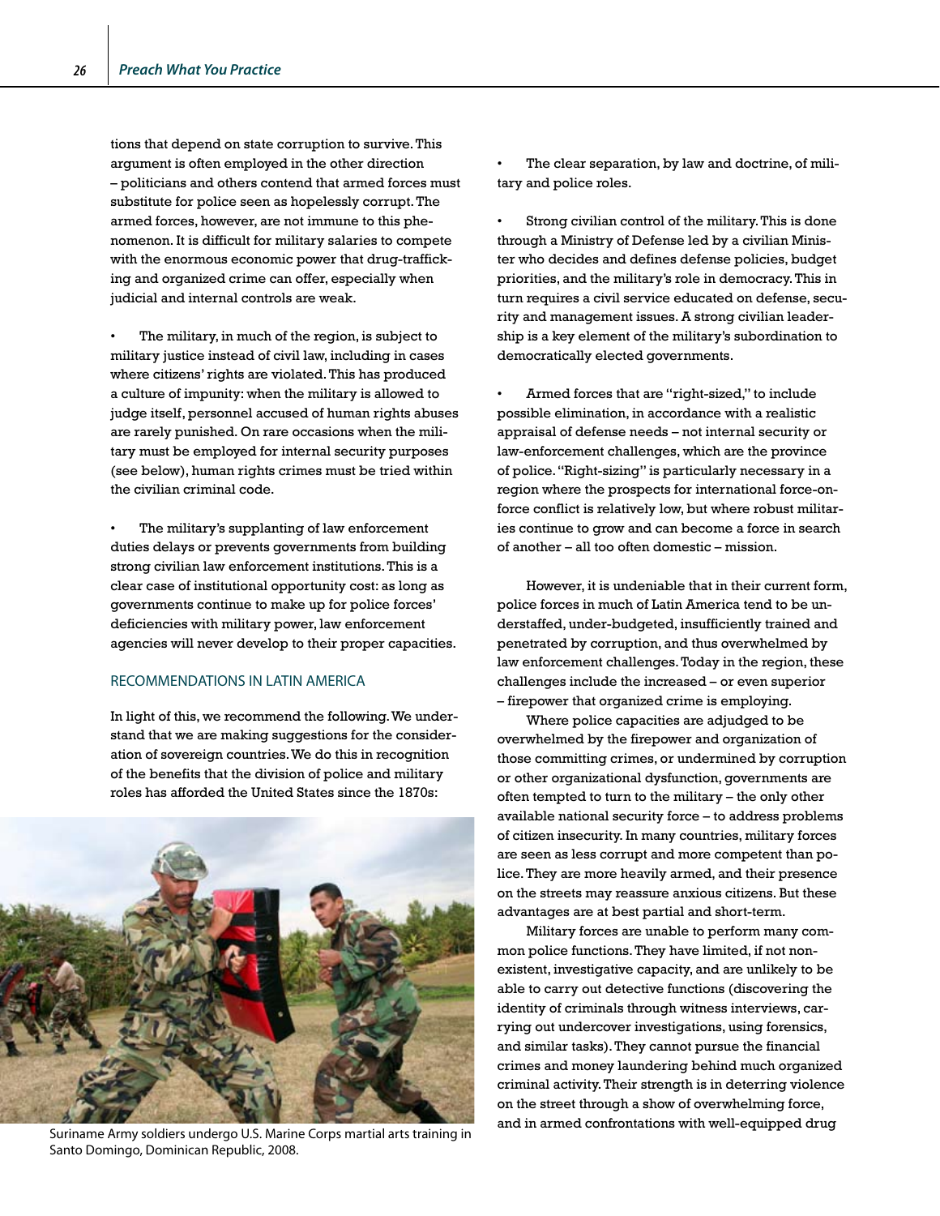tions that depend on state corruption to survive. This argument is often employed in the other direction – politicians and others contend that armed forces must substitute for police seen as hopelessly corrupt. The armed forces, however, are not immune to this phenomenon. It is difficult for military salaries to compete with the enormous economic power that drug-trafficking and organized crime can offer, especially when judicial and internal controls are weak.

- The military, in much of the region, is subject to military justice instead of civil law, including in cases where citizens' rights are violated. This has produced a culture of impunity: when the military is allowed to judge itself, personnel accused of human rights abuses are rarely punished. On rare occasions when the military must be employed for internal security purposes (see below), human rights crimes must be tried within the civilian criminal code.

- The military's supplanting of law enforcement duties delays or prevents governments from building strong civilian law enforcement institutions. This is a clear case of institutional opportunity cost: as long as governments continue to make up for police forces' deficiencies with military power, law enforcement agencies will never develop to their proper capacities.

## RECOMMENDATIONS IN LATIN AMERICA

In light of this, we recommend the following. We understand that we are making suggestions for the consideration of sovereign countries. We do this in recognition of the benefits that the division of police and military roles has afforded the United States since the 1870s:

Suriname Army soldiers undergo U.S. Marine Corps martial arts training in Santo Domingo, Dominican Republic, 2008.

- The clear separation, by law and doctrine, of military and police roles.

- Strong civilian control of the military. This is done through a Ministry of Defense led by a civilian Minister who decides and defines defense policies, budget priorities, and the military's role in democracy. This in turn requires a civil service educated on defense, security and management issues. A strong civilian leadership is a key element of the military's subordination to democratically elected governments.

- Armed forces that are "right-sized," to include possible elimination, in accordance with a realistic appraisal of defense needs – not internal security or law-enforcement challenges, which are the province of police. "Right-sizing" is particularly necessary in a region where the prospects for international force-on-force conflict is relatively low, but where robust militaries continue to grow and can become a force in search of another – all too often domestic – mission.

However, it is undeniable that in their current form, police forces in much of Latin America tend to be understaffed, under-budgeted, insufficiently trained and penetrated by corruption, and thus overwhelmed by law enforcement challenges. Today in the region, these challenges include the increased – or even superior – firepower that organized crime is employing.

Where police capacities are adjudged to be overwhelmed by the firepower and organization of those committing crimes, or undermined by corruption or other organizational dysfunction, governments are often tempted to turn to the military – the only other available national security force – to address problems of citizen insecurity. In many countries, military forces are seen as less corrupt and more competent than police. They are more heavily armed, and their presence on the streets may reassure anxious citizens. But these advantages are at best partial and short-term.

Military forces are unable to perform many common police functions. They have limited, if not nonexistent, investigative capacity, and are unlikely to be able to carry out detective functions (discovering the identity of criminals through witness interviews, carrying out undercover investigations, using forensics, and similar tasks). They cannot pursue the financial crimes and money laundering behind much organized criminal activity. Their strength is in deterring violence on the street through a show of overwhelming force, and in armed confrontations with well-equipped drug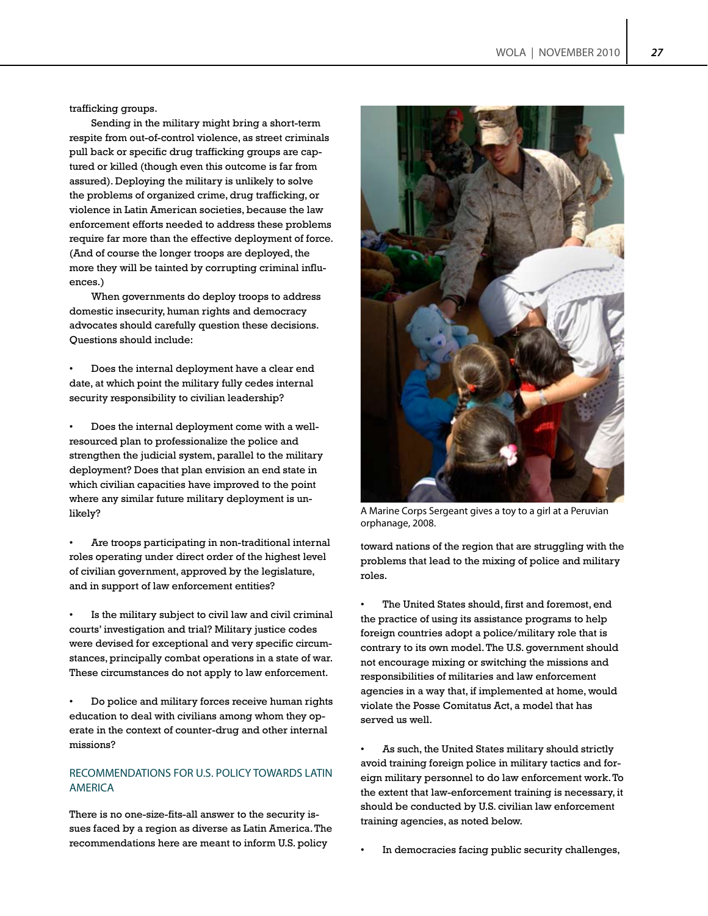trafficking groups.

Sending in the military might bring a short-term respite from out-of-control violence, as street criminals pull back or specific drug trafficking groups are captured or killed (though even this outcome is far from assured). Deploying the military is unlikely to solve the problems of organized crime, drug trafficking, or violence in Latin American societies, because the law enforcement efforts needed to address these problems require far more than the effective deployment of force. (And of course the longer troops are deployed, the more they will be tainted by corrupting criminal influences.)

When governments do deploy troops to address domestic insecurity, human rights and democracy advocates should carefully question these decisions. Questions should include:

- Does the internal deployment have a clear end date, at which point the military fully cedes internal security responsibility to civilian leadership?

- Does the internal deployment come with a well-resourced plan to professionalize the police and strengthen the judicial system, parallel to the military deployment? Does that plan envision an end state in which civilian capacities have improved to the point where any similar future military deployment is unlikely?

- Are troops participating in non-traditional internal roles operating under direct order of the highest level of civilian government, approved by the legislature, and in support of law enforcement entities?

- Is the military subject to civil law and civil criminal courts' investigation and trial? Military justice codes were devised for exceptional and very specific circumstances, principally combat operations in a state of war. These circumstances do not apply to law enforcement.

- Do police and military forces receive human rights education to deal with civilians among whom they operate in the context of counter-drug and other internal missions?

## RECOMMENDATIONS FOR U.S. POLICY TOWARDS LATIN AMERICA

There is no one-size-fits-all answer to the security issues faced by a region as diverse as Latin America. The recommendations here are meant to inform U.S. policy toward nations of the region that are struggling with the problems that lead to the mixing of police and military roles.

A Marine Corps Sergeant gives a toy to a girl at a Peruvian orphanage, 2008.

- The United States should, first and foremost, end the practice of using its assistance programs to help foreign countries adopt a police/military role that is contrary to its own model. The U.S. government should not encourage mixing or switching the missions and responsibilities of militaries and law enforcement agencies in a way that, if implemented at home, would violate the Posse Comitatus Act, a model that has served us well.

- As such, the United States military should strictly avoid training foreign police in military tactics and foreign military personnel to do law enforcement work. To the extent that law-enforcement training is necessary, it should be conducted by U.S. civilian law enforcement training agencies, as noted below.

- In democracies facing public security challenges,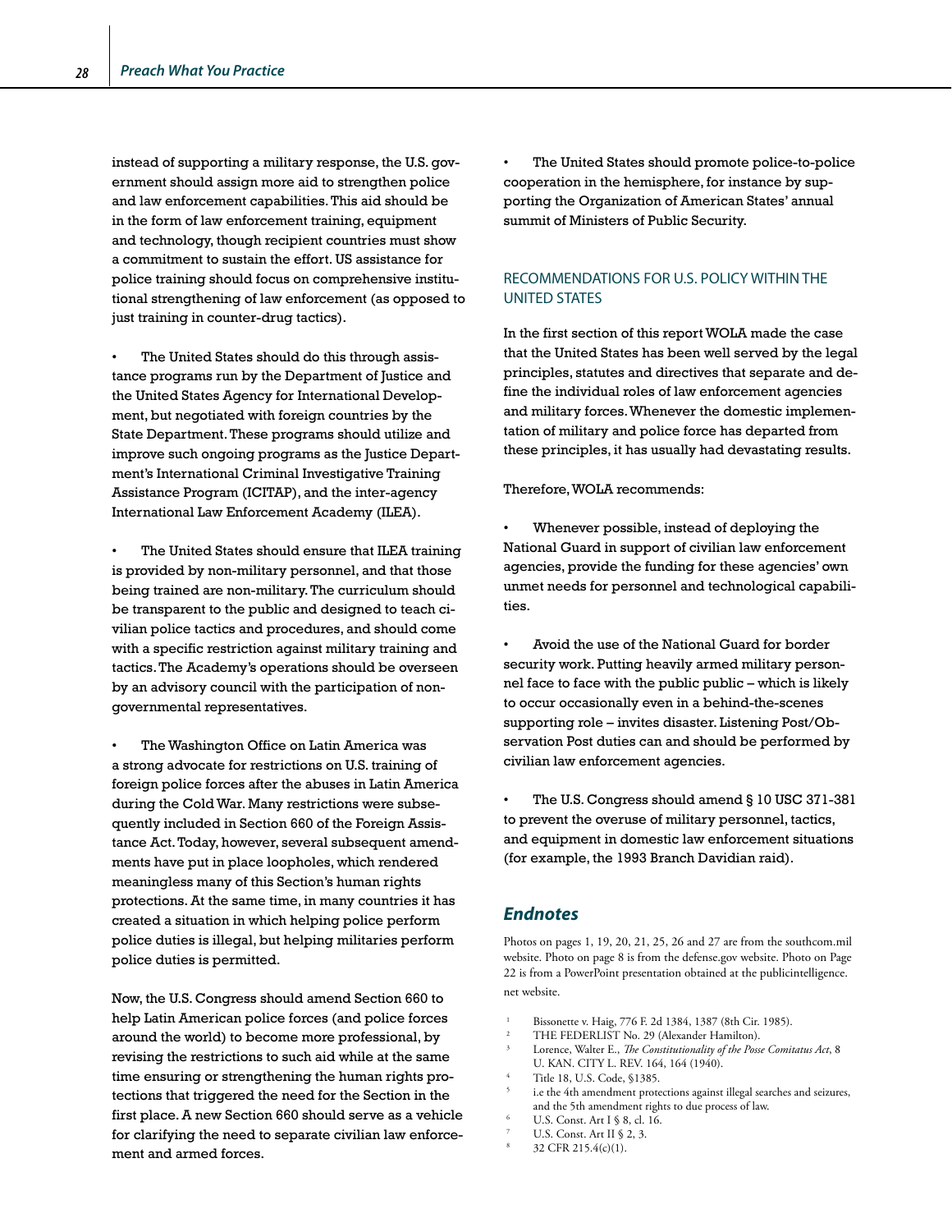instead of supporting a military response, the U.S. government should assign more aid to strengthen police and law enforcement capabilities. This aid should be in the form of law enforcement training, equipment and technology, though recipient countries must show a commitment to sustain the effort. US assistance for police training should focus on comprehensive institutional strengthening of law enforcement (as opposed to just training in counter-drug tactics).

- The United States should do this through assistance programs run by the Department of Justice and the United States Agency for International Development, but negotiated with foreign countries by the State Department. These programs should utilize and improve such ongoing programs as the Justice Department's International Criminal Investigative Training Assistance Program (ICITAP), and the inter-agency International Law Enforcement Academy (ILEA).

- The United States should ensure that ILEA training is provided by non-military personnel, and that those being trained are non-military. The curriculum should be transparent to the public and designed to teach civilian police tactics and procedures, and should come with a specific restriction against military training and tactics. The Academy's operations should be overseen by an advisory council with the participation of non-governmental representatives.

- The Washington Office on Latin America was a strong advocate for restrictions on U.S. training of foreign police forces after the abuses in Latin America during the Cold War. Many restrictions were subsequently included in Section 660 of the Foreign Assistance Act. Today, however, several subsequent amendments have put in place loopholes, which rendered meaningless many of this Section's human rights protections. At the same time, in many countries it has created a situation in which helping police perform police duties is illegal, but helping militaries perform police duties is permitted.

Now, the U.S. Congress should amend Section 660 to help Latin American police forces (and police forces around the world) to become more professional, by revising the restrictions to such aid while at the same time ensuring or strengthening the human rights protections that triggered the need for the Section in the first place. A new Section 660 should serve as a vehicle for clarifying the need to separate civilian law enforcement and armed forces.

- The United States should promote police-to-police cooperation in the hemisphere, for instance by supporting the Organization of American States' annual summit of Ministers of Public Security.

## RECOMMENDATIONS FOR U.S. POLICY WITHIN THE UNITED STATES

In the first section of this report WOLA made the case that the United States has been well served by the legal principles, statutes and directives that separate and define the individual roles of law enforcement agencies and military forces. Whenever the domestic implementation of military and police force has departed from these principles, it has usually had devastating results.

Therefore, WOLA recommends:

- Whenever possible, instead of deploying the National Guard in support of civilian law enforcement agencies, provide the funding for these agencies' own unmet needs for personnel and technological capabilities.

- Avoid the use of the National Guard for border security work. Putting heavily armed military personnel face to face with the public public – which is likely to occur occasionally even in a behind-the-scenes supporting role – invites disaster. Listening Post/Observation Post duties can and should be performed by civilian law enforcement agencies.

- The U.S. Congress should amend § 10 USC 371-381 to prevent the overuse of military personnel, tactics, and equipment in domestic law enforcement situations (for example, the 1993 Branch Davidian raid).

## *Endnotes*

Photos on pages 1, 19, 20, 21, 25, 26 and 27 are from the southcom.mil website. Photo on page 8 is from the defense.gov website. Photo on Page 22 is from a PowerPoint presentation obtained at the publicintelligence.net website.

1. Bissonette v. Haig, 776 F. 2d 1384, 1387 (8th Cir. 1985).
2. THE FEDERLIST No. 29 (Alexander Hamilton).
3. Lorence, Walter E., *The Constitutionality of the Posse Comitatus Act*, 8 U. KAN. CITY L. REV. 164, 164 (1940).
4. Title 18, U.S. Code, §1385.
5. i.e the 4th amendment protections against illegal searches and seizures, and the 5th amendment rights to due process of law.
6. U.S. Const. Art I § 8, cl. 16.
7. U.S. Const. Art II § 2, 3.
8. 32 CFR 215.4(c)(1).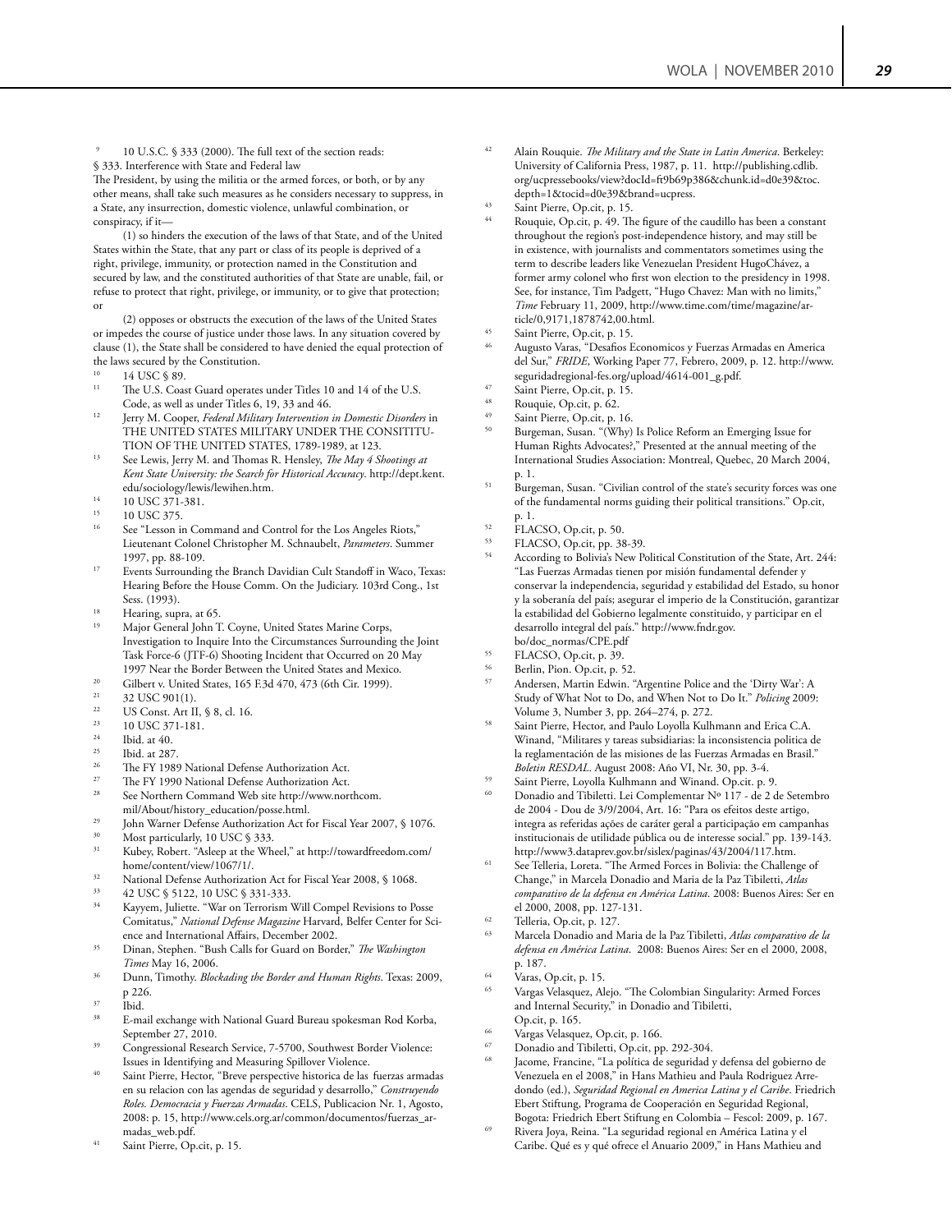9 10 U.S.C. § 333 (2000). The full text of the section reads:

§ 333. Interference with State and Federal law

The President, by using the militia or the armed forces, or both, or by any other means, shall take such measures as he considers necessary to suppress, in a State, any insurrection, domestic violence, unlawful combination, or conspiracy, if it—

(1) so hinders the execution of the laws of that State, and of the United States within the State, that any part or class of its people is deprived of a right, privilege, immunity, or protection named in the Constitution and secured by law, and the constituted authorities of that State are unable, fail, or refuse to protect that right, privilege, or immunity, or to give that protection; or

(2) opposes or obstructs the execution of the laws of the United States or impedes the course of justice under those laws. In any situation covered by clause (1), the State shall be considered to have denied the equal protection of the laws secured by the Constitution.

10 14 USC § 89.

11 The U.S. Coast Guard operates under Titles 10 and 14 of the U.S. Code, as well as under Titles 6, 19, 33 and 46.

12 Jerry M. Cooper, *Federal Military Intervention in Domestic Disorders* in THE UNITED STATES MILITARY UNDER THE CONSITITUTION OF THE UNITED STATES, 1789-1989, at 123.

13 See Lewis, Jerry M. and Thomas R. Hensley, *The May 4 Shootings at Kent State University: the Search for Historical Accuracy*. http://dept.kent.edu/sociology/lewis/lewihen.htm.

14 10 USC 371-381.

15 10 USC 375.

16 See "Lesson in Command and Control for the Los Angeles Riots," Lieutenant Colonel Christopher M. Schnaubelt, *Parameters*. Summer 1997, pp. 88-109.

17 Events Surrounding the Branch Davidian Cult Standoff in Waco, Texas: Hearing Before the House Comm. On the Judiciary. 103rd Cong., 1st Sess. (1993).

18 Hearing, supra, at 65.

19 Major General John T. Coyne, United States Marine Corps, Investigation to Inquire Into the Circumstances Surrounding the Joint Task Force-6 (JTF-6) Shooting Incident that Occurred on 20 May 1997 Near the Border Between the United States and Mexico.

20 Gilbert v. United States, 165 F.3d 470, 473 (6th Cir. 1999).

21 32 USC 901(1).

22 US Const. Art II, § 8, cl. 16.

23 10 USC 371-181.

24 Ibid. at 40.

25 Ibid. at 287.

26 The FY 1989 National Defense Authorization Act.

27 The FY 1990 National Defense Authorization Act.

28 See Northern Command Web site http://www.northcom.mil/About/history_education/posse.html.

29 John Warner Defense Authorization Act for Fiscal Year 2007, § 1076.

30 Most particularly, 10 USC § 333.

31 Kubey, Robert. "Asleep at the Wheel," at http://towardfreedom.com/home/content/view/1067/1/.

32 National Defense Authorization Act for Fiscal Year 2008, § 1068.

33 42 USC § 5122, 10 USC § 331-333.

34 Kayyem, Juliette. "War on Terrorism Will Compel Revisions to Posse Comitatus," *National Defense Magazine* Harvard, Belfer Center for Science and International Affairs, December 2002.

35 Dinan, Stephen. "Bush Calls for Guard on Border," *The Washington Times* May 16, 2006.

36 Dunn, Timothy. *Blockading the Border and Human Rights*. Texas: 2009, p 226.

37 Ibid.

38 E-mail exchange with National Guard Bureau spokesman Rod Korba, September 27, 2010.

39 Congressional Research Service, 7-5700, Southwest Border Violence: Issues in Identifying and Measuring Spillover Violence.

40 Saint Pierre, Hector, "Breve perspective historica de las fuerzas armadas en su relacion con las agendas de seguridad y desarrollo," *Construyendo Roles. Democracia y Fuerzas Armadas*. CELS, Publicacion Nr. 1, Agosto, 2008: p. 15, http://www.cels.org.ar/common/documentos/fuerzas_armadas_web.pdf.

41 Saint Pierre, Op.cit, p. 15.

42 Alain Rouquie. *The Military and the State in Latin America*. Berkeley: University of California Press, 1987, p. 11. http://publishing.cdlib.org/ucpressebooks/view?docId=ft9b69p386&chunk.id=d0e39&toc.depth=1&tocid=d0e39&brand=ucpress.

43 Saint Pierre, Op.cit, p. 15.

44 Rouquie, Op.cit, p. 49. The figure of the caudillo has been a constant throughout the region's post-independence history, and may still be in existence, with journalists and commentators sometimes using the term to describe leaders like Venezuelan President HugoChávez, a former army colonel who first won election to the presidency in 1998. See, for instance, Tim Padgett, "Hugo Chavez: Man with no limits," *Time* February 11, 2009, http://www.time.com/time/magazine/article/0,9171,1878742,00.html.

45 Saint Pierre, Op.cit, p. 15.

46 Augusto Varas, "Desafios Economicos y Fuerzas Armadas en America del Sur," *FRIDE*, Working Paper 77, Febrero, 2009, p. 12. http://www.seguridadregional-fes.org/upload/4614-001_g.pdf.

47 Saint Pierre, Op.cit, p. 15.

48 Rouquie, Op.cit, p. 62.

49 Saint Pierre, Op.cit, p. 16.

50 Burgeman, Susan. "(Why) Is Police Reform an Emerging Issue for Human Rights Advocates?," Presented at the annual meeting of the International Studies Association: Montreal, Quebec, 20 March 2004, p. 1.

51 Burgeman, Susan. "Civilian control of the state's security forces was one of the fundamental norms guiding their political transitions." Op.cit, p. 1.

52 FLACSO, Op.cit, p. 50.

53 FLACSO, Op.cit, pp. 38-39.

54 According to Bolivia's New Political Constitution of the State, Art. 244: "Las Fuerzas Armadas tienen por misión fundamental defender y conservar la independencia, seguridad y estabilidad del Estado, su honor y la soberanía del país; asegurar el imperio de la Constitución, garantizar la estabilidad del Gobierno legalmente constituido, y participar en el desarrollo integral del país." http://www.fndr.gov.bo/doc_normas/CPE.pdf

55 FLACSO, Op.cit, p. 39.

56 Berlin, Pion. Op.cit, p. 52.

57 Andersen, Martin Edwin. "Argentine Police and the 'Dirty War': A Study of What Not to Do, and When Not to Do It." *Policing* 2009: Volume 3, Number 3, pp. 264–274, p. 272.

58 Saint Pierre, Hector, and Paulo Loyolla Kulhmann and Erica C.A. Winand, "Militares y tareas subsidiarias: la inconsistencia politica de la reglamentación de las misiones de las Fuerzas Armadas en Brasil." *Boletin RESDAL*. August 2008: Año VI, Nr. 30, pp. 3-4.

59 Saint Pierre, Loyolla Kulhmann and Winand. Op.cit. p. 9.

60 Donadio and Tibiletti. Lei Complementar Nº 117 - de 2 de Setembro de 2004 - Dou de 3/9/2004, Art. 16: "Para os efeitos deste artigo, integra as referidas ações de caráter geral a participação em campanhas institucionais de utilidade pública ou de interesse social." pp. 139-143. http://www3.dataprev.gov.br/sislex/paginas/43/2004/117.htm.

61 See Telleria, Loreta. "The Armed Forces in Bolivia: the Challenge of Change," in Marcela Donadio and Maria de la Paz Tibiletti, *Atlas comparativo de la defensa en América Latina*. 2008: Buenos Aires: Ser en el 2000, 2008, pp. 127-131.

62 Telleria, Op.cit, p. 127.

63 Marcela Donadio and Maria de la Paz Tibiletti, *Atlas comparativo de la defensa en América Latina*. 2008: Buenos Aires: Ser en el 2000, 2008, p. 187.

64 Varas, Op.cit, p. 15.

65 Vargas Velasquez, Alejo. "The Colombian Singularity: Armed Forces and Internal Security," in Donadio and Tibiletti, Op.cit, p. 165.

66 Vargas Velasquez, Op.cit, p. 166.

67 Donadio and Tibiletti, Op.cit, pp. 292-304.

68 Jacome, Francine, "La política de seguridad y defensa del gobierno de Venezuela en el 2008," in Hans Mathieu and Paula Rodriguez Arredondo (ed.), *Seguridad Regional en America Latina y el Caribe*. Friedrich Ebert Stiftung, Programa de Cooperación en Seguridad Regional, Bogota: Friedrich Ebert Stiftung en Colombia – Fescol: 2009, p. 167.

69 Rivera Joya, Reina. "La seguridad regional en América Latina y el Caribe. Qué es y qué ofrece el Anuario 2009," in Hans Mathieu and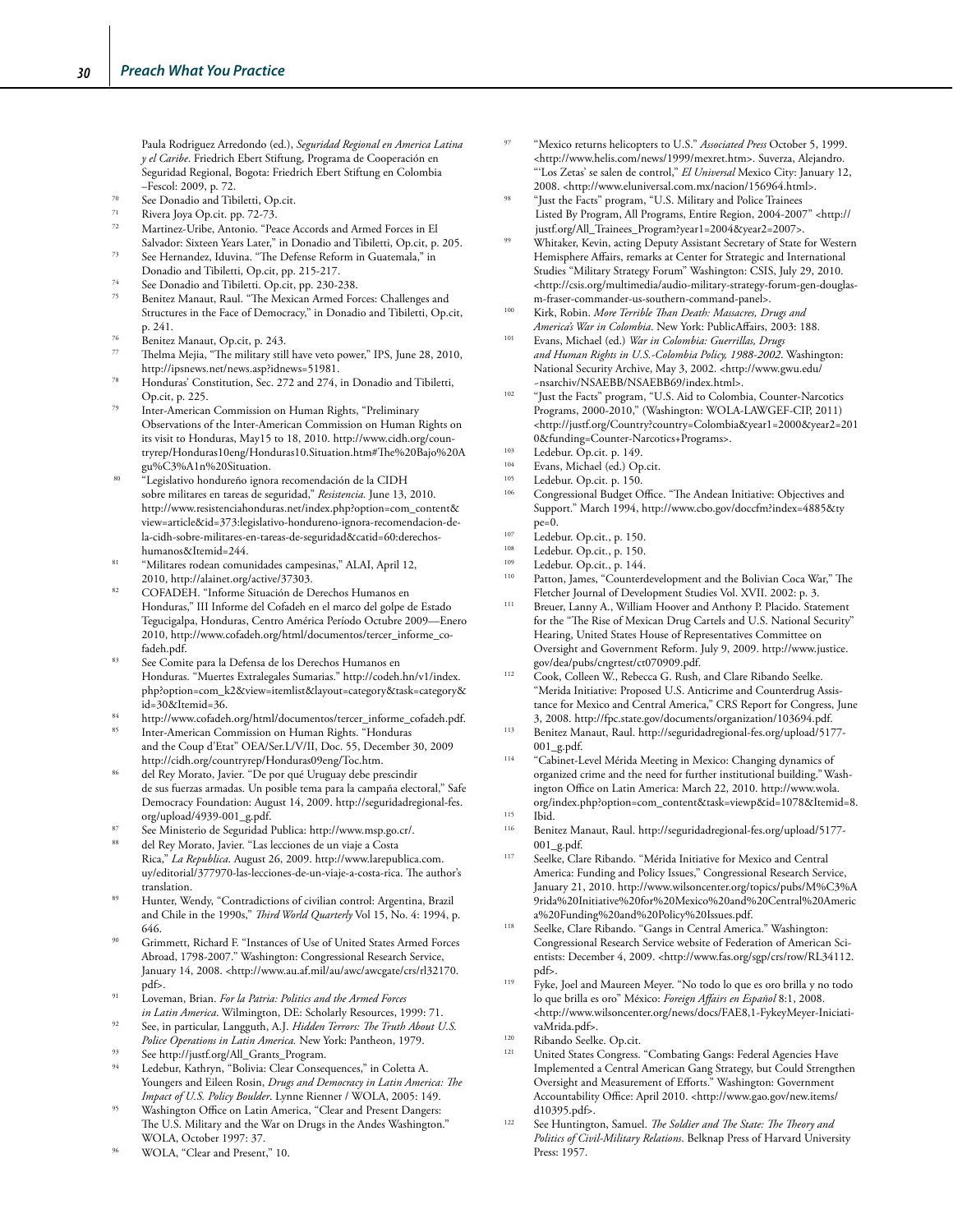Paula Rodriguez Arredondo (ed.), *Seguridad Regional en America Latina y el Caribe*. Friedrich Ebert Stiftung, Programa de Cooperación en Seguridad Regional, Bogota: Friedrich Ebert Stiftung en Colombia –Fescol: 2009, p. 72.

70 See Donadio and Tibiletti, Op.cit.

71 Rivera Joya Op.cit. pp. 72-73.

72 Martinez-Uribe, Antonio. "Peace Accords and Armed Forces in El Salvador: Sixteen Years Later," in Donadio and Tibiletti, Op.cit, p. 205.

73 See Hernandez, Iduvina. "The Defense Reform in Guatemala," in Donadio and Tibiletti, Op.cit, pp. 215-217.

74 See Donadio and Tibiletti. Op.cit, pp. 230-238.

75 Benitez Manaut, Raul. "The Mexican Armed Forces: Challenges and Structures in the Face of Democracy," in Donadio and Tibiletti, Op.cit, p. 241.

76 Benitez Manaut, Op.cit, p. 243.

77 Thelma Mejia, "The military still have veto power," IPS, June 28, 2010, http://ipsnews.net/news.asp?idnews=51981.

78 Honduras' Constitution, Sec. 272 and 274, in Donadio and Tibiletti, Op.cit, p. 225.

79 Inter-American Commission on Human Rights, "Preliminary Observations of the Inter-American Commission on Human Rights on its visit to Honduras, May15 to 18, 2010. http://www.cidh.org/countryrep/Honduras10eng/Honduras10.Situation.htm#The%20Bajo%20Agu%C3%A1n%20Situation.

80 "Legislativo hondureño ignora recomendación de la CIDH sobre militares en tareas de seguridad," *Resistencia.* June 13, 2010. http://www.resistenciahonduras.net/index.php?option=com_content&view=article&id=373:legislativo-hondureno-ignora-recomendacion-de-la-cidh-sobre-militares-en-tareas-de-seguridad&catid=60:derechos-humanos&Itemid=244.

81 "Militares rodean comunidades campesinas," ALAI, April 12, 2010, http://alainet.org/active/37303.

82 COFADEH. "Informe Situación de Derechos Humanos en Honduras," III Informe del Cofadeh en el marco del golpe de Estado Tegucigalpa, Honduras, Centro América Período Octubre 2009—Enero 2010, http://www.cofadeh.org/html/documentos/tercer_informe_cofadeh.pdf.

83 See Comite para la Defensa de los Derechos Humanos en Honduras. "Muertes Extralegales Sumarias." http://codeh.hn/v1/index.php?option=com_k2&view=itemlist&layout=category&task=category&id=30&Itemid=36.

84 http://www.cofadeh.org/html/documentos/tercer_informe_cofadeh.pdf.

85 Inter-American Commission on Human Rights. "Honduras and the Coup d'Etat" OEA/Ser.L/V/II, Doc. 55, December 30, 2009 http://cidh.org/countryrep/Honduras09eng/Toc.htm.

86 del Rey Morato, Javier. "De por qué Uruguay debe prescindir de sus fuerzas armadas. Un posible tema para la campaña electoral," Safe Democracy Foundation: August 14, 2009. http://seguridadregional-fes.org/upload/4939-001_g.pdf.

87 See Ministerio de Seguridad Publica: http://www.msp.go.cr/.

88 del Rey Morato, Javier. "Las lecciones de un viaje a Costa Rica," *La Republica*. August 26, 2009. http://www.larepublica.com.uy/editorial/377970-las-lecciones-de-un-viaje-a-costa-rica. The author's translation.

89 Hunter, Wendy, "Contradictions of civilian control: Argentina, Brazil and Chile in the 1990s," *Third World Quarterly* Vol 15, No. 4: 1994, p. 646.

90 Grimmett, Richard F. "Instances of Use of United States Armed Forces Abroad, 1798-2007." Washington: Congressional Research Service, January 14, 2008. <http://www.au.af.mil/au/awc/awcgate/crs/rl32170.pdf>.

91 Loveman, Brian. *For la Patria: Politics and the Armed Forces in Latin America*. Wilmington, DE: Scholarly Resources, 1999: 71.

92 See, in particular, Langguth, A.J. *Hidden Terrors: The Truth About U.S. Police Operations in Latin America.* New York: Pantheon, 1979.

93 See http://justf.org/All_Grants_Program.

94 Ledebur, Kathryn, "Bolivia: Clear Consequences," in Coletta A. Youngers and Eileen Rosin, *Drugs and Democracy in Latin America: The Impact of U.S. Policy Boulder*. Lynne Rienner / WOLA, 2005: 149.

95 Washington Office on Latin America, "Clear and Present Dangers: The U.S. Military and the War on Drugs in the Andes Washington." WOLA, October 1997: 37.

96 WOLA, "Clear and Present," 10.

97 "Mexico returns helicopters to U.S." *Associated Press* October 5, 1999. <http://www.helis.com/news/1999/mexret.htm>. Suverza, Alejandro. "'Los Zetas' se salen de control," *El Universal* Mexico City: January 12, 2008. <http://www.eluniversal.com.mx/nacion/156964.html>.

98 "Just the Facts" program, "U.S. Military and Police Trainees Listed By Program, All Programs, Entire Region, 2004-2007" <http://justf.org/All_Trainees_Program?year1=2004&year2=2007>.

99 Whitaker, Kevin, acting Deputy Assistant Secretary of State for Western Hemisphere Affairs, remarks at Center for Strategic and International Studies "Military Strategy Forum" Washington: CSIS, July 29, 2010. <http://csis.org/multimedia/audio-military-strategy-forum-gen-douglas-m-fraser-commander-us-southern-command-panel>.

100 Kirk, Robin. *More Terrible Than Death: Massacres, Drugs and America's War in Colombia*. New York: PublicAffairs, 2003: 188.

101 Evans, Michael (ed.) *War in Colombia: Guerrillas, Drugs and Human Rights in U.S.-Colombia Policy, 1988-2002*. Washington: National Security Archive, May 3, 2002. <http://www.gwu.edu/~nsarchiv/NSAEBB/NSAEBB69/index.html>.

102 "Just the Facts" program, "U.S. Aid to Colombia, Counter-Narcotics Programs, 2000-2010," (Washington: WOLA-LAWGEF-CIP, 2011) <http://justf.org/Country?country=Colombia&year1=2000&year2=2010&funding=Counter-Narcotics+Programs>.

103 Ledebur. Op.cit. p. 149.

104 Evans, Michael (ed.) Op.cit.

105 Ledebur. Op.cit. p. 150.

106 Congressional Budget Office. "The Andean Initiative: Objectives and Support." March 1994, http://www.cbo.gov/doccfm?index=4885&type=0.

107 Ledebur. Op.cit., p. 150.

108 Ledebur. Op.cit., p. 150.

109 Ledebur. Op.cit., p. 144.

110 Patton, James, "Counterdevelopment and the Bolivian Coca War," The Fletcher Journal of Development Studies Vol. XVII. 2002: p. 3.

111 Breuer, Lanny A., William Hoover and Anthony P. Placido. Statement for the "The Rise of Mexican Drug Cartels and U.S. National Security" Hearing, United States House of Representatives Committee on Oversight and Government Reform. July 9, 2009. http://www.justice.gov/dea/pubs/cngrtest/ct070909.pdf.

112 Cook, Colleen W., Rebecca G. Rush, and Clare Ribando Seelke. "Merida Initiative: Proposed U.S. Anticrime and Counterdrug Assistance for Mexico and Central America," CRS Report for Congress, June 3, 2008. http://fpc.state.gov/documents/organization/103694.pdf.

113 Benitez Manaut, Raul. http://seguridadregional-fes.org/upload/5177-001_g.pdf.

114 "Cabinet-Level Mérida Meeting in Mexico: Changing dynamics of organized crime and the need for further institutional building." Washington Office on Latin America: March 22, 2010. http://www.wola.org/index.php?option=com_content&task=viewp&id=1078&Itemid=8.

115 Ibid.

116 Benitez Manaut, Raul. http://seguridadregional-fes.org/upload/5177-001_g.pdf.

117 Seelke, Clare Ribando. "Mérida Initiative for Mexico and Central America: Funding and Policy Issues," Congressional Research Service, January 21, 2010. http://www.wilsoncenter.org/topics/pubs/M%C3%A9rida%20Initiative%20for%20Mexico%20and%20Central%20America%20Funding%20and%20Policy%20Issues.pdf.

118 Seelke, Clare Ribando. "Gangs in Central America." Washington: Congressional Research Service website of Federation of American Scientists: December 4, 2009. <http://www.fas.org/sgp/crs/row/RL34112.pdf>.

119 Fyke, Joel and Maureen Meyer. "No todo lo que es oro brilla y no todo lo que brilla es oro" México: *Foreign Affairs en Español* 8:1, 2008. <http://www.wilsoncenter.org/news/docs/FAE8,1-FykeyMeyer-IniciativaMrida.pdf>.

120 Ribando Seelke. Op.cit.

121 United States Congress. "Combating Gangs: Federal Agencies Have Implemented a Central American Gang Strategy, but Could Strengthen Oversight and Measurement of Efforts." Washington: Government Accountability Office: April 2010. <http://www.gao.gov/new.items/d10395.pdf>.

122 See Huntington, Samuel. *The Soldier and The State: The Theory and Politics of Civil-Military Relations*. Belknap Press of Harvard University Press: 1957.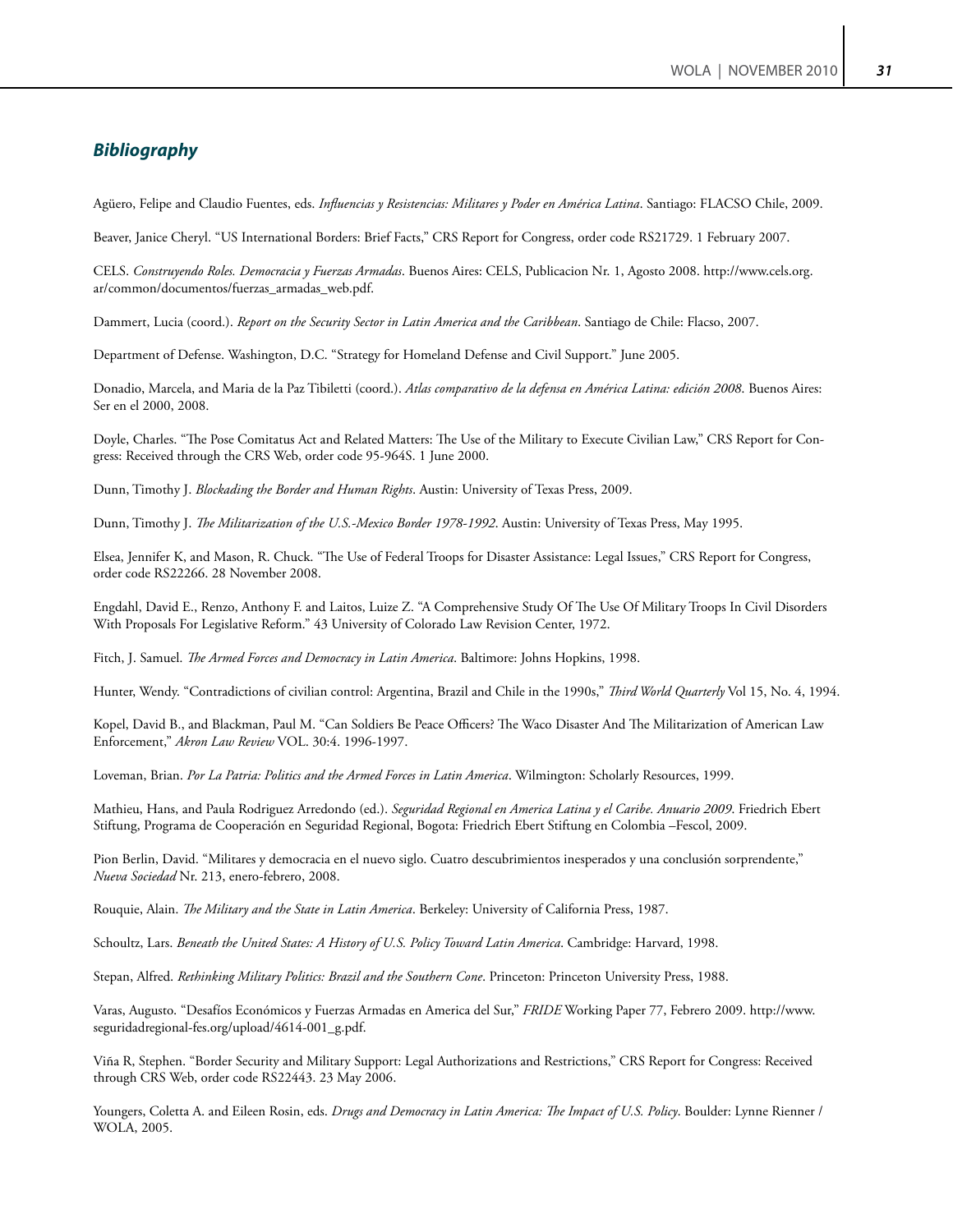## *Bibliography*

Agüero, Felipe and Claudio Fuentes, eds. *Influencias y Resistencias: Militares y Poder en América Latina*. Santiago: FLACSO Chile, 2009.

Beaver, Janice Cheryl. "US International Borders: Brief Facts," CRS Report for Congress, order code RS21729. 1 February 2007.

CELS. *Construyendo Roles. Democracia y Fuerzas Armadas*. Buenos Aires: CELS, Publicacion Nr. 1, Agosto 2008. http://www.cels.org.ar/common/documentos/fuerzas_armadas_web.pdf.

Dammert, Lucia (coord.). *Report on the Security Sector in Latin America and the Caribbean*. Santiago de Chile: Flacso, 2007.

Department of Defense. Washington, D.C. "Strategy for Homeland Defense and Civil Support." June 2005.

Donadio, Marcela, and Maria de la Paz Tibiletti (coord.). *Atlas comparativo de la defensa en América Latina: edición 2008*. Buenos Aires: Ser en el 2000, 2008.

Doyle, Charles. "The Pose Comitatus Act and Related Matters: The Use of the Military to Execute Civilian Law," CRS Report for Congress: Received through the CRS Web, order code 95-964S. 1 June 2000.

Dunn, Timothy J. *Blockading the Border and Human Rights*. Austin: University of Texas Press, 2009.

Dunn, Timothy J. *The Militarization of the U.S.-Mexico Border 1978-1992*. Austin: University of Texas Press, May 1995.

Elsea, Jennifer K, and Mason, R. Chuck. "The Use of Federal Troops for Disaster Assistance: Legal Issues," CRS Report for Congress, order code RS22266. 28 November 2008.

Engdahl, David E., Renzo, Anthony F. and Laitos, Luize Z. "A Comprehensive Study Of The Use Of Military Troops In Civil Disorders With Proposals For Legislative Reform." 43 University of Colorado Law Revision Center, 1972.

Fitch, J. Samuel. *The Armed Forces and Democracy in Latin America*. Baltimore: Johns Hopkins, 1998.

Hunter, Wendy. "Contradictions of civilian control: Argentina, Brazil and Chile in the 1990s," *Third World Quarterly* Vol 15, No. 4, 1994.

Kopel, David B., and Blackman, Paul M. "Can Soldiers Be Peace Officers? The Waco Disaster And The Militarization of American Law Enforcement," *Akron Law Review* VOL. 30:4. 1996-1997.

Loveman, Brian. *Por La Patria: Politics and the Armed Forces in Latin America*. Wilmington: Scholarly Resources, 1999.

Mathieu, Hans, and Paula Rodriguez Arredondo (ed.). *Seguridad Regional en America Latina y el Caribe. Anuario 2009*. Friedrich Ebert Stiftung, Programa de Cooperación en Seguridad Regional, Bogota: Friedrich Ebert Stiftung en Colombia –Fescol, 2009.

Pion Berlin, David. "Militares y democracia en el nuevo siglo. Cuatro descubrimientos inesperados y una conclusión sorprendente," *Nueva Sociedad* Nr. 213, enero-febrero, 2008.

Rouquie, Alain. *The Military and the State in Latin America*. Berkeley: University of California Press, 1987.

Schoultz, Lars. *Beneath the United States: A History of U.S. Policy Toward Latin America*. Cambridge: Harvard, 1998.

Stepan, Alfred. *Rethinking Military Politics: Brazil and the Southern Cone*. Princeton: Princeton University Press, 1988.

Varas, Augusto. "Desafíos Económicos y Fuerzas Armadas en America del Sur," *FRIDE* Working Paper 77, Febrero 2009. http://www.seguridadregional-fes.org/upload/4614-001_g.pdf.

Viña R, Stephen. "Border Security and Military Support: Legal Authorizations and Restrictions," CRS Report for Congress: Received through CRS Web, order code RS22443. 23 May 2006.

Youngers, Coletta A. and Eileen Rosin, eds. *Drugs and Democracy in Latin America: The Impact of U.S. Policy*. Boulder: Lynne Rienner / WOLA, 2005.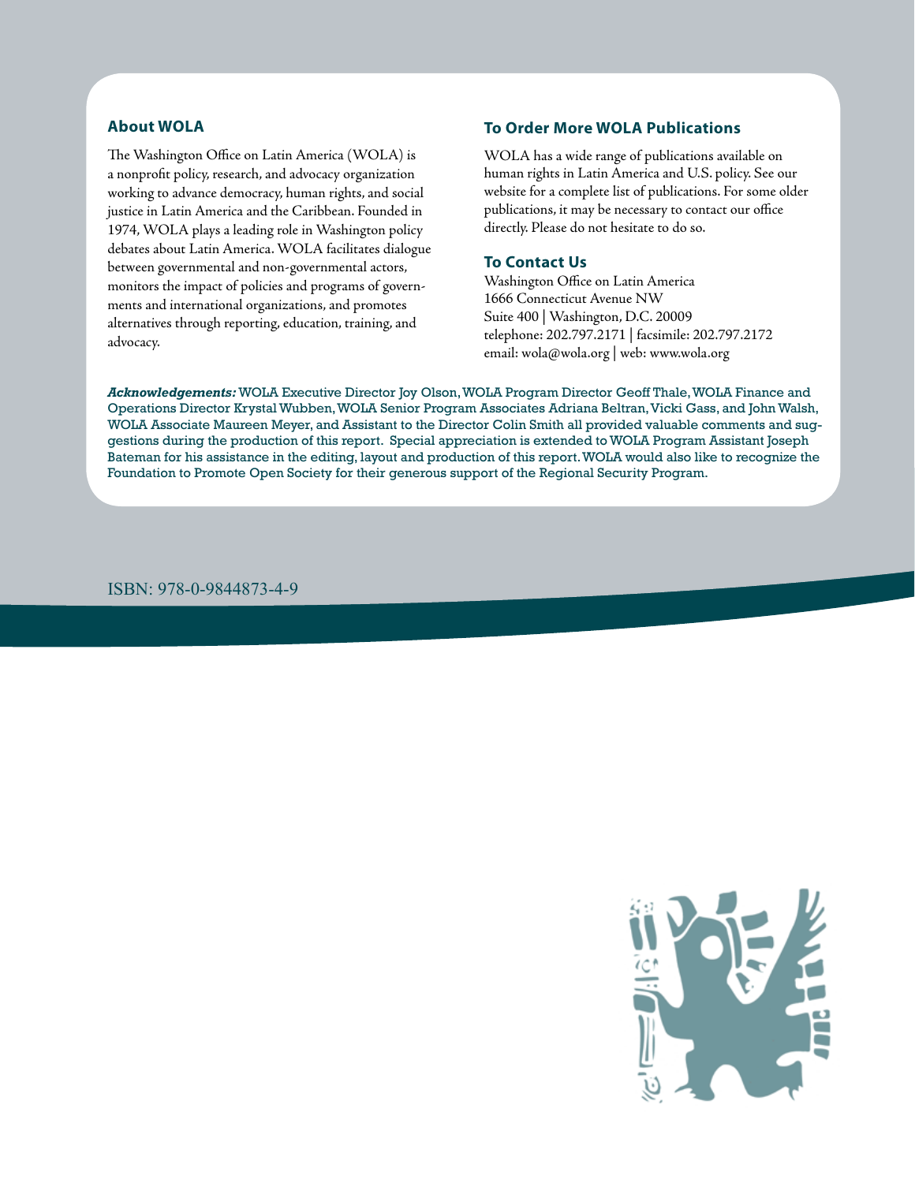### About WOLA

The Washington Office on Latin America (WOLA) is a nonprofit policy, research, and advocacy organization working to advance democracy, human rights, and social justice in Latin America and the Caribbean. Founded in 1974, WOLA plays a leading role in Washington policy debates about Latin America. WOLA facilitates dialogue between governmental and non-governmental actors, monitors the impact of policies and programs of governments and international organizations, and promotes alternatives through reporting, education, training, and advocacy.

### To Order More WOLA Publications

WOLA has a wide range of publications available on human rights in Latin America and U.S. policy. See our website for a complete list of publications. For some older publications, it may be necessary to contact our office directly. Please do not hesitate to do so.

### To Contact Us

Washington Office on Latin America
1666 Connecticut Avenue NW
Suite 400 | Washington, D.C. 20009
telephone: 202.797.2171 | facsimile: 202.797.2172
email: wola@wola.org | web: www.wola.org

***Acknowledgements:*** WOLA Executive Director Joy Olson, WOLA Program Director Geoff Thale, WOLA Finance and Operations Director Krystal Wubben, WOLA Senior Program Associates Adriana Beltran, Vicki Gass, and John Walsh, WOLA Associate Maureen Meyer, and Assistant to the Director Colin Smith all provided valuable comments and suggestions during the production of this report. Special appreciation is extended to WOLA Program Assistant Joseph Bateman for his assistance in the editing, layout and production of this report. WOLA would also like to recognize the Foundation to Promote Open Society for their generous support of the Regional Security Program.

ISBN: 978-0-9844873-4-9